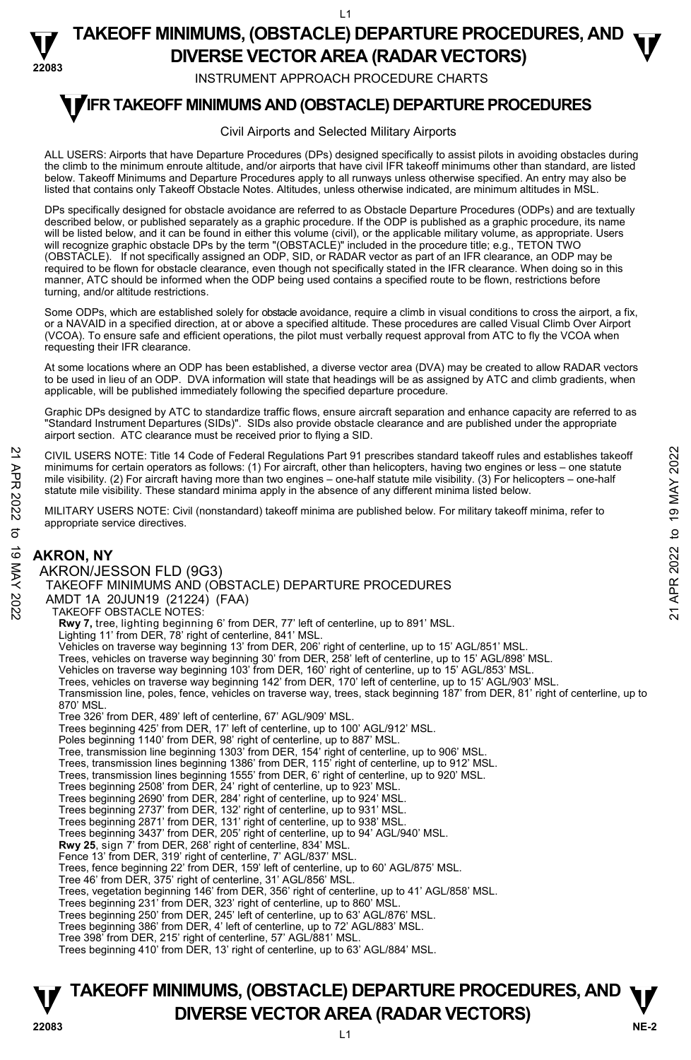# TAKEOFF MINIMUMS, (OBSTACLE) DEPARTURE PROCEDURES, AND DIVERSE VECTOR AREA (RADAR VECTORS)

INSTRUMENT APPROACH PROCEDURE CHARTS

## IFR TAKEOFF MINIMUMS AND (OBSTACLE) DEPARTURE PROCEDURES

Civil Airports and Selected Military Airports

ALL USERS: Airports that have Departure Procedures (DPs) designed specifically to assist pilots in avoiding obstacles during the climb to the minimum enroute altitude, and/or airports that have civil IFR takeoff minimums other than standard, are listed below. Takeoff Minimums and Departure Procedures apply to all runways unless otherwise specified. An entry may also be listed that contains only Takeoff Obstacle Notes. Altitudes, unless otherwise indicated, are minimum altitudes in MSL.

DPs specifically designed for obstacle avoidance are referred to as Obstacle Departure Procedures (ODPs) and are textually described below, or published separately as a graphic procedure. If the ODP is published as a graphic procedure, its name will be listed below, and it can be found in either this volume (civil), or the applicable military volume, as appropriate. Users will recognize graphic obstacle DPs by the term "(OBSTACLE)" included in the procedure title; e.g., TETON TWO (OBSTACLE). If not specifically assigned an ODP, SID, or RADAR vector as part of an IFR clearance, an ODP may be required to be flown for obstacle clearance, even though not specifically stated in the IFR clearance. When doing so in this manner, ATC should be informed when the ODP being used contains a specified route to be flown, restrictions before turning, and/or altitude restrictions.

Some ODPs, which are established solely for obstacle avoidance, require a climb in visual conditions to cross the airport, a fix, or a NAVAID in a specified direction, at or above a specified altitude. These procedures are called Visual Climb Over Airport (VCOA). To ensure safe and efficient operations, the pilot must verbally request approval from ATC to fly the VCOA when requesting their IFR clearance.

At some locations where an ODP has been established, a diverse vector area (DVA) may be created to allow RADAR vectors to be used in lieu of an ODP. DVA information will state that headings will be as assigned by ATC and climb gradients, when applicable, will be published immediately following the specified departure procedure.

Graphic DPs designed by ATC to standardize traffic flows, ensure aircraft separation and enhance capacity are referred to as "Standard Instrument Departures (SIDs)". SIDs also provide obstacle clearance and are published under the appropriate airport section. ATC clearance must be received prior to flying a SID.

CIVIL USERS NOTE: Title 14 Code of Federal Regulations Part 91 prescribes standard takeoff rules and establishes takeoff minimums for certain operators as follows: (1) For aircraft, other than helicopters, having two engines or less – one statute mile visibility. (2) For aircraft having more than two engines – one-half statute mile visibility. (3) For helicopters – one-half statute mile visibility. These standard minima apply in the absence of any different minima listed below.

MILITARY USERS NOTE: Civil (nonstandard) takeoff minima are published below. For military takeoff minima, refer to appropriate service directives.

## AKRON, NY

AKRON/JESSON FLD (9G3)
TAKEOFF MINIMUMS AND (OBSTACLE) DEPARTURE PROCEDURES
AMDT 1A 20JUN19 (21224) (FAA)
TAKEOFF OBSTACLE NOTES:
**Rwy 7**, tree, lighting beginning 6' from DER, 77' left of centerline, up to 891' MSL.
Lighting 11' from DER, 78' right of centerline, 841' MSL.
Vehicles on traverse way beginning 13' from DER, 206' right of centerline, up to 15' AGL/851' MSL.
Trees, vehicles on traverse way beginning 30' from DER, 258' left of centerline, up to 15' AGL/898' MSL.
Vehicles on traverse way beginning 103' from DER, 160' right of centerline, up to 15' AGL/853' MSL.
Trees, vehicles on traverse way beginning 142' from DER, 170' left of centerline, up to 15' AGL/903' MSL.
Transmission line, poles, fence, vehicles on traverse way, trees, stack beginning 187' from DER, 81' right of centerline, up to 870' MSL.
Tree 326' from DER, 489' left of centerline, 67' AGL/909' MSL.
Trees beginning 425' from DER, 17' left of centerline, up to 100' AGL/912' MSL.
Poles beginning 1140' from DER, 98' right of centerline, up to 887' MSL.
Tree, transmission line beginning 1303' from DER, 154' right of centerline, up to 906' MSL.
Trees, transmission lines beginning 1386' from DER, 115' right of centerline, up to 912' MSL.
Trees, transmission lines beginning 1555' from DER, 6' right of centerline, up to 920' MSL.
Trees beginning 2508' from DER, 24' right of centerline, up to 923' MSL.
Trees beginning 2690' from DER, 284' right of centerline, up to 924' MSL.
Trees beginning 2737' from DER, 132' right of centerline, up to 931' MSL.
Trees beginning 2871' from DER, 131' right of centerline, up to 938' MSL.
Trees beginning 3437' from DER, 205' right of centerline, up to 94' AGL/940' MSL.
**Rwy 25**, sign 7' from DER, 268' right of centerline, 834' MSL.
Fence 13' from DER, 319' right of centerline, 7' AGL/837' MSL.
Trees, fence beginning 22' from DER, 159' left of centerline, up to 60' AGL/875' MSL.
Tree 46' from DER, 375' right of centerline, 31' AGL/856' MSL.
Trees, vegetation beginning 146' from DER, 356' right of centerline, up to 41' AGL/858' MSL.
Trees beginning 231' from DER, 323' right of centerline, up to 860' MSL.
Trees beginning 250' from DER, 245' left of centerline, up to 63' AGL/876' MSL.
Trees beginning 386' from DER, 4' left of centerline, up to 72' AGL/883' MSL.
Tree 398' from DER, 215' right of centerline, 57' AGL/881' MSL.
Trees beginning 410' from DER, 13' right of centerline, up to 63' AGL/884' MSL.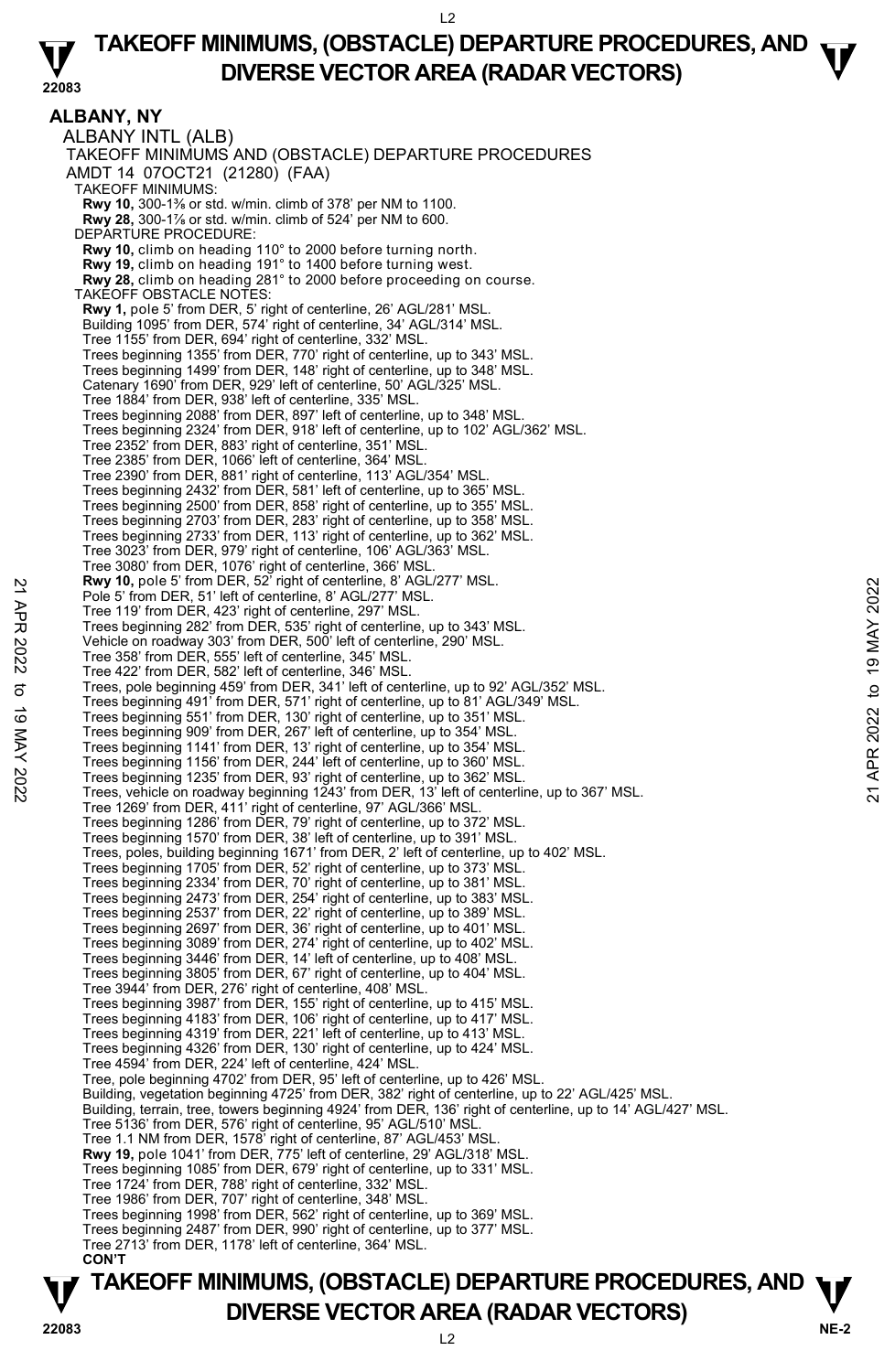# TAKEOFF MINIMUMS, (OBSTACLE) DEPARTURE PROCEDURES, AND DIVERSE VECTOR AREA (RADAR VECTORS)

## ALBANY, NY

ALBANY INTL (ALB)
TAKEOFF MINIMUMS AND (OBSTACLE) DEPARTURE PROCEDURES
AMDT 14 07OCT21 (21280) (FAA)

TAKEOFF MINIMUMS:
**Rwy 10,** 300-1⅜ or std. w/min. climb of 378' per NM to 1100.
**Rwy 28,** 300-1⅞ or std. w/min. climb of 524' per NM to 600.

DEPARTURE PROCEDURE:
**Rwy 10,** climb on heading 110° to 2000 before turning north.
**Rwy 19,** climb on heading 191° to 1400 before turning west.
**Rwy 28,** climb on heading 281° to 2000 before proceeding on course.

TAKEOFF OBSTACLE NOTES:
**Rwy 1,** pole 5' from DER, 5' right of centerline, 26' AGL/281' MSL.
Building 1095' from DER, 574' right of centerline, 34' AGL/314' MSL.
Tree 1155' from DER, 694' right of centerline, 332' MSL.
Trees beginning 1355' from DER, 770' right of centerline, up to 343' MSL.
Trees beginning 1499' from DER, 148' right of centerline, up to 348' MSL.
Catenary 1690' from DER, 929' left of centerline, 50' AGL/325' MSL.
Tree 1884' from DER, 938' left of centerline, 335' MSL.
Trees beginning 2088' from DER, 897' left of centerline, up to 348' MSL.
Trees beginning 2324' from DER, 918' left of centerline, up to 102' AGL/362' MSL.
Tree 2352' from DER, 883' right of centerline, 351' MSL.
Tree 2385' from DER, 1066' left of centerline, 364' MSL.
Tree 2390' from DER, 881' right of centerline, 113' AGL/354' MSL.
Trees beginning 2432' from DER, 581' left of centerline, up to 365' MSL.
Trees beginning 2500' from DER, 858' right of centerline, up to 355' MSL.
Trees beginning 2703' from DER, 283' right of centerline, up to 358' MSL.
Trees beginning 2733' from DER, 113' right of centerline, up to 362' MSL.
Tree 3023' from DER, 979' right of centerline, 106' AGL/363' MSL.
Tree 3080' from DER, 1076' right of centerline, 366' MSL.
**Rwy 10,** pole 5' from DER, 52' right of centerline, 8' AGL/277' MSL.
Pole 5' from DER, 51' left of centerline, 8' AGL/277' MSL.
Tree 119' from DER, 423' right of centerline, 297' MSL.
Trees beginning 282' from DER, 535' right of centerline, up to 343' MSL.
Vehicle on roadway 303' from DER, 500' left of centerline, 290' MSL.
Tree 358' from DER, 555' left of centerline, 345' MSL.
Tree 422' from DER, 582' left of centerline, 346' MSL.
Trees, pole beginning 459' from DER, 341' left of centerline, up to 92' AGL/352' MSL.
Trees beginning 491' from DER, 571' right of centerline, up to 81' AGL/349' MSL.
Trees beginning 551' from DER, 130' right of centerline, up to 351' MSL.
Trees beginning 909' from DER, 267' left of centerline, up to 354' MSL.
Trees beginning 1141' from DER, 13' right of centerline, up to 354' MSL.
Trees beginning 1156' from DER, 244' left of centerline, up to 360' MSL.
Trees beginning 1235' from DER, 93' right of centerline, up to 362' MSL.
Trees, vehicle on roadway beginning 1243' from DER, 13' left of centerline, up to 367' MSL.
Tree 1269' from DER, 411' right of centerline, 97' AGL/366' MSL.
Trees beginning 1286' from DER, 79' right of centerline, up to 372' MSL.
Trees beginning 1570' from DER, 38' left of centerline, up to 391' MSL.
Trees, poles, building beginning 1671' from DER, 2' left of centerline, up to 402' MSL.
Trees beginning 1705' from DER, 52' right of centerline, up to 373' MSL.
Trees beginning 2334' from DER, 70' right of centerline, up to 381' MSL.
Trees beginning 2473' from DER, 254' right of centerline, up to 383' MSL.
Trees beginning 2537' from DER, 22' right of centerline, up to 389' MSL.
Trees beginning 2697' from DER, 36' right of centerline, up to 401' MSL.
Trees beginning 3089' from DER, 274' right of centerline, up to 402' MSL.
Trees beginning 3446' from DER, 14' left of centerline, up to 408' MSL.
Trees beginning 3805' from DER, 67' right of centerline, up to 404' MSL.
Tree 3944' from DER, 276' right of centerline, 408' MSL.
Trees beginning 3987' from DER, 155' right of centerline, up to 415' MSL.
Trees beginning 4183' from DER, 106' right of centerline, up to 417' MSL.
Trees beginning 4319' from DER, 221' left of centerline, up to 413' MSL.
Trees beginning 4326' from DER, 130' right of centerline, up to 424' MSL.
Tree 4594' from DER, 224' left of centerline, 424' MSL.
Tree, pole beginning 4702' from DER, 95' left of centerline, up to 426' MSL.
Building, vegetation beginning 4725' from DER, 382' right of centerline, up to 22' AGL/425' MSL.
Building, terrain, tree, towers beginning 4924' from DER, 136' right of centerline, up to 14' AGL/427' MSL.
Tree 5136' from DER, 576' right of centerline, 95' AGL/510' MSL.
Tree 1.1 NM from DER, 1578' right of centerline, 87' AGL/453' MSL.
**Rwy 19,** pole 1041' from DER, 775' left of centerline, 29' AGL/318' MSL.
Trees beginning 1085' from DER, 679' right of centerline, up to 331' MSL.
Tree 1724' from DER, 788' right of centerline, 332' MSL.
Tree 1986' from DER, 707' right of centerline, 348' MSL.
Trees beginning 1998' from DER, 562' right of centerline, up to 369' MSL.
Trees beginning 2487' from DER, 990' right of centerline, up to 377' MSL.
Tree 2713' from DER, 1178' left of centerline, 364' MSL.

**CON'T**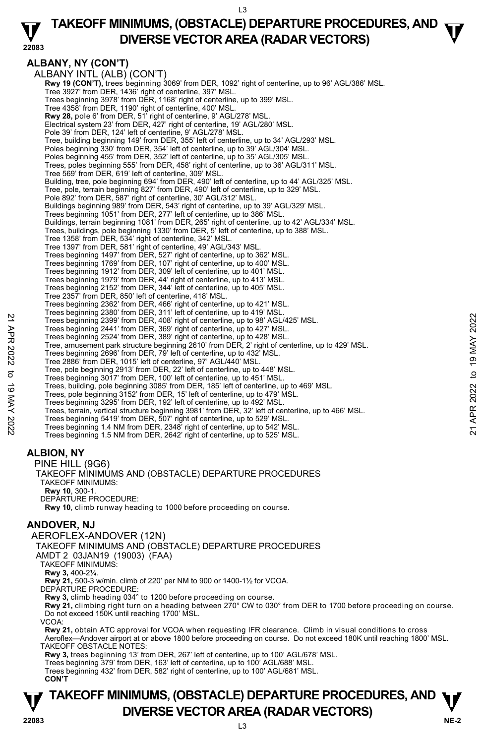## ALBANY, NY (CON'T)

ALBANY INTL (ALB) (CON'T)

**Rwy 19 (CON'T),** trees beginning 3069' from DER, 1092' right of centerline, up to 96' AGL/386' MSL.
Tree 3927' from DER, 1436' right of centerline, 397' MSL.
Trees beginning 3978' from DER, 1168' right of centerline, up to 399' MSL.
Tree 4358' from DER, 1190' right of centerline, 400' MSL.
**Rwy 28,** pole 6' from DER, 51' right of centerline, 9' AGL/278' MSL.
Electrical system 23' from DER, 427' right of centerline, 19' AGL/280' MSL.
Pole 39' from DER, 124' left of centerline, 9' AGL/278' MSL.
Tree, building beginning 149' from DER, 355' left of centerline, up to 34' AGL/293' MSL.
Poles beginning 330' from DER, 354' left of centerline, up to 39' AGL/304' MSL.
Poles beginning 455' from DER, 352' left of centerline, up to 35' AGL/305' MSL.
Trees, poles beginning 555' from DER, 458' right of centerline, up to 36' AGL/311' MSL.
Tree 569' from DER, 619' left of centerline, 309' MSL.
Building, tree, pole beginning 694' from DER, 490' left of centerline, up to 44' AGL/325' MSL.
Tree, pole, terrain beginning 827' from DER, 490' left of centerline, up to 329' MSL.
Pole 892' from DER, 587' right of centerline, 30' AGL/312' MSL.
Buildings beginning 989' from DER, 543' right of centerline, up to 39' AGL/329' MSL.
Trees beginning 1051' from DER, 277' left of centerline, up to 386' MSL.
Buildings, terrain beginning 1081' from DER, 265' right of centerline, up to 42' AGL/334' MSL.
Trees, buildings, pole beginning 1330' from DER, 5' left of centerline, up to 388' MSL.
Tree 1358' from DER, 534' right of centerline, 342' MSL.
Tree 1397' from DER, 581' right of centerline, 49' AGL/343' MSL.
Trees beginning 1497' from DER, 527' right of centerline, up to 362' MSL.
Trees beginning 1769' from DER, 107' right of centerline, up to 400' MSL.
Trees beginning 1912' from DER, 309' left of centerline, up to 401' MSL.
Trees beginning 1979' from DER, 44' right of centerline, up to 413' MSL.
Trees beginning 2152' from DER, 344' left of centerline, up to 405' MSL.
Tree 2357' from DER, 850' left of centerline, 418' MSL.
Trees beginning 2362' from DER, 466' right of centerline, up to 421' MSL.
Trees beginning 2380' from DER, 311' left of centerline, up to 419' MSL.
Trees beginning 2399' from DER, 408' right of centerline, up to 98' AGL/425' MSL.
Trees beginning 2441' from DER, 369' right of centerline, up to 427' MSL.
Trees beginning 2524' from DER, 389' right of centerline, up to 428' MSL.
Tree, amusement park structure beginning 2610' from DER, 2' right of centerline, up to 429' MSL.
Trees beginning 2696' from DER, 79' left of centerline, up to 432' MSL.
Tree 2886' from DER, 1015' left of centerline, 97' AGL/440' MSL.
Tree, pole beginning 2913' from DER, 22' left of centerline, up to 448' MSL.
Trees beginning 3017' from DER, 100' left of centerline, up to 451' MSL.
Trees, building, pole beginning 3085' from DER, 185' left of centerline, up to 469' MSL.
Trees, pole beginning 3152' from DER, 15' left of centerline, up to 479' MSL.
Trees beginning 3295' from DER, 192' left of centerline, up to 492' MSL.
Trees, terrain, vertical structure beginning 3981' from DER, 32' left of centerline, up to 466' MSL.
Trees beginning 5419' from DER, 507' right of centerline, up to 529' MSL.
Trees beginning 1.4 NM from DER, 2348' right of centerline, up to 542' MSL.
Trees beginning 1.5 NM from DER, 2642' right of centerline, up to 525' MSL.

## ALBION, NY

PINE HILL (9G6)

TAKEOFF MINIMUMS AND (OBSTACLE) DEPARTURE PROCEDURES

TAKEOFF MINIMUMS:
**Rwy 10**, 300-1.

DEPARTURE PROCEDURE:
**Rwy 10**, climb runway heading to 1000 before proceeding on course.

## ANDOVER, NJ

AEROFLEX-ANDOVER (12N)

TAKEOFF MINIMUMS AND (OBSTACLE) DEPARTURE PROCEDURES
AMDT 2 03JAN19 (19003) (FAA)

TAKEOFF MINIMUMS:
**Rwy 3,** 400-2¼.
**Rwy 21,** 500-3 w/min. climb of 220' per NM to 900 or 1400-1½ for VCOA.

DEPARTURE PROCEDURE:
**Rwy 3,** climb heading 034° to 1200 before proceeding on course.
**Rwy 21,** climbing right turn on a heading between 270° CW to 030° from DER to 1700 before proceeding on course. Do not exceed 150K until reaching 1700' MSL.

VCOA:
**Rwy 21,** obtain ATC approval for VCOA when requesting IFR clearance. Climb in visual conditions to cross Aeroflex—Andover airport at or above 1800 before proceeding on course. Do not exceed 180K until reaching 1800' MSL.

TAKEOFF OBSTACLE NOTES:
**Rwy 3,** trees beginning 13' from DER, 267' left of centerline, up to 100' AGL/678' MSL.
Trees beginning 379' from DER, 163' left of centerline, up to 100' AGL/688' MSL.
Trees beginning 432' from DER, 582' right of centerline, up to 100' AGL/681' MSL.
**CON'T**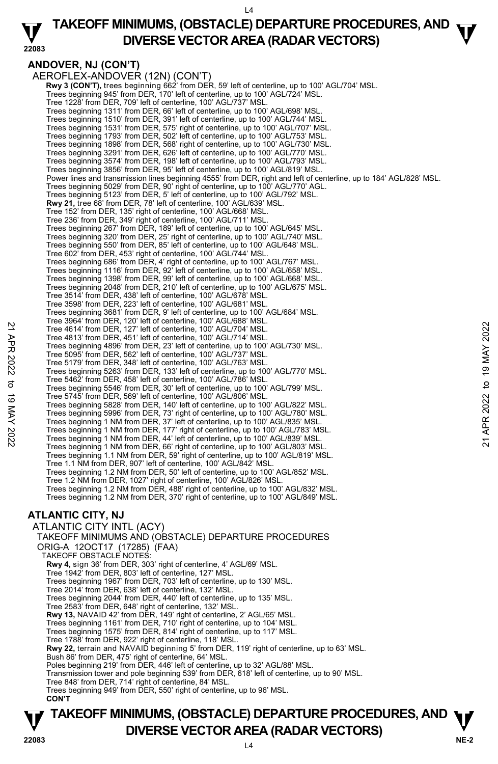## ANDOVER, NJ (CON'T)

AEROFLEX-ANDOVER (12N) (CON'T)

**Rwy 3 (CON'T),** trees beginning 662' from DER, 59' left of centerline, up to 100' AGL/704' MSL.
Trees beginning 945' from DER, 170' left of centerline, up to 100' AGL/724' MSL.
Tree 1228' from DER, 709' left of centerline, 100' AGL/737' MSL.
Trees beginning 1311' from DER, 66' left of centerline, up to 100' AGL/698' MSL.
Trees beginning 1510' from DER, 391' left of centerline, up to 100' AGL/744' MSL.
Trees beginning 1531' from DER, 575' right of centerline, up to 100' AGL/707' MSL.
Trees beginning 1793' from DER, 502' left of centerline, up to 100' AGL/753' MSL.
Trees beginning 1898' from DER, 568' right of centerline, up to 100' AGL/730' MSL.
Trees beginning 3291' from DER, 626' left of centerline, up to 100' AGL/770' MSL.
Trees beginning 3574' from DER, 198' left of centerline, up to 100' AGL/793' MSL.
Trees beginning 3856' from DER, 95' left of centerline, up to 100' AGL/819' MSL.
Power lines and transmission lines beginning 4555' from DER, right and left of centerline, up to 184' AGL/828' MSL.
Trees beginning 5029' from DER, 90' right of centerline, up to 100' AGL/770' AGL.
Trees beginning 5123' from DER, 5' left of centerline, up to 100' AGL/792' MSL.
**Rwy 21,** tree 68' from DER, 78' left of centerline, 100' AGL/639' MSL.
Tree 152' from DER, 135' right of centerline, 100' AGL/668' MSL.
Tree 236' from DER, 349' right of centerline, 100' AGL/711' MSL.
Trees beginning 267' from DER, 189' left of centerline, up to 100' AGL/645' MSL.
Trees beginning 320' from DER, 25' right of centerline, up to 100' AGL/740' MSL.
Trees beginning 550' from DER, 85' left of centerline, up to 100' AGL/648' MSL.
Tree 602' from DER, 453' right of centerline, 100' AGL/744' MSL.
Trees beginning 686' from DER, 4' right of centerline, up to 100' AGL/767' MSL.
Trees beginning 1116' from DER, 92' left of centerline, up to 100' AGL/658' MSL.
Trees beginning 1398' from DER, 99' left of centerline, up to 100' AGL/668' MSL.
Trees beginning 2048' from DER, 210' left of centerline, up to 100' AGL/675' MSL.
Tree 3514' from DER, 438' left of centerline, 100' AGL/678' MSL.
Tree 3598' from DER, 223' left of centerline, 100' AGL/681' MSL.
Trees beginning 3681' from DER, 9' left of centerline, up to 100' AGL/684' MSL.
Tree 3964' from DER, 120' left of centerline, 100' AGL/688' MSL.
Tree 4614' from DER, 127' left of centerline, 100' AGL/704' MSL.
Tree 4813' from DER, 451' left of centerline, 100' AGL/714' MSL.
Trees beginning 4896' from DER, 23' left of centerline, up to 100' AGL/730' MSL.
Tree 5095' from DER, 562' left of centerline, 100' AGL/737' MSL.
Tree 5179' from DER, 348' left of centerline, 100' AGL/763' MSL.
Trees beginning 5263' from DER, 133' left of centerline, up to 100' AGL/770' MSL.
Tree 5462' from DER, 458' left of centerline, 100' AGL/786' MSL.
Trees beginning 5546' from DER, 30' left of centerline, up to 100' AGL/799' MSL.
Tree 5745' from DER, 569' left of centerline, 100' AGL/806' MSL.
Trees beginning 5828' from DER, 140' left of centerline, up to 100' AGL/822' MSL.
Trees beginning 5996' from DER, 73' right of centerline, up to 100' AGL/780' MSL.
Trees beginning 1 NM from DER, 37' left of centerline, up to 100' AGL/835' MSL.
Trees beginning 1 NM from DER, 177' right of centerline, up to 100' AGL/783' MSL.
Trees beginning 1 NM from DER, 44' left of centerline, up to 100' AGL/839' MSL.
Trees beginning 1 NM from DER, 66' right of centerline, up to 100' AGL/803' MSL.
Trees beginning 1.1 NM from DER, 59' right of centerline, up to 100' AGL/819' MSL.
Tree 1.1 NM from DER, 907' left of centerline, 100' AGL/842' MSL.
Trees beginning 1.2 NM from DER, 50' left of centerline, up to 100' AGL/852' MSL.
Tree 1.2 NM from DER, 1027' right of centerline, 100' AGL/826' MSL.
Trees beginning 1.2 NM from DER, 488' right of centerline, up to 100' AGL/832' MSL.
Trees beginning 1.2 NM from DER, 370' right of centerline, up to 100' AGL/849' MSL.

## ATLANTIC CITY, NJ

ATLANTIC CITY INTL (ACY)

TAKEOFF MINIMUMS AND (OBSTACLE) DEPARTURE PROCEDURES

ORIG-A 12OCT17 (17285) (FAA)

TAKEOFF OBSTACLE NOTES:

**Rwy 4,** sign 36' from DER, 303' right of centerline, 4' AGL/69' MSL.
Tree 1942' from DER, 803' left of centerline, 127' MSL.
Trees beginning 1967' from DER, 703' left of centerline, up to 130' MSL.
Tree 2014' from DER, 638' left of centerline, 132' MSL.
Trees beginning 2044' from DER, 440' left of centerline, up to 135' MSL.
Tree 2583' from DER, 648' right of centerline, 132' MSL.
**Rwy 13,** NAVAID 42' from DER, 149' right of centerline, 2' AGL/65' MSL.
Trees beginning 1161' from DER, 710' right of centerline, up to 104' MSL.
Trees beginning 1575' from DER, 814' right of centerline, up to 117' MSL.
Tree 1788' from DER, 922' right of centerline, 118' MSL.
**Rwy 22,** terrain and NAVAID beginning 5' from DER, 119' right of centerline, up to 63' MSL.
Bush 86' from DER, 475' right of centerline, 64' MSL.
Poles beginning 219' from DER, 446' left of centerline, up to 32' AGL/88' MSL.
Transmission tower and pole beginning 539' from DER, 618' left of centerline, up to 90' MSL.
Tree 848' from DER, 714' right of centerline, 84' MSL.
Trees beginning 949' from DER, 550' right of centerline, up to 96' MSL.
**CON'T**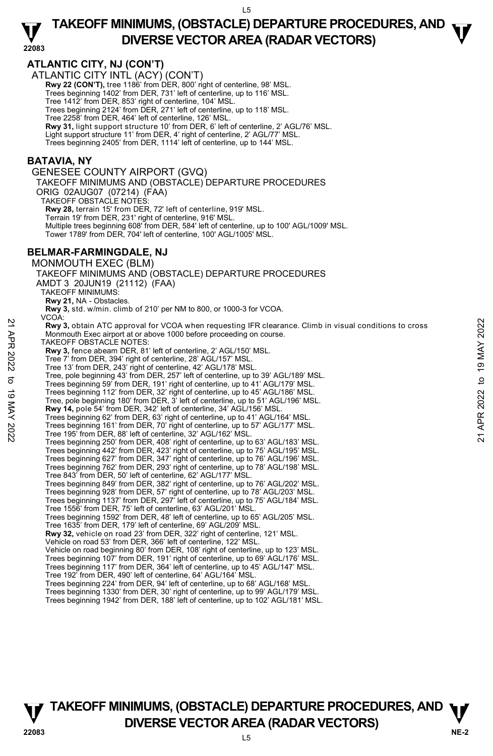## ATLANTIC CITY, NJ (CON'T)

ATLANTIC CITY INTL (ACY) (CON'T)

**Rwy 22 (CON'T),** tree 1186' from DER, 800' right of centerline, 98' MSL.
Trees beginning 1402' from DER, 731' left of centerline, up to 116' MSL.
Tree 1412' from DER, 853' right of centerline, 104' MSL.
Trees beginning 2124' from DER, 271' left of centerline, up to 118' MSL.
Tree 2258' from DER, 464' left of centerline, 126' MSL.
**Rwy 31,** light support structure 10' from DER, 6' left of centerline, 2' AGL/76' MSL.
Light support structure 11' from DER, 4' right of centerline, 2' AGL/77' MSL.
Trees beginning 2405' from DER, 1114' left of centerline, up to 144' MSL.

## BATAVIA, NY

GENESEE COUNTY AIRPORT (GVQ)
TAKEOFF MINIMUMS AND (OBSTACLE) DEPARTURE PROCEDURES
ORIG 02AUG07 (07214) (FAA)
TAKEOFF OBSTACLE NOTES:
**Rwy 28,** terrain 15' from DER, 72' left of centerline, 919' MSL.
Terrain 19' from DER, 231' right of centerline, 916' MSL.
Multiple trees beginning 608' from DER, 584' left of centerline, up to 100' AGL/1009' MSL.
Tower 1789' from DER, 704' left of centerline, 100' AGL/1005' MSL.

## BELMAR-FARMINGDALE, NJ

MONMOUTH EXEC (BLM)
TAKEOFF MINIMUMS AND (OBSTACLE) DEPARTURE PROCEDURES
AMDT 3 20JUN19 (21112) (FAA)
TAKEOFF MINIMUMS:
**Rwy 21,** NA - Obstacles.
**Rwy 3,** std. w/min. climb of 210' per NM to 800, or 1000-3 for VCOA.
VCOA:
**Rwy 3,** obtain ATC approval for VCOA when requesting IFR clearance. Climb in visual conditions to cross Monmouth Exec airport at or above 1000 before proceeding on course.
TAKEOFF OBSTACLE NOTES:
**Rwy 3,** fence abeam DER, 81' left of centerline, 2' AGL/150' MSL.
Tree 7' from DER, 394' right of centerline, 28' AGL/157' MSL.
Tree 13' from DER, 243' right of centerline, 42' AGL/178' MSL.
Tree, pole beginning 43' from DER, 257' left of centerline, up to 39' AGL/189' MSL.
Trees beginning 59' from DER, 191' right of centerline, up to 41' AGL/179' MSL.
Trees beginning 112' from DER, 32' right of centerline, up to 45' AGL/186' MSL.
Tree, pole beginning 180' from DER, 3' left of centerline, up to 51' AGL/196' MSL.
**Rwy 14,** pole 54' from DER, 342' left of centerline, 34' AGL/156' MSL.
Trees beginning 62' from DER, 63' right of centerline, up to 41' AGL/164' MSL.
Trees beginning 161' from DER, 70' right of centerline, up to 57' AGL/177' MSL.
Tree 195' from DER, 88' left of centerline, 32' AGL/162' MSL.
Trees beginning 250' from DER, 408' right of centerline, up to 63' AGL/183' MSL.
Trees beginning 442' from DER, 423' right of centerline, up to 75' AGL/195' MSL.
Trees beginning 627' from DER, 347' right of centerline, up to 76' AGL/196' MSL.
Trees beginning 762' from DER, 293' right of centerline, up to 78' AGL/198' MSL.
Tree 843' from DER, 50' left of centerline, 62' AGL/177' MSL.
Trees beginning 849' from DER, 382' right of centerline, up to 76' AGL/202' MSL.
Trees beginning 928' from DER, 57' right of centerline, up to 78' AGL/203' MSL.
Trees beginning 1137' from DER, 297' left of centerline, up to 75' AGL/184' MSL.
Tree 1556' from DER, 75' left of centerline, 63' AGL/201' MSL.
Trees beginning 1592' from DER, 48' left of centerline, up to 65' AGL/205' MSL.
Tree 1635' from DER, 179' left of centerline, 69' AGL/209' MSL.
**Rwy 32,** vehicle on road 23' from DER, 322' right of centerline, 121' MSL.
Vehicle on road 53' from DER, 366' left of centerline, 122' MSL.
Vehicle on road beginning 80' from DER, 108' right of centerline, up to 123' MSL.
Trees beginning 107' from DER, 191' right of centerline, up to 69' AGL/176' MSL.
Trees beginning 117' from DER, 364' left of centerline, up to 45' AGL/147' MSL.
Tree 192' from DER, 490' left of centerline, 64' AGL/164' MSL.
Trees beginning 224' from DER, 94' left of centerline, up to 68' AGL/168' MSL.
Trees beginning 1330' from DER, 30' right of centerline, up to 99' AGL/179' MSL.
Trees beginning 1942' from DER, 188' left of centerline, up to 102' AGL/181' MSL.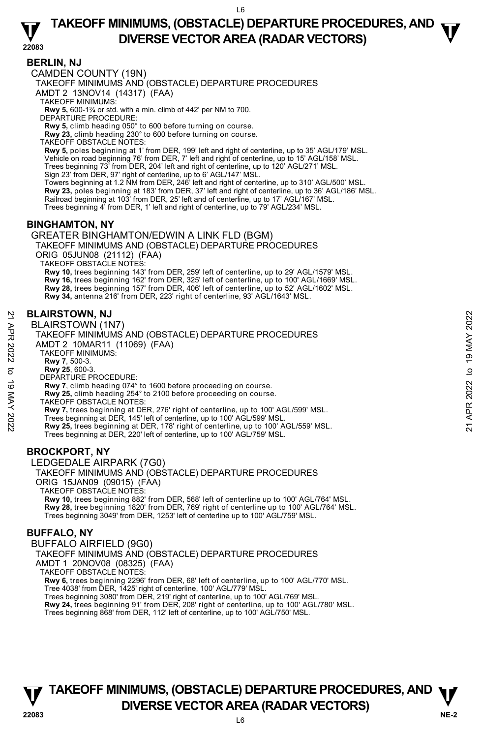## BERLIN, NJ

CAMDEN COUNTY (19N)

TAKEOFF MINIMUMS AND (OBSTACLE) DEPARTURE PROCEDURES

AMDT 2 13NOV14 (14317) (FAA)

TAKEOFF MINIMUMS:

**Rwy 5,** 600-1¾ or std. with a min. climb of 442' per NM to 700.

DEPARTURE PROCEDURE:

**Rwy 5,** climb heading 050° to 600 before turning on course.

**Rwy 23,** climb heading 230° to 600 before turning on course.

TAKEOFF OBSTACLE NOTES:

**Rwy 5,** poles beginning at 1' from DER, 199' left and right of centerline, up to 35' AGL/179' MSL.
Vehicle on road beginning 76' from DER, 7' left and right of centerline, up to 15' AGL/158' MSL.
Trees beginning 73' from DER, 204' left and right of centerline, up to 120' AGL/271' MSL.
Sign 23' from DER, 97' right of centerline, up to 6' AGL/147' MSL.
Towers beginning at 1.2 NM from DER, 246' left and right of centerline, up to 310' AGL/500' MSL.

**Rwy 23,** poles beginning at 183' from DER, 37' left and right of centerline, up to 36' AGL/186' MSL.
Railroad beginning at 103' from DER, 25' left and of centerline, up to 17' AGL/167' MSL.
Trees beginning 4' from DER, 1' left and right of centerline, up to 79' AGL/234' MSL.

## BINGHAMTON, NY

GREATER BINGHAMTON/EDWIN A LINK FLD (BGM)

TAKEOFF MINIMUMS AND (OBSTACLE) DEPARTURE PROCEDURES

ORIG 05JUN08 (21112) (FAA)

TAKEOFF OBSTACLE NOTES:

**Rwy 10,** trees beginning 143' from DER, 259' left of centerline, up to 29' AGL/1579' MSL.

**Rwy 16,** trees beginning 162' from DER, 325' left of centerline, up to 100' AGL/1669' MSL.

**Rwy 28,** trees beginning 157' from DER, 406' left of centerline, up to 52' AGL/1602' MSL.

**Rwy 34,** antenna 216' from DER, 223' right of centerline, 93' AGL/1643' MSL.

## BLAIRSTOWN, NJ

BLAIRSTOWN (1N7)

TAKEOFF MINIMUMS AND (OBSTACLE) DEPARTURE PROCEDURES

AMDT 2 10MAR11 (11069) (FAA)

TAKEOFF MINIMUMS:

**Rwy 7**, 500-3.

**Rwy 25**, 600-3.

DEPARTURE PROCEDURE:

**Rwy 7**, climb heading 074° to 1600 before proceeding on course.

**Rwy 25,** climb heading 254° to 2100 before proceeding on course.

TAKEOFF OBSTACLE NOTES:

**Rwy 7,** trees beginning at DER, 276' right of centerline, up to 100' AGL/599' MSL.
Trees beginning at DER, 145' left of centerline, up to 100' AGL/599' MSL.

**Rwy 25,** trees beginning at DER, 178' right of centerline, up to 100' AGL/559' MSL.
Trees beginning at DER, 220' left of centerline, up to 100' AGL/759' MSL.

## BROCKPORT, NY

LEDGEDALE AIRPARK (7G0)

TAKEOFF MINIMUMS AND (OBSTACLE) DEPARTURE PROCEDURES

ORIG 15JAN09 (09015) (FAA)

TAKEOFF OBSTACLE NOTES:

**Rwy 10,** trees beginning 882' from DER, 568' left of centerline up to 100' AGL/764' MSL.

**Rwy 28,** tree beginning 1820' from DER, 769' right of centerline up to 100' AGL/764' MSL.
Trees beginning 3049' from DER, 1253' left of centerline up to 100' AGL/759' MSL.

## BUFFALO, NY

BUFFALO AIRFIELD (9G0)

TAKEOFF MINIMUMS AND (OBSTACLE) DEPARTURE PROCEDURES

AMDT 1 20NOV08 (08325) (FAA)

TAKEOFF OBSTACLE NOTES:

**Rwy 6,** trees beginning 2296' from DER, 68' left of centerline, up to 100' AGL/770' MSL.
Tree 4038' from DER, 1425' right of centerline, 100' AGL/779' MSL.
Trees beginning 3080' from DER, 219' right of centerline, up to 100' AGL/769' MSL.

**Rwy 24,** trees beginning 91' from DER, 208' right of centerline, up to 100' AGL/780' MSL.
Trees beginning 868' from DER, 112' left of centerline, up to 100' AGL/750' MSL.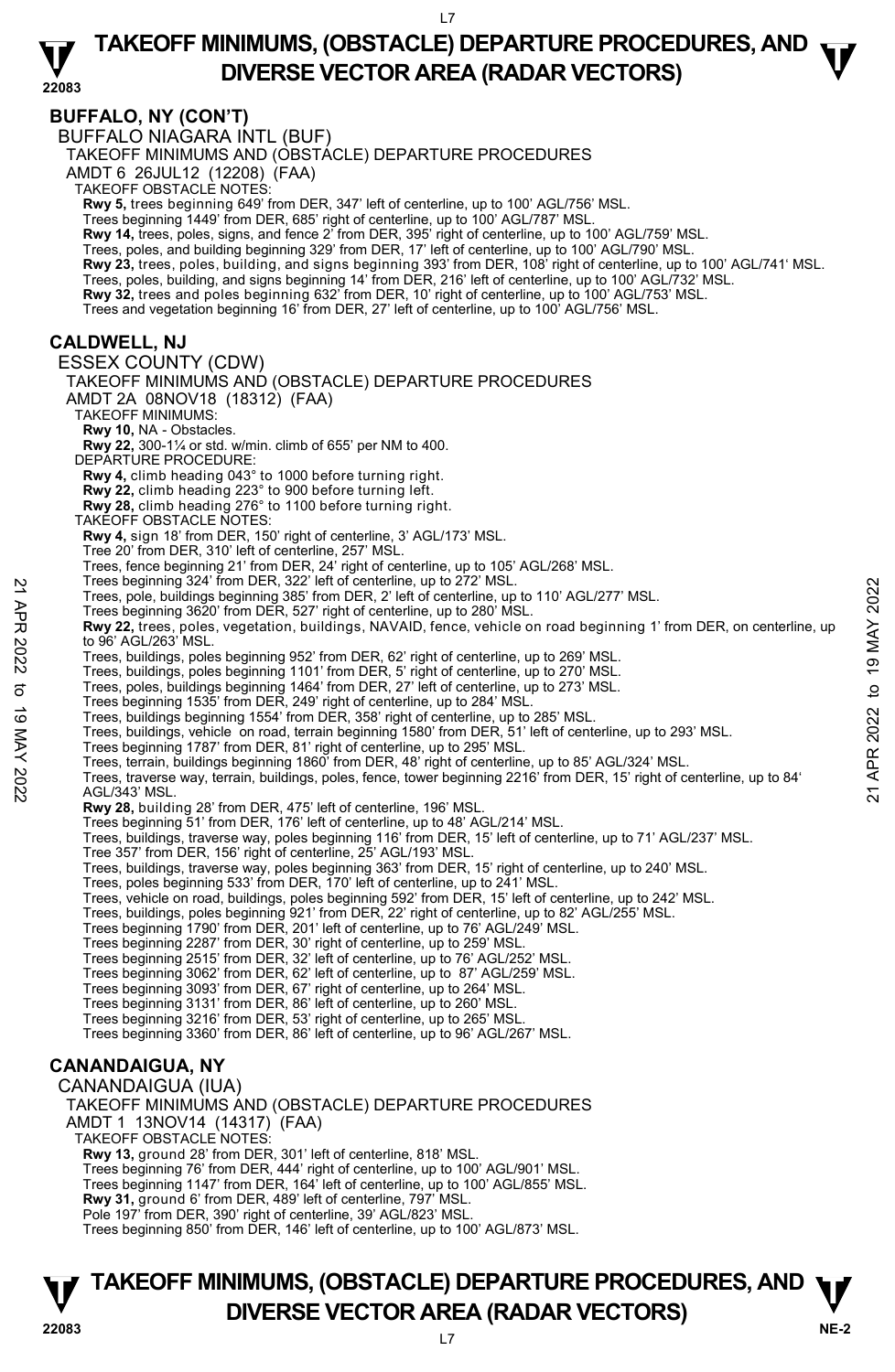## BUFFALO, NY (CON'T)

BUFFALO NIAGARA INTL (BUF)

TAKEOFF MINIMUMS AND (OBSTACLE) DEPARTURE PROCEDURES

AMDT 6 26JUL12 (12208) (FAA)

TAKEOFF OBSTACLE NOTES:

**Rwy 5,** trees beginning 649' from DER, 347' left of centerline, up to 100' AGL/756' MSL.
Trees beginning 1449' from DER, 685' right of centerline, up to 100' AGL/787' MSL.
**Rwy 14,** trees, poles, signs, and fence 2' from DER, 395' right of centerline, up to 100' AGL/759' MSL.
Trees, poles, and building beginning 329' from DER, 17' left of centerline, up to 100' AGL/790' MSL.
**Rwy 23,** trees, poles, building, and signs beginning 393' from DER, 108' right of centerline, up to 100' AGL/741' MSL.
Trees, poles, building, and signs beginning 14' from DER, 216' left of centerline, up to 100' AGL/732' MSL.
**Rwy 32,** trees and poles beginning 632' from DER, 10' right of centerline, up to 100' AGL/753' MSL.
Trees and vegetation beginning 16' from DER, 27' left of centerline, up to 100' AGL/756' MSL.

## CALDWELL, NJ

ESSEX COUNTY (CDW)

TAKEOFF MINIMUMS AND (OBSTACLE) DEPARTURE PROCEDURES

AMDT 2A 08NOV18 (18312) (FAA)

TAKEOFF MINIMUMS:

**Rwy 10,** NA - Obstacles.
**Rwy 22,** 300-1¼ or std. w/min. climb of 655' per NM to 400.

DEPARTURE PROCEDURE:

**Rwy 4,** climb heading 043° to 1000 before turning right.
**Rwy 22,** climb heading 223° to 900 before turning left.
**Rwy 28,** climb heading 276° to 1100 before turning right.

TAKEOFF OBSTACLE NOTES:

**Rwy 4,** sign 18' from DER, 150' right of centerline, 3' AGL/173' MSL.
Tree 20' from DER, 310' left of centerline, 257' MSL.
Trees, fence beginning 21' from DER, 24' right of centerline, up to 105' AGL/268' MSL.
Trees beginning 324' from DER, 322' left of centerline, up to 272' MSL.
Trees, pole, buildings beginning 385' from DER, 2' left of centerline, up to 110' AGL/277' MSL.
Trees beginning 3620' from DER, 527' right of centerline, up to 280' MSL.
**Rwy 22,** trees, poles, vegetation, buildings, NAVAID, fence, vehicle on road beginning 1' from DER, on centerline, up to 96' AGL/263' MSL.
Trees, buildings, poles beginning 952' from DER, 62' right of centerline, up to 269' MSL.
Trees, buildings, poles beginning 1101' from DER, 5' right of centerline, up to 270' MSL.
Trees, poles, buildings beginning 1464' from DER, 27' left of centerline, up to 273' MSL.
Trees beginning 1535' from DER, 249' right of centerline, up to 284' MSL.
Trees, buildings beginning 1554' from DER, 358' right of centerline, up to 285' MSL.
Trees, buildings, vehicle on road, terrain beginning 1580' from DER, 51' left of centerline, up to 293' MSL.
Trees beginning 1787' from DER, 81' right of centerline, up to 295' MSL.
Trees, terrain, buildings beginning 1860' from DER, 48' right of centerline, up to 85' AGL/324' MSL.
Trees, traverse way, terrain, buildings, poles, fence, tower beginning 2216' from DER, 15' right of centerline, up to 84' AGL/343' MSL.
**Rwy 28,** building 28' from DER, 475' left of centerline, 196' MSL.
Trees beginning 51' from DER, 176' left of centerline, up to 48' AGL/214' MSL.
Trees, buildings, traverse way, poles beginning 116' from DER, 15' left of centerline, up to 71' AGL/237' MSL.
Tree 357' from DER, 156' right of centerline, 25' AGL/193' MSL.
Trees, buildings, traverse way, poles beginning 363' from DER, 15' right of centerline, up to 240' MSL.
Trees, poles beginning 533' from DER, 170' left of centerline, up to 241' MSL.
Trees, vehicle on road, buildings, poles beginning 592' from DER, 15' left of centerline, up to 242' MSL.
Trees, buildings, poles beginning 921' from DER, 22' right of centerline, up to 82' AGL/255' MSL.
Trees beginning 1790' from DER, 201' left of centerline, up to 76' AGL/249' MSL.
Trees beginning 2287' from DER, 30' right of centerline, up to 259' MSL.
Trees beginning 2515' from DER, 32' left of centerline, up to 76' AGL/252' MSL.
Trees beginning 3062' from DER, 62' left of centerline, up to 87' AGL/259' MSL.
Trees beginning 3093' from DER, 67' right of centerline, up to 264' MSL.
Trees beginning 3131' from DER, 86' left of centerline, up to 260' MSL.
Trees beginning 3216' from DER, 53' right of centerline, up to 265' MSL.
Trees beginning 3360' from DER, 86' left of centerline, up to 96' AGL/267' MSL.

## CANANDAIGUA, NY

CANANDAIGUA (IUA)

TAKEOFF MINIMUMS AND (OBSTACLE) DEPARTURE PROCEDURES

AMDT 1 13NOV14 (14317) (FAA)

TAKEOFF OBSTACLE NOTES:

**Rwy 13,** ground 28' from DER, 301' left of centerline, 818' MSL.
Trees beginning 76' from DER, 444' right of centerline, up to 100' AGL/901' MSL.
Trees beginning 1147' from DER, 164' left of centerline, up to 100' AGL/855' MSL.
**Rwy 31,** ground 6' from DER, 489' left of centerline, 797' MSL.
Pole 197' from DER, 390' right of centerline, 39' AGL/823' MSL.
Trees beginning 850' from DER, 146' left of centerline, up to 100' AGL/873' MSL.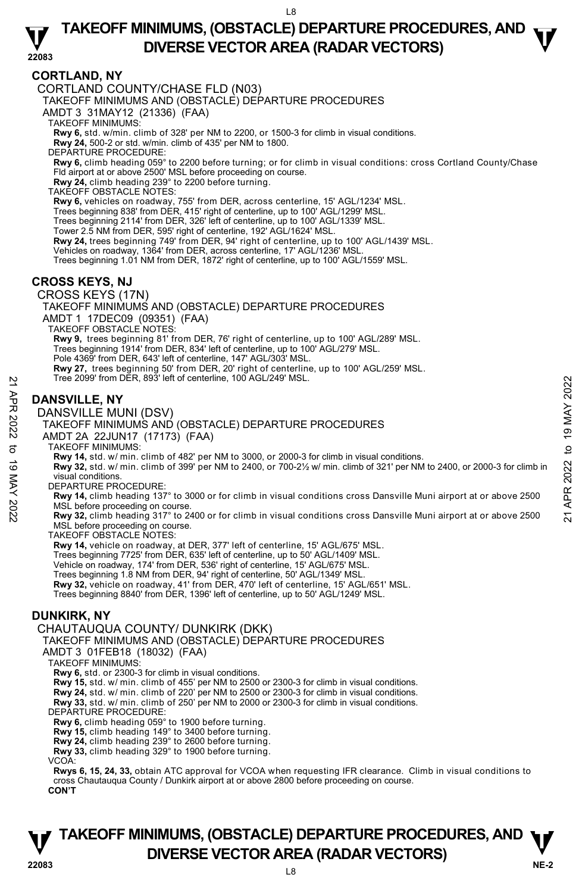## CORTLAND, NY

CORTLAND COUNTY/CHASE FLD (N03)

TAKEOFF MINIMUMS AND (OBSTACLE) DEPARTURE PROCEDURES

AMDT 3 31MAY12 (21336) (FAA)

TAKEOFF MINIMUMS:

**Rwy 6,** std. w/min. climb of 328' per NM to 2200, or 1500-3 for climb in visual conditions.
**Rwy 24,** 500-2 or std. w/min. climb of 435' per NM to 1800.

DEPARTURE PROCEDURE:

**Rwy 6,** climb heading 059° to 2200 before turning; or for climb in visual conditions: cross Cortland County/Chase Fld airport at or above 2500' MSL before proceeding on course.
**Rwy 24,** climb heading 239° to 2200 before turning.

TAKEOFF OBSTACLE NOTES:

**Rwy 6,** vehicles on roadway, 755' from DER, across centerline, 15' AGL/1234' MSL.
Trees beginning 838' from DER, 415' right of centerline, up to 100' AGL/1299' MSL.
Trees beginning 2114' from DER, 326' left of centerline, up to 100' AGL/1339' MSL.
Tower 2.5 NM from DER, 595' right of centerline, 192' AGL/1624' MSL.
**Rwy 24,** trees beginning 749' from DER, 94' right of centerline, up to 100' AGL/1439' MSL.
Vehicles on roadway, 1364' from DER, across centerline, 17' AGL/1236' MSL.
Trees beginning 1.01 NM from DER, 1872' right of centerline, up to 100' AGL/1559' MSL.

## CROSS KEYS, NJ

CROSS KEYS (17N)

TAKEOFF MINIMUMS AND (OBSTACLE) DEPARTURE PROCEDURES

AMDT 1 17DEC09 (09351) (FAA)

TAKEOFF OBSTACLE NOTES:

**Rwy 9,** trees beginning 81' from DER, 76' right of centerline, up to 100' AGL/289' MSL.
Trees beginning 1914' from DER, 834' left of centerline, up to 100' AGL/279' MSL.
Pole 4369' from DER, 643' left of centerline, 147' AGL/303' MSL.
**Rwy 27,** trees beginning 50' from DER, 20' right of centerline, up to 100' AGL/259' MSL.
Tree 2099' from DER, 893' left of centerline, 100 AGL/249' MSL.

## DANSVILLE, NY

DANSVILLE MUNI (DSV)

TAKEOFF MINIMUMS AND (OBSTACLE) DEPARTURE PROCEDURES

AMDT 2A 22JUN17 (17173) (FAA)

TAKEOFF MINIMUMS:

**Rwy 14,** std. w/ min. climb of 482' per NM to 3000, or 2000-3 for climb in visual conditions.
**Rwy 32,** std. w/ min. climb of 399' per NM to 2400, or 700-2½ w/ min. climb of 321' per NM to 2400, or 2000-3 for climb in visual conditions.

DEPARTURE PROCEDURE:

**Rwy 14,** climb heading 137° to 3000 or for climb in visual conditions cross Dansville Muni airport at or above 2500 MSL before proceeding on course.
**Rwy 32,** climb heading 317° to 2400 or for climb in visual conditions cross Dansville Muni airport at or above 2500 MSL before proceeding on course.

TAKEOFF OBSTACLE NOTES:

**Rwy 14,** vehicle on roadway, at DER, 377' left of centerline, 15' AGL/675' MSL.
Trees beginning 7725' from DER, 635' left of centerline, up to 50' AGL/1409' MSL.
Vehicle on roadway, 174' from DER, 536' right of centerline, 15' AGL/675' MSL.
Trees beginning 1.8 NM from DER, 94' right of centerline, 50' AGL/1349' MSL.
**Rwy 32,** vehicle on roadway, 41' from DER, 470' left of centerline, 15' AGL/651' MSL.
Trees beginning 8840' from DER, 1396' left of centerline, up to 50' AGL/1249' MSL.

## DUNKIRK, NY

CHAUTAUQUA COUNTY/ DUNKIRK (DKK)

TAKEOFF MINIMUMS AND (OBSTACLE) DEPARTURE PROCEDURES

AMDT 3 01FEB18 (18032) (FAA)

TAKEOFF MINIMUMS:

**Rwy 6,** std. or 2300-3 for climb in visual conditions.
**Rwy 15,** std. w/ min. climb of 455' per NM to 2500 or 2300-3 for climb in visual conditions.
**Rwy 24,** std. w/ min. climb of 220' per NM to 2500 or 2300-3 for climb in visual conditions.
**Rwy 33,** std. w/ min. climb of 250' per NM to 2000 or 2300-3 for climb in visual conditions.

DEPARTURE PROCEDURE:

**Rwy 6,** climb heading 059° to 1900 before turning.
**Rwy 15,** climb heading 149° to 3400 before turning.
**Rwy 24,** climb heading 239° to 2600 before turning.
**Rwy 33,** climb heading 329° to 1900 before turning.

VCOA:

**Rwys 6, 15, 24, 33,** obtain ATC approval for VCOA when requesting IFR clearance. Climb in visual conditions to cross Chautauqua County / Dunkirk airport at or above 2800 before proceeding on course.

**CON'T**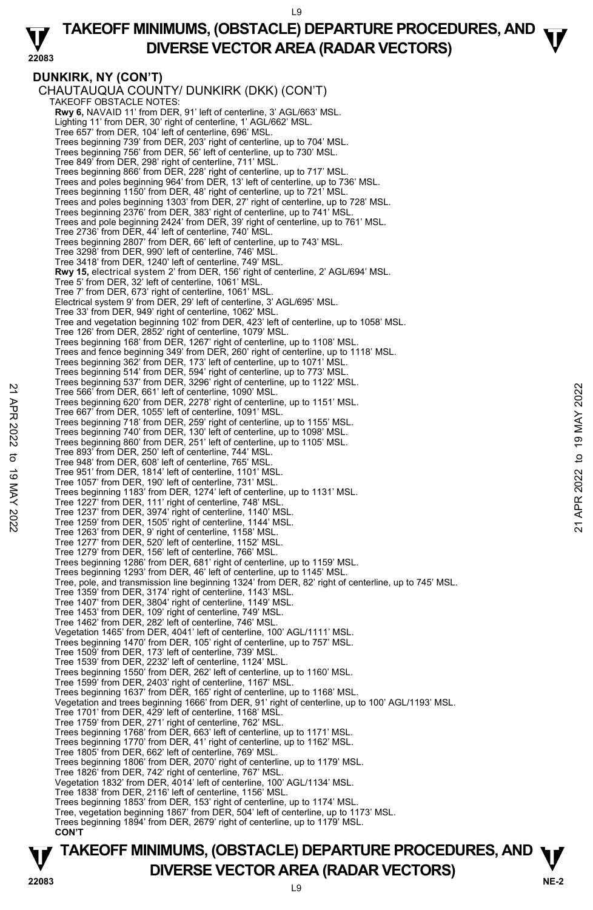## DUNKIRK, NY (CON'T)

CHAUTAUQUA COUNTY/ DUNKIRK (DKK) (CON'T)

TAKEOFF OBSTACLE NOTES:

**Rwy 6,** NAVAID 11' from DER, 91' left of centerline, 3' AGL/663' MSL.
Lighting 11' from DER, 30' right of centerline, 1' AGL/662' MSL.
Tree 657' from DER, 104' left of centerline, 696' MSL.
Trees beginning 739' from DER, 203' right of centerline, up to 704' MSL.
Trees beginning 756' from DER, 56' left of centerline, up to 730' MSL.
Tree 849' from DER, 298' right of centerline, 711' MSL.
Trees beginning 866' from DER, 228' right of centerline, up to 717' MSL.
Trees and poles beginning 964' from DER, 13' left of centerline, up to 736' MSL.
Trees beginning 1150' from DER, 48' right of centerline, up to 721' MSL.
Trees and poles beginning 1303' from DER, 27' right of centerline, up to 728' MSL.
Trees beginning 2376' from DER, 383' right of centerline, up to 741' MSL.
Trees and pole beginning 2424' from DER, 39' right of centerline, up to 761' MSL.
Tree 2736' from DER, 44' left of centerline, 740' MSL.
Trees beginning 2807' from DER, 66' left of centerline, up to 743' MSL.
Tree 3298' from DER, 990' left of centerline, 746' MSL.
Tree 3418' from DER, 1240' left of centerline, 749' MSL.

**Rwy 15,** electrical system 2' from DER, 156' right of centerline, 2' AGL/694' MSL.
Tree 5' from DER, 32' left of centerline, 1061' MSL.
Tree 7' from DER, 673' right of centerline, 1061' MSL.
Electrical system 9' from DER, 29' left of centerline, 3' AGL/695' MSL.
Tree 33' from DER, 949' right of centerline, 1062' MSL.
Tree and vegetation beginning 102' from DER, 423' left of centerline, up to 1058' MSL.
Tree 126' from DER, 2852' right of centerline, 1079' MSL.
Trees beginning 168' from DER, 1267' right of centerline, up to 1108' MSL.
Trees and fence beginning 349' from DER, 260' right of centerline, up to 1118' MSL.
Trees beginning 362' from DER, 173' left of centerline, up to 1071' MSL.
Trees beginning 514' from DER, 594' right of centerline, up to 773' MSL.
Trees beginning 537' from DER, 3296' right of centerline, up to 1122' MSL.
Tree 566' from DER, 661' left of centerline, 1090' MSL.
Trees beginning 620' from DER, 2278' right of centerline, up to 1151' MSL.
Tree 667' from DER, 1055' left of centerline, 1091' MSL.
Trees beginning 718' from DER, 259' right of centerline, up to 1155' MSL.
Trees beginning 740' from DER, 130' left of centerline, up to 1098' MSL.
Trees beginning 860' from DER, 251' left of centerline, up to 1105' MSL.
Tree 893' from DER, 250' left of centerline, 744' MSL.
Tree 948' from DER, 608' left of centerline, 765' MSL.
Tree 951' from DER, 1814' left of centerline, 1101' MSL.
Tree 1057' from DER, 190' left of centerline, 731' MSL.
Trees beginning 1183' from DER, 1274' left of centerline, up to 1131' MSL.
Tree 1227' from DER, 111' right of centerline, 748' MSL.
Tree 1237' from DER, 3974' right of centerline, 1140' MSL.
Tree 1259' from DER, 1505' right of centerline, 1144' MSL.
Tree 1263' from DER, 9' right of centerline, 1158' MSL.
Tree 1277' from DER, 520' left of centerline, 1152' MSL.
Tree 1279' from DER, 156' left of centerline, 766' MSL.
Trees beginning 1286' from DER, 681' right of centerline, up to 1159' MSL.
Trees beginning 1293' from DER, 46' left of centerline, up to 1145' MSL.
Tree, pole, and transmission line beginning 1324' from DER, 82' right of centerline, up to 745' MSL.
Tree 1359' from DER, 3174' right of centerline, 1143' MSL.
Tree 1407' from DER, 3804' right of centerline, 1149' MSL.
Tree 1453' from DER, 109' right of centerline, 749' MSL.
Tree 1462' from DER, 282' left of centerline, 746' MSL.
Vegetation 1465' from DER, 4041' left of centerline, 100' AGL/1111' MSL.
Trees beginning 1470' from DER, 105' right of centerline, up to 757' MSL.
Tree 1509' from DER, 173' left of centerline, 739' MSL.
Tree 1539' from DER, 2232' left of centerline, 1124' MSL.
Trees beginning 1550' from DER, 262' left of centerline, up to 1160' MSL.
Tree 1599' from DER, 2403' right of centerline, 1167' MSL.
Trees beginning 1637' from DER, 165' right of centerline, up to 1168' MSL.
Vegetation and trees beginning 1666' from DER, 91' right of centerline, up to 100' AGL/1193' MSL.
Tree 1701' from DER, 429' left of centerline, 1168' MSL.
Tree 1759' from DER, 271' right of centerline, 762' MSL.
Trees beginning 1768' from DER, 663' left of centerline, up to 1171' MSL.
Trees beginning 1770' from DER, 41' right of centerline, up to 1162' MSL.
Tree 1805' from DER, 662' left of centerline, 769' MSL.
Trees beginning 1806' from DER, 2070' right of centerline, up to 1179' MSL.
Tree 1826' from DER, 742' right of centerline, 767' MSL.
Vegetation 1832' from DER, 4014' left of centerline, 100' AGL/1134' MSL.
Tree 1838' from DER, 2116' left of centerline, 1156' MSL.
Trees beginning 1853' from DER, 153' right of centerline, up to 1174' MSL.
Tree, vegetation beginning 1867' from DER, 504' left of centerline, up to 1173' MSL.
Trees beginning 1894' from DER, 2679' right of centerline, up to 1179' MSL.

**CON'T**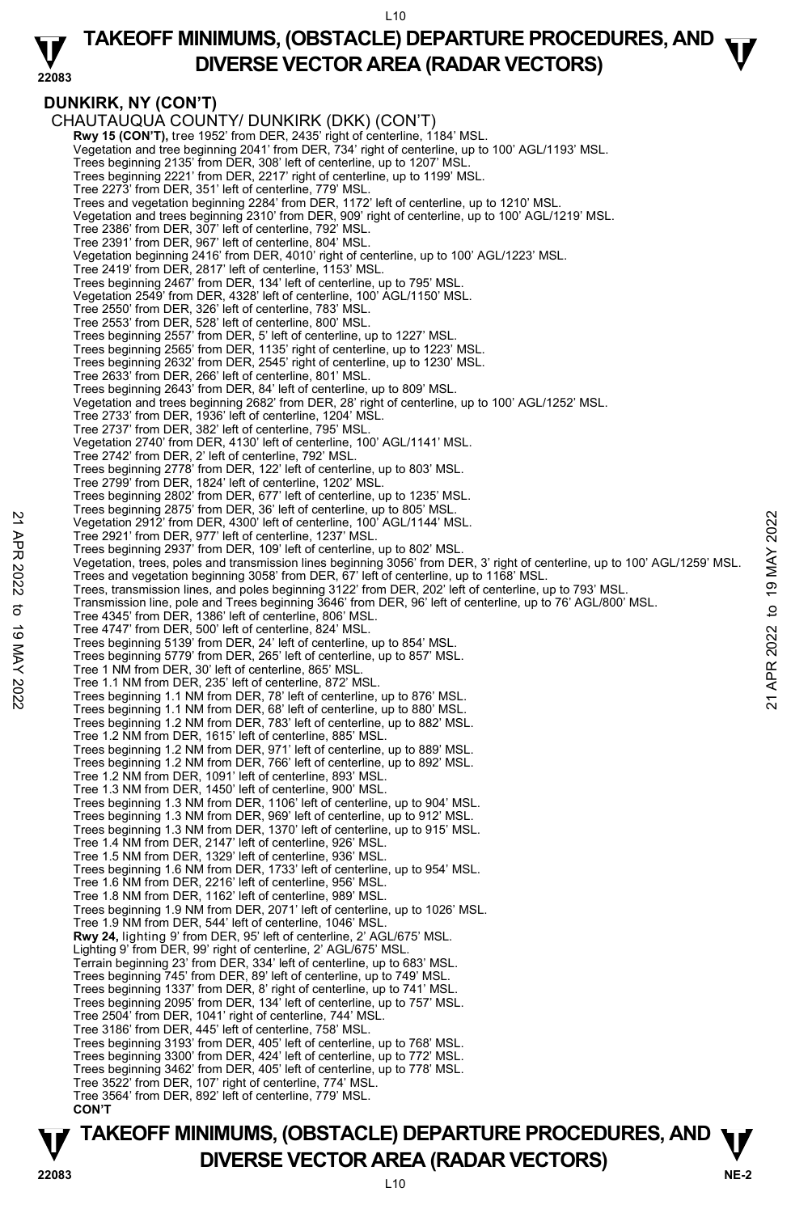**DUNKIRK, NY (CON'T)**

CHAUTAUQUA COUNTY/ DUNKIRK (DKK) (CON'T)

**Rwy 15 (CON'T),** tree 1952' from DER, 2435' right of centerline, 1184' MSL.
Vegetation and tree beginning 2041' from DER, 734' right of centerline, up to 100' AGL/1193' MSL.
Trees beginning 2135' from DER, 308' left of centerline, up to 1207' MSL.
Trees beginning 2221' from DER, 2217' right of centerline, up to 1199' MSL.
Tree 2273' from DER, 351' left of centerline, 779' MSL.
Trees and vegetation beginning 2284' from DER, 1172' left of centerline, up to 1210' MSL.
Vegetation and trees beginning 2310' from DER, 909' right of centerline, up to 100' AGL/1219' MSL.
Tree 2386' from DER, 307' left of centerline, 792' MSL.
Tree 2391' from DER, 967' left of centerline, 804' MSL.
Vegetation beginning 2416' from DER, 4010' right of centerline, up to 100' AGL/1223' MSL.
Tree 2419' from DER, 2817' left of centerline, 1153' MSL.
Trees beginning 2467' from DER, 134' left of centerline, up to 795' MSL.
Vegetation 2549' from DER, 4328' left of centerline, 100' AGL/1150' MSL.
Tree 2550' from DER, 326' left of centerline, 783' MSL.
Tree 2553' from DER, 528' left of centerline, 800' MSL.
Trees beginning 2557' from DER, 5' left of centerline, up to 1227' MSL.
Trees beginning 2565' from DER, 1135' right of centerline, up to 1223' MSL.
Trees beginning 2632' from DER, 2545' right of centerline, up to 1230' MSL.
Tree 2633' from DER, 266' left of centerline, 801' MSL.
Trees beginning 2643' from DER, 84' left of centerline, up to 809' MSL.
Vegetation and trees beginning 2682' from DER, 28' right of centerline, up to 100' AGL/1252' MSL.
Tree 2733' from DER, 1936' left of centerline, 1204' MSL.
Tree 2737' from DER, 382' left of centerline, 795' MSL.
Vegetation 2740' from DER, 4130' left of centerline, 100' AGL/1141' MSL.
Tree 2742' from DER, 2' left of centerline, 792' MSL.
Trees beginning 2778' from DER, 122' left of centerline, up to 803' MSL.
Tree 2799' from DER, 1824' left of centerline, 1202' MSL.
Trees beginning 2802' from DER, 677' left of centerline, up to 1235' MSL.
Trees beginning 2875' from DER, 36' left of centerline, up to 805' MSL.
Vegetation 2912' from DER, 4300' left of centerline, 100' AGL/1144' MSL.
Tree 2921' from DER, 977' left of centerline, 1237' MSL.
Trees beginning 2937' from DER, 109' left of centerline, up to 802' MSL.
Vegetation, trees, poles and transmission lines beginning 3056' from DER, 3' right of centerline, up to 100' AGL/1259' MSL.
Trees and vegetation beginning 3058' from DER, 67' left of centerline, up to 1168' MSL.
Trees, transmission lines, and poles beginning 3122' from DER, 202' left of centerline, up to 793' MSL.
Transmission line, pole and Trees beginning 3646' from DER, 96' left of centerline, up to 76' AGL/800' MSL.
Tree 4345' from DER, 1386' left of centerline, 806' MSL.
Tree 4747' from DER, 500' left of centerline, 824' MSL.
Trees beginning 5139' from DER, 24' left of centerline, up to 854' MSL.
Trees beginning 5779' from DER, 265' left of centerline, up to 857' MSL.
Tree 1 NM from DER, 30' left of centerline, 865' MSL.
Tree 1.1 NM from DER, 235' left of centerline, 872' MSL.
Trees beginning 1.1 NM from DER, 78' left of centerline, up to 876' MSL.
Trees beginning 1.1 NM from DER, 68' left of centerline, up to 880' MSL.
Trees beginning 1.2 NM from DER, 783' left of centerline, up to 882' MSL.
Tree 1.2 NM from DER, 1615' left of centerline, 885' MSL.
Trees beginning 1.2 NM from DER, 971' left of centerline, up to 889' MSL.
Trees beginning 1.2 NM from DER, 766' left of centerline, up to 892' MSL.
Tree 1.2 NM from DER, 1091' left of centerline, 893' MSL.
Tree 1.3 NM from DER, 1450' left of centerline, 900' MSL.
Trees beginning 1.3 NM from DER, 1106' left of centerline, up to 904' MSL.
Trees beginning 1.3 NM from DER, 969' left of centerline, up to 912' MSL.
Trees beginning 1.3 NM from DER, 1370' left of centerline, up to 915' MSL.
Tree 1.4 NM from DER, 2147' left of centerline, 926' MSL.
Tree 1.5 NM from DER, 1329' left of centerline, 936' MSL.
Trees beginning 1.6 NM from DER, 1733' left of centerline, up to 954' MSL.
Tree 1.6 NM from DER, 2216' left of centerline, 956' MSL.
Tree 1.8 NM from DER, 1162' left of centerline, 989' MSL.
Trees beginning 1.9 NM from DER, 2071' left of centerline, up to 1026' MSL.
Tree 1.9 NM from DER, 544' left of centerline, 1046' MSL.

**Rwy 24,** lighting 9' from DER, 95' left of centerline, 2' AGL/675' MSL.
Lighting 9' from DER, 99' right of centerline, 2' AGL/675' MSL.
Terrain beginning 23' from DER, 334' left of centerline, up to 683' MSL.
Trees beginning 745' from DER, 89' left of centerline, up to 749' MSL.
Trees beginning 1337' from DER, 8' right of centerline, up to 741' MSL.
Trees beginning 2095' from DER, 134' left of centerline, up to 757' MSL.
Tree 2504' from DER, 1041' right of centerline, 744' MSL.
Tree 3186' from DER, 445' left of centerline, 758' MSL.
Trees beginning 3193' from DER, 405' left of centerline, up to 768' MSL.
Trees beginning 3300' from DER, 424' left of centerline, up to 772' MSL.
Trees beginning 3462' from DER, 405' left of centerline, up to 778' MSL.
Tree 3522' from DER, 107' right of centerline, 774' MSL.
Tree 3564' from DER, 892' left of centerline, 779' MSL.

**CON'T**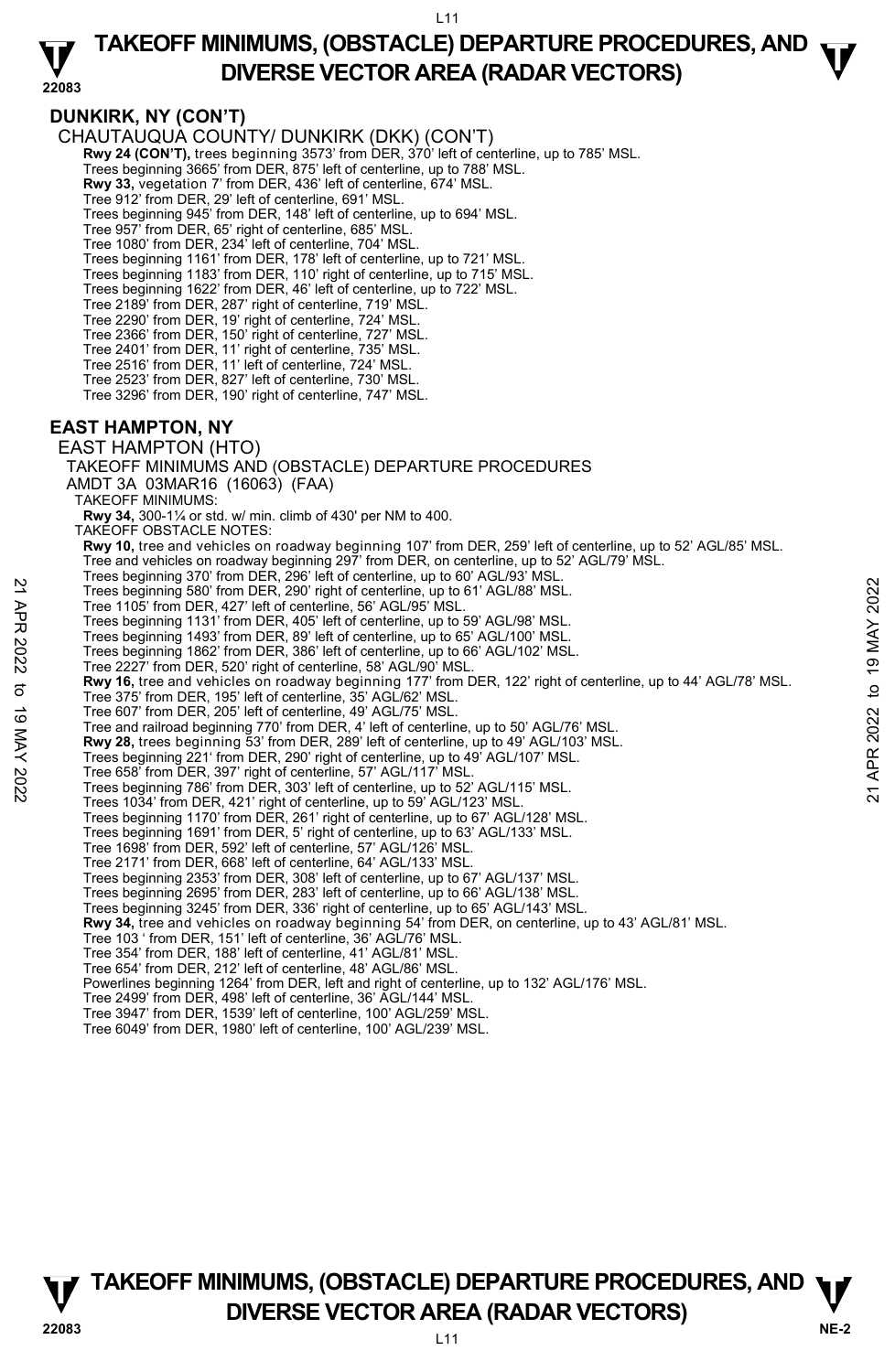## DUNKIRK, NY (CON'T)

CHAUTAUQUA COUNTY/ DUNKIRK (DKK) (CON'T)

**Rwy 24 (CON'T),** trees beginning 3573' from DER, 370' left of centerline, up to 785' MSL.
Trees beginning 3665' from DER, 875' left of centerline, up to 788' MSL.
**Rwy 33,** vegetation 7' from DER, 436' left of centerline, 674' MSL.
Tree 912' from DER, 29' left of centerline, 691' MSL.
Trees beginning 945' from DER, 148' left of centerline, up to 694' MSL.
Tree 957' from DER, 65' right of centerline, 685' MSL.
Tree 1080' from DER, 234' left of centerline, 704' MSL.
Trees beginning 1161' from DER, 178' left of centerline, up to 721' MSL.
Trees beginning 1183' from DER, 110' right of centerline, up to 715' MSL.
Trees beginning 1622' from DER, 46' left of centerline, up to 722' MSL.
Tree 2189' from DER, 287' right of centerline, 719' MSL.
Tree 2290' from DER, 19' right of centerline, 724' MSL.
Tree 2366' from DER, 150' right of centerline, 727' MSL.
Tree 2401' from DER, 11' right of centerline, 735' MSL.
Tree 2516' from DER, 11' left of centerline, 724' MSL.
Tree 2523' from DER, 827' left of centerline, 730' MSL.
Tree 3296' from DER, 190' right of centerline, 747' MSL.

## EAST HAMPTON, NY

EAST HAMPTON (HTO)

TAKEOFF MINIMUMS AND (OBSTACLE) DEPARTURE PROCEDURES
AMDT 3A 03MAR16 (16063) (FAA)

TAKEOFF MINIMUMS:
**Rwy 34,** 300-1¼ or std. w/ min. climb of 430' per NM to 400.

TAKEOFF OBSTACLE NOTES:
**Rwy 10,** tree and vehicles on roadway beginning 107' from DER, 259' left of centerline, up to 52' AGL/85' MSL.
Tree and vehicles on roadway beginning 297' from DER, on centerline, up to 52' AGL/79' MSL.
Trees beginning 370' from DER, 296' left of centerline, up to 60' AGL/93' MSL.
Trees beginning 580' from DER, 290' right of centerline, up to 61' AGL/88' MSL.
Tree 1105' from DER, 427' left of centerline, 56' AGL/95' MSL.
Trees beginning 1131' from DER, 405' left of centerline, up to 59' AGL/98' MSL.
Trees beginning 1493' from DER, 89' left of centerline, up to 65' AGL/100' MSL.
Trees beginning 1862' from DER, 386' left of centerline, up to 66' AGL/102' MSL.
Tree 2227' from DER, 520' right of centerline, 58' AGL/90' MSL.
**Rwy 16,** tree and vehicles on roadway beginning 177' from DER, 122' right of centerline, up to 44' AGL/78' MSL.
Tree 375' from DER, 195' left of centerline, 35' AGL/62' MSL.
Tree 607' from DER, 205' left of centerline, 49' AGL/75' MSL.
Tree and railroad beginning 770' from DER, 4' left of centerline, up to 50' AGL/76' MSL.
**Rwy 28,** trees beginning 53' from DER, 289' left of centerline, up to 49' AGL/103' MSL.
Trees beginning 221' from DER, 290' right of centerline, up to 49' AGL/107' MSL.
Tree 658' from DER, 397' right of centerline, 57' AGL/117' MSL.
Trees beginning 786' from DER, 303' left of centerline, up to 52' AGL/115' MSL.
Trees 1034' from DER, 421' right of centerline, up to 59' AGL/123' MSL.
Trees beginning 1170' from DER, 261' right of centerline, up to 67' AGL/128' MSL.
Trees beginning 1691' from DER, 5' right of centerline, up to 63' AGL/133' MSL.
Tree 1698' from DER, 592' left of centerline, 57' AGL/126' MSL.
Tree 2171' from DER, 668' left of centerline, 64' AGL/133' MSL.
Trees beginning 2353' from DER, 308' left of centerline, up to 67' AGL/137' MSL.
Trees beginning 2695' from DER, 283' left of centerline, up to 66' AGL/138' MSL.
Trees beginning 3245' from DER, 336' right of centerline, up to 65' AGL/143' MSL.
**Rwy 34,** tree and vehicles on roadway beginning 54' from DER, on centerline, up to 43' AGL/81' MSL.
Tree 103 ' from DER, 151' left of centerline, 36' AGL/76' MSL.
Tree 354' from DER, 188' left of centerline, 41' AGL/81' MSL.
Tree 654' from DER, 212' left of centerline, 48' AGL/86' MSL.
Powerlines beginning 1264' from DER, left and right of centerline, up to 132' AGL/176' MSL.
Tree 2499' from DER, 498' left of centerline, 36' AGL/144' MSL.
Tree 3947' from DER, 1539' left of centerline, 100' AGL/259' MSL.
Tree 6049' from DER, 1980' left of centerline, 100' AGL/239' MSL.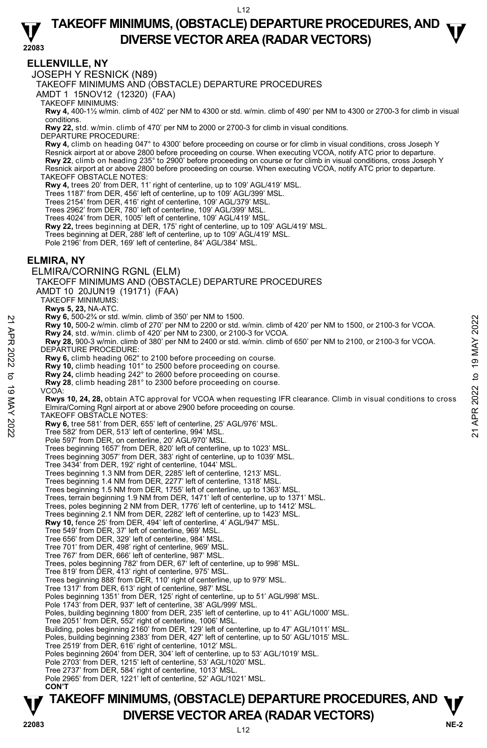## ELLENVILLE, NY

JOSEPH Y RESNICK (N89)

TAKEOFF MINIMUMS AND (OBSTACLE) DEPARTURE PROCEDURES

AMDT 1 15NOV12 (12320) (FAA)

TAKEOFF MINIMUMS:

**Rwy 4,** 400-1½ w/min. climb of 402' per NM to 4300 or std. w/min. climb of 490' per NM to 4300 or 2700-3 for climb in visual conditions.

**Rwy 22,** std. w/min. climb of 470' per NM to 2000 or 2700-3 for climb in visual conditions.

DEPARTURE PROCEDURE:

**Rwy 4,** climb on heading 047° to 4300' before proceeding on course or for climb in visual conditions, cross Joseph Y Resnick airport at or above 2800 before proceeding on course. When executing VCOA, notify ATC prior to departure.

**Rwy 22**, climb on heading 235° to 2900' before proceeding on course or for climb in visual conditions, cross Joseph Y Resnick airport at or above 2800 before proceeding on course. When executing VCOA, notify ATC prior to departure.

TAKEOFF OBSTACLE NOTES:

**Rwy 4,** trees 20' from DER, 11' right of centerline, up to 109' AGL/419' MSL.
Trees 1187' from DER, 456' left of centerline, up to 109' AGL/399' MSL.
Trees 2154' from DER, 416' right of centerline, 109' AGL/379' MSL.
Trees 2962' from DER, 780' left of centerline, 109' AGL/399' MSL.
Trees 4024' from DER, 1005' left of centerline, 109' AGL/419' MSL.

**Rwy 22,** trees beginning at DER, 175' right of centerline, up to 109' AGL/419' MSL.
Trees beginning at DER, 288' left of centerline, up to 109' AGL/419' MSL.
Pole 2196' from DER, 169' left of centerline, 84' AGL/384' MSL.

## ELMIRA, NY

ELMIRA/CORNING RGNL (ELM)

TAKEOFF MINIMUMS AND (OBSTACLE) DEPARTURE PROCEDURES

AMDT 10 20JUN19 (19171) (FAA)

TAKEOFF MINIMUMS:

**Rwys 5, 23,** NA-ATC.

**Rwy 6,** 500-2¾ or std. w/min. climb of 350' per NM to 1500.

**Rwy 10,** 500-2 w/min. climb of 270' per NM to 2200 or std. w/min. climb of 420' per NM to 1500, or 2100-3 for VCOA.

**Rwy 24**, std. w/min. climb of 420' per NM to 2300, or 2100-3 for VCOA.

**Rwy 28,** 900-3 w/min. climb of 380' per NM to 2400 or std. w/min. climb of 650' per NM to 2100, or 2100-3 for VCOA.

DEPARTURE PROCEDURE:

**Rwy 6,** climb heading 062° to 2100 before proceeding on course.

**Rwy 10,** climb heading 101° to 2500 before proceeding on course.

**Rwy 24,** climb heading 242° to 2600 before proceeding on course.

**Rwy 28**, climb heading 281° to 2300 before proceeding on course.

VCOA:

**Rwys 10, 24, 28,** obtain ATC approval for VCOA when requesting IFR clearance. Climb in visual conditions to cross Elmira/Corning Rgnl airport at or above 2900 before proceeding on course.

TAKEOFF OBSTACLE NOTES:

**Rwy 6,** tree 581' from DER, 655' left of centerline, 25' AGL/976' MSL.
Tree 582' from DER, 513' left of centerline, 994' MSL.
Pole 597' from DER, on centerline, 20' AGL/970' MSL.
Trees beginning 1657' from DER, 820' left of centerline, up to 1023' MSL.
Trees beginning 3057' from DER, 383' right of centerline, up to 1039' MSL.
Tree 3434' from DER, 192' right of centerline, 1044' MSL.
Trees beginning 1.3 NM from DER, 2285' left of centerline, 1213' MSL.
Trees beginning 1.4 NM from DER, 2277' left of centerline, 1318' MSL.
Trees beginning 1.5 NM from DER, 1755' left of centerline, up to 1363' MSL.
Trees, terrain beginning 1.9 NM from DER, 1471' left of centerline, up to 1371' MSL.
Trees, poles beginning 2 NM from DER, 1776' left of centerline, up to 1412' MSL.
Trees beginning 2.1 NM from DER, 2282' left of centerline, up to 1423' MSL.

**Rwy 10,** fence 25' from DER, 494' left of centerline, 4' AGL/947' MSL.
Tree 549' from DER, 37' left of centerline, 969' MSL.
Tree 656' from DER, 329' left of centerline, 984' MSL.
Tree 701' from DER, 498' right of centerline, 969' MSL.
Tree 767' from DER, 666' left of centerline, 987' MSL.
Trees, poles beginning 782' from DER, 67' left of centerline, up to 998' MSL.
Tree 819' from DER, 413' right of centerline, 975' MSL.
Trees beginning 888' from DER, 110' right of centerline, up to 979' MSL.
Tree 1317' from DER, 613' right of centerline, 987' MSL.
Poles beginning 1351' from DER, 125' right of centerline, up to 51' AGL/998' MSL.
Pole 1743' from DER, 937' left of centerline, 38' AGL/999' MSL.
Poles, building beginning 1800' from DER, 235' left of centerline, up to 41' AGL/1000' MSL.
Tree 2051' from DER, 552' right of centerline, 1006' MSL.
Building, poles beginning 2160' from DER, 129' left of centerline, up to 47' AGL/1011' MSL.
Poles, building beginning 2383' from DER, 427' left of centerline, up to 50' AGL/1015' MSL.
Tree 2519' from DER, 616' right of centerline, 1012' MSL.
Poles beginning 2604' from DER, 304' left of centerline, up to 53' AGL/1019' MSL.
Pole 2703' from DER, 1215' left of centerline, 53' AGL/1020' MSL.
Tree 2737' from DER, 584' right of centerline, 1013' MSL.
Pole 2965' from DER, 1221' left of centerline, 52' AGL/1021' MSL.

**CON'T**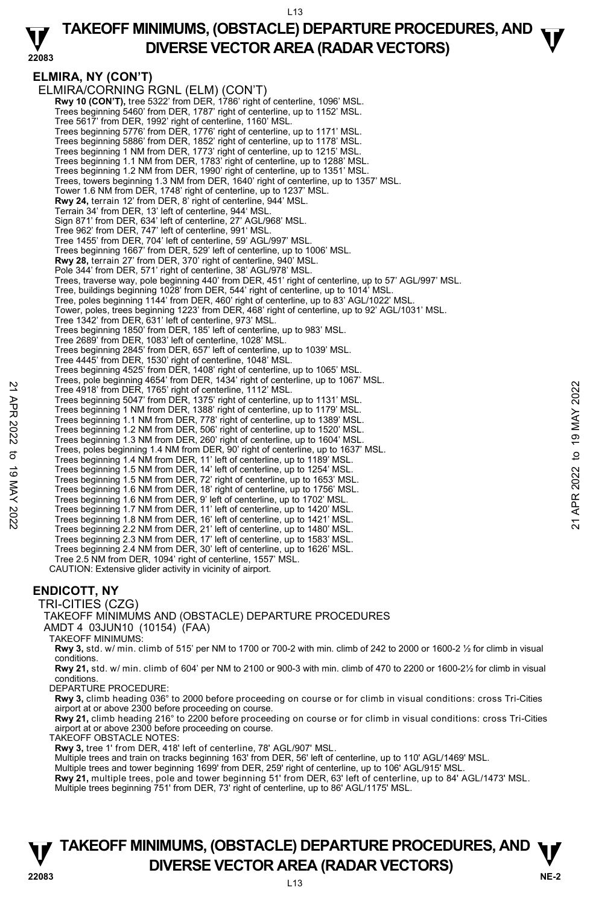## ELMIRA, NY (CON'T)

ELMIRA/CORNING RGNL (ELM) (CON'T)

**Rwy 10 (CON'T),** tree 5322' from DER, 1786' right of centerline, 1096' MSL.
Trees beginning 5460' from DER, 1787' right of centerline, up to 1152' MSL.
Tree 5617' from DER, 1992' right of centerline, 1160' MSL.
Trees beginning 5776' from DER, 1776' right of centerline, up to 1171' MSL.
Trees beginning 5886' from DER, 1852' right of centerline, up to 1178' MSL.
Trees beginning 1 NM from DER, 1773' right of centerline, up to 1215' MSL.
Trees beginning 1.1 NM from DER, 1783' right of centerline, up to 1288' MSL.
Trees beginning 1.2 NM from DER, 1990' right of centerline, up to 1351' MSL.
Trees, towers beginning 1.3 NM from DER, 1640' right of centerline, up to 1357' MSL.
Tower 1.6 NM from DER, 1748' right of centerline, up to 1237' MSL.
**Rwy 24,** terrain 12' from DER, 8' right of centerline, 944' MSL.
Terrain 34' from DER, 13' left of centerline, 944' MSL.
Sign 871' from DER, 634' left of centerline, 27' AGL/968' MSL.
Tree 962' from DER, 747' left of centerline, 991' MSL.
Tree 1455' from DER, 704' left of centerline, 59' AGL/997' MSL.
Trees beginning 1667' from DER, 529' left of centerline, up to 1006' MSL.
**Rwy 28,** terrain 27' from DER, 370' right of centerline, 940' MSL.
Pole 344' from DER, 571' right of centerline, 38' AGL/978' MSL.
Trees, traverse way, pole beginning 440' from DER, 451' right of centerline, up to 57' AGL/997' MSL.
Tree, buildings beginning 1028' from DER, 544' right of centerline, up to 1014' MSL.
Tree, poles beginning 1144' from DER, 460' right of centerline, up to 83' AGL/1022' MSL.
Tower, poles, trees beginning 1223' from DER, 468' right of centerline, up to 92' AGL/1031' MSL.
Tree 1342' from DER, 631' left of centerline, 973' MSL.
Trees beginning 1850' from DER, 185' left of centerline, up to 983' MSL.
Tree 2689' from DER, 1083' left of centerline, 1028' MSL.
Trees beginning 2845' from DER, 657' left of centerline, up to 1039' MSL.
Tree 4445' from DER, 1530' right of centerline, 1048' MSL.
Trees beginning 4525' from DER, 1408' right of centerline, up to 1065' MSL.
Trees, pole beginning 4654' from DER, 1434' right of centerline, up to 1067' MSL.
Tree 4918' from DER, 1765' right of centerline, 1112' MSL.
Trees beginning 5047' from DER, 1375' right of centerline, up to 1131' MSL.
Trees beginning 1 NM from DER, 1388' right of centerline, up to 1179' MSL.
Trees beginning 1.1 NM from DER, 778' right of centerline, up to 1389' MSL.
Trees beginning 1.2 NM from DER, 506' right of centerline, up to 1520' MSL.
Trees beginning 1.3 NM from DER, 260' right of centerline, up to 1604' MSL.
Trees, poles beginning 1.4 NM from DER, 90' right of centerline, up to 1637' MSL.
Trees beginning 1.4 NM from DER, 11' left of centerline, up to 1189' MSL.
Trees beginning 1.5 NM from DER, 14' left of centerline, up to 1254' MSL.
Trees beginning 1.5 NM from DER, 72' right of centerline, up to 1653' MSL.
Trees beginning 1.6 NM from DER, 18' right of centerline, up to 1756' MSL.
Trees beginning 1.6 NM from DER, 9' left of centerline, up to 1702' MSL.
Trees beginning 1.7 NM from DER, 11' left of centerline, up to 1420' MSL.
Trees beginning 1.8 NM from DER, 16' left of centerline, up to 1421' MSL.
Trees beginning 2.2 NM from DER, 21' left of centerline, up to 1480' MSL.
Trees beginning 2.3 NM from DER, 17' left of centerline, up to 1583' MSL.
Trees beginning 2.4 NM from DER, 30' left of centerline, up to 1626' MSL.
Tree 2.5 NM from DER, 1094' right of centerline, 1557' MSL.
CAUTION: Extensive glider activity in vicinity of airport.

## ENDICOTT, NY

TRI-CITIES (CZG)
TAKEOFF MINIMUMS AND (OBSTACLE) DEPARTURE PROCEDURES
AMDT 4 03JUN10 (10154) (FAA)

TAKEOFF MINIMUMS:
**Rwy 3,** std. w/ min. climb of 515' per NM to 1700 or 700-2 with min. climb of 242 to 2000 or 1600-2 ½ for climb in visual conditions.
**Rwy 21,** std. w/ min. climb of 604' per NM to 2100 or 900-3 with min. climb of 470 to 2200 or 1600-2½ for climb in visual conditions.

DEPARTURE PROCEDURE:
**Rwy 3,** climb heading 036° to 2000 before proceeding on course or for climb in visual conditions: cross Tri-Cities airport at or above 2300 before proceeding on course.
**Rwy 21,** climb heading 216° to 2200 before proceeding on course or for climb in visual conditions: cross Tri-Cities airport at or above 2300 before proceeding on course.

TAKEOFF OBSTACLE NOTES:
**Rwy 3,** tree 1' from DER, 418' left of centerline, 78' AGL/907' MSL.
Multiple trees and train on tracks beginning 163' from DER, 56' left of centerline, up to 110' AGL/1469' MSL.
Multiple trees and tower beginning 1699' from DER, 259' right of centerline, up to 106' AGL/915' MSL.
**Rwy 21,** multiple trees, pole and tower beginning 51' from DER, 63' left of centerline, up to 84' AGL/1473' MSL.
Multiple trees beginning 751' from DER, 73' right of centerline, up to 86' AGL/1175' MSL.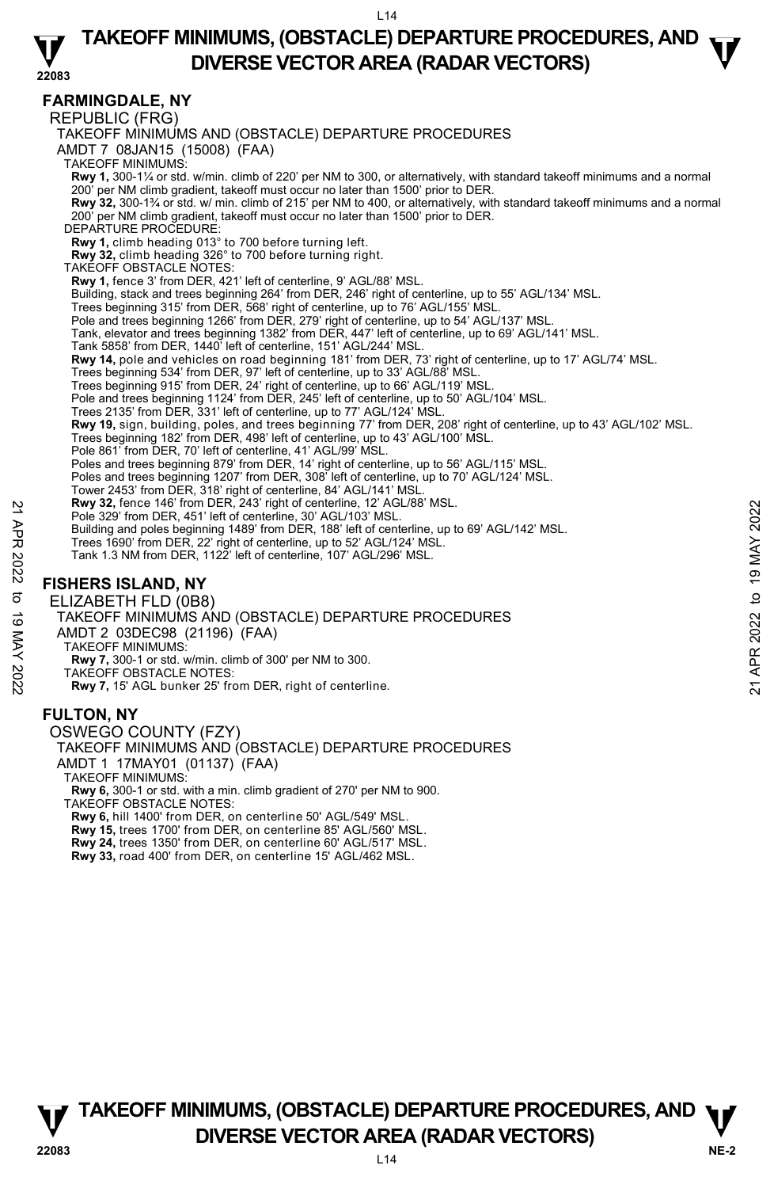## FARMINGDALE, NY

REPUBLIC (FRG)

TAKEOFF MINIMUMS AND (OBSTACLE) DEPARTURE PROCEDURES

AMDT 7 08JAN15 (15008) (FAA)

TAKEOFF MINIMUMS:

**Rwy 1,** 300-1¼ or std. w/min. climb of 220' per NM to 300, or alternatively, with standard takeoff minimums and a normal 200' per NM climb gradient, takeoff must occur no later than 1500' prior to DER.

**Rwy 32,** 300-1¾ or std. w/ min. climb of 215' per NM to 400, or alternatively, with standard takeoff minimums and a normal 200' per NM climb gradient, takeoff must occur no later than 1500' prior to DER.

DEPARTURE PROCEDURE:

**Rwy 1,** climb heading 013° to 700 before turning left.

**Rwy 32,** climb heading 326° to 700 before turning right.

TAKEOFF OBSTACLE NOTES:

**Rwy 1,** fence 3' from DER, 421' left of centerline, 9' AGL/88' MSL.
Building, stack and trees beginning 264' from DER, 246' right of centerline, up to 55' AGL/134' MSL.
Trees beginning 315' from DER, 568' right of centerline, up to 76' AGL/155' MSL.
Pole and trees beginning 1266' from DER, 279' right of centerline, up to 54' AGL/137' MSL.
Tank, elevator and trees beginning 1382' from DER, 447' left of centerline, up to 69' AGL/141' MSL.
Tank 5858' from DER, 1440' left of centerline, 151' AGL/244' MSL.

**Rwy 14,** pole and vehicles on road beginning 181' from DER, 73' right of centerline, up to 17' AGL/74' MSL.
Trees beginning 534' from DER, 97' left of centerline, up to 33' AGL/88' MSL.
Trees beginning 915' from DER, 24' right of centerline, up to 66' AGL/119' MSL.
Pole and trees beginning 1124' from DER, 245' left of centerline, up to 50' AGL/104' MSL.
Trees 2135' from DER, 331' left of centerline, up to 77' AGL/124' MSL.

**Rwy 19,** sign, building, poles, and trees beginning 77' from DER, 208' right of centerline, up to 43' AGL/102' MSL.
Trees beginning 182' from DER, 498' left of centerline, up to 43' AGL/100' MSL.
Pole 861' from DER, 70' left of centerline, 41' AGL/99' MSL.
Poles and trees beginning 879' from DER, 14' right of centerline, up to 56' AGL/115' MSL.
Poles and trees beginning 1207' from DER, 308' left of centerline, up to 70' AGL/124' MSL.
Tower 2453' from DER, 318' right of centerline, 84' AGL/141' MSL.

**Rwy 32,** fence 146' from DER, 243' right of centerline, 12' AGL/88' MSL.
Pole 329' from DER, 451' left of centerline, 30' AGL/103' MSL.
Building and poles beginning 1489' from DER, 188' left of centerline, up to 69' AGL/142' MSL.
Trees 1690' from DER, 22' right of centerline, up to 52' AGL/124' MSL.
Tank 1.3 NM from DER, 1122' left of centerline, 107' AGL/296' MSL.

## FISHERS ISLAND, NY

ELIZABETH FLD (0B8)

TAKEOFF MINIMUMS AND (OBSTACLE) DEPARTURE PROCEDURES

AMDT 2 03DEC98 (21196) (FAA)

TAKEOFF MINIMUMS:

**Rwy 7,** 300-1 or std. w/min. climb of 300' per NM to 300.

TAKEOFF OBSTACLE NOTES:

**Rwy 7,** 15' AGL bunker 25' from DER, right of centerline.

## FULTON, NY

OSWEGO COUNTY (FZY)

TAKEOFF MINIMUMS AND (OBSTACLE) DEPARTURE PROCEDURES

AMDT 1 17MAY01 (01137) (FAA)

TAKEOFF MINIMUMS:

**Rwy 6,** 300-1 or std. with a min. climb gradient of 270' per NM to 900.

TAKEOFF OBSTACLE NOTES:

**Rwy 6,** hill 1400' from DER, on centerline 50' AGL/549' MSL.

**Rwy 15,** trees 1700' from DER, on centerline 85' AGL/560' MSL.

**Rwy 24,** trees 1350' from DER, on centerline 60' AGL/517' MSL.

**Rwy 33,** road 400' from DER, on centerline 15' AGL/462 MSL.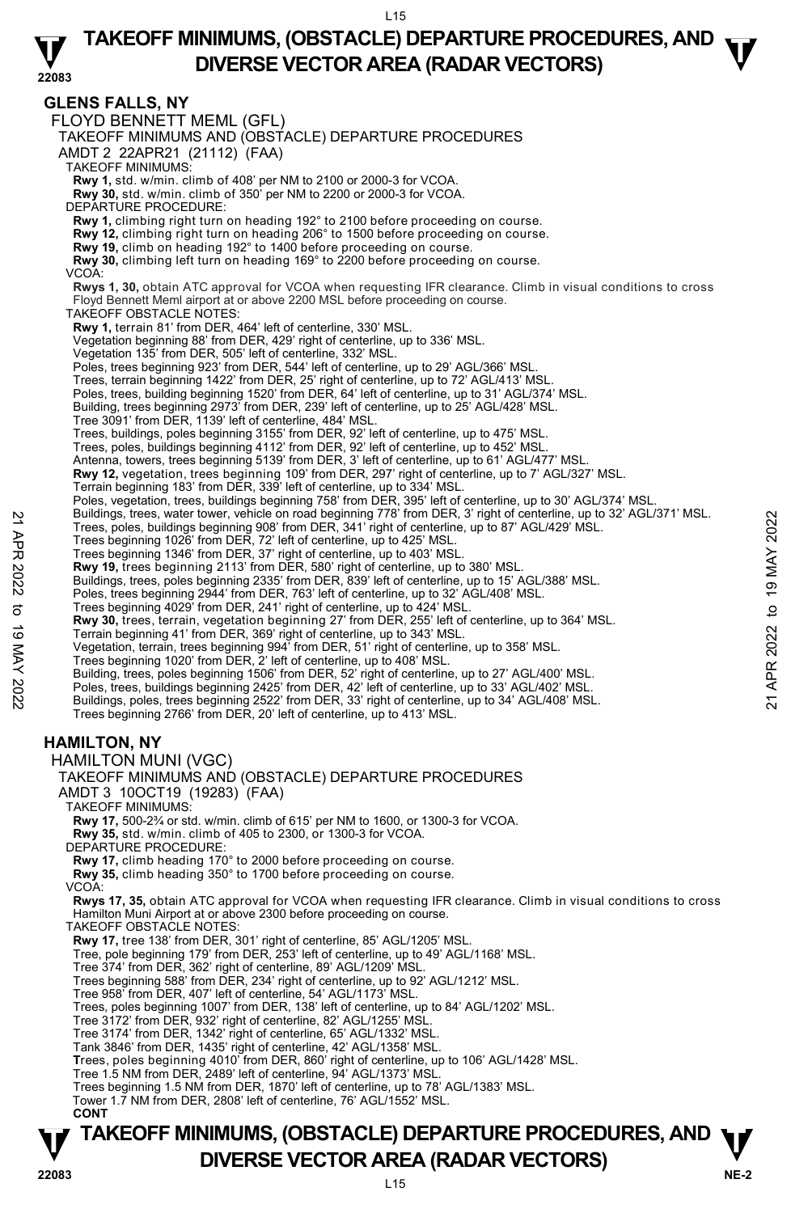# TAKEOFF MINIMUMS, (OBSTACLE) DEPARTURE PROCEDURES, AND DIVERSE VECTOR AREA (RADAR VECTORS)

## GLENS FALLS, NY

FLOYD BENNETT MEML (GFL)
TAKEOFF MINIMUMS AND (OBSTACLE) DEPARTURE PROCEDURES
AMDT 2 22APR21 (21112) (FAA)

TAKEOFF MINIMUMS:
**Rwy 1,** std. w/min. climb of 408' per NM to 2100 or 2000-3 for VCOA.
**Rwy 30,** std. w/min. climb of 350' per NM to 2200 or 2000-3 for VCOA.

DEPARTURE PROCEDURE:
**Rwy 1,** climbing right turn on heading 192° to 2100 before proceeding on course.
**Rwy 12,** climbing right turn on heading 206° to 1500 before proceeding on course.
**Rwy 19,** climb on heading 192° to 1400 before proceeding on course.
**Rwy 30,** climbing left turn on heading 169° to 2200 before proceeding on course.

VCOA:
**Rwys 1, 30,** obtain ATC approval for VCOA when requesting IFR clearance. Climb in visual conditions to cross Floyd Bennett Meml airport at or above 2200 MSL before proceeding on course.

TAKEOFF OBSTACLE NOTES:
**Rwy 1,** terrain 81' from DER, 464' left of centerline, 330' MSL.
Vegetation beginning 88' from DER, 429' right of centerline, up to 336' MSL.
Vegetation 135' from DER, 505' left of centerline, 332' MSL.
Poles, trees beginning 923' from DER, 544' left of centerline, up to 29' AGL/366' MSL.
Trees, terrain beginning 1422' from DER, 25' right of centerline, up to 72' AGL/413' MSL.
Poles, trees, building beginning 1520' from DER, 64' left of centerline, up to 31' AGL/374' MSL.
Building, trees beginning 2973' from DER, 239' left of centerline, up to 25' AGL/428' MSL.
Tree 3091' from DER, 1139' left of centerline, 484' MSL.
Trees, buildings, poles beginning 3155' from DER, 92' left of centerline, up to 475' MSL.
Trees, poles, buildings beginning 4112' from DER, 92' left of centerline, up to 452' MSL.
Antenna, towers, trees beginning 5139' from DER, 3' left of centerline, up to 61' AGL/477' MSL.
**Rwy 12,** vegetation, trees beginning 109' from DER, 297' right of centerline, up to 7' AGL/327' MSL.
Terrain beginning 183' from DER, 339' left of centerline, up to 334' MSL.
Poles, vegetation, trees, buildings beginning 758' from DER, 395' left of centerline, up to 30' AGL/374' MSL.
Buildings, trees, water tower, vehicle on road beginning 778' from DER, 3' right of centerline, up to 32' AGL/371' MSL.
Trees, poles, buildings beginning 908' from DER, 341' right of centerline, up to 87' AGL/429' MSL.
Trees beginning 1026' from DER, 72' left of centerline, up to 425' MSL.
Trees beginning 1346' from DER, 37' right of centerline, up to 403' MSL.
**Rwy 19,** trees beginning 2113' from DER, 580' right of centerline, up to 380' MSL.
Buildings, trees, poles beginning 2335' from DER, 839' left of centerline, up to 15' AGL/388' MSL.
Poles, trees beginning 2944' from DER, 763' left of centerline, up to 32' AGL/408' MSL.
Trees beginning 4029' from DER, 241' right of centerline, up to 424' MSL.
**Rwy 30,** trees, terrain, vegetation beginning 27' from DER, 255' left of centerline, up to 364' MSL.
Terrain beginning 41' from DER, 369' right of centerline, up to 343' MSL.
Vegetation, terrain, trees beginning 994' from DER, 51' right of centerline, up to 358' MSL.
Trees beginning 1020' from DER, 2' left of centerline, up to 408' MSL.
Building, trees, poles beginning 1506' from DER, 52' right of centerline, up to 27' AGL/400' MSL.
Poles, trees, buildings beginning 2425' from DER, 42' left of centerline, up to 33' AGL/402' MSL.
Buildings, poles, trees beginning 2522' from DER, 33' right of centerline, up to 34' AGL/408' MSL.
Trees beginning 2766' from DER, 20' left of centerline, up to 413' MSL.

## HAMILTON, NY

HAMILTON MUNI (VGC)
TAKEOFF MINIMUMS AND (OBSTACLE) DEPARTURE PROCEDURES
AMDT 3 10OCT19 (19283) (FAA)

TAKEOFF MINIMUMS:
**Rwy 17,** 500-2¾ or std. w/min. climb of 615' per NM to 1600, or 1300-3 for VCOA.
**Rwy 35,** std. w/min. climb of 405 to 2300, or 1300-3 for VCOA.

DEPARTURE PROCEDURE:
**Rwy 17,** climb heading 170° to 2000 before proceeding on course.
**Rwy 35,** climb heading 350° to 1700 before proceeding on course.

VCOA:
**Rwys 17, 35,** obtain ATC approval for VCOA when requesting IFR clearance. Climb in visual conditions to cross Hamilton Muni Airport at or above 2300 before proceeding on course.

TAKEOFF OBSTACLE NOTES:
**Rwy 17,** tree 138' from DER, 301' right of centerline, 85' AGL/1205' MSL.
Tree, pole beginning 179' from DER, 253' left of centerline, up to 49' AGL/1168' MSL.
Tree 374' from DER, 362' right of centerline, 89' AGL/1209' MSL.
Trees beginning 588' from DER, 234' right of centerline, up to 92' AGL/1212' MSL.
Tree 958' from DER, 407' left of centerline, 54' AGL/1173' MSL.
Trees, poles beginning 1007' from DER, 138' left of centerline, up to 84' AGL/1202' MSL.
Tree 3172' from DER, 932' right of centerline, 82' AGL/1255' MSL.
Tree 3174' from DER, 1342' right of centerline, 65' AGL/1332' MSL.
Tank 3846' from DER, 1435' right of centerline, 42' AGL/1358' MSL.
Trees, poles beginning 4010' from DER, 860' right of centerline, up to 106' AGL/1428' MSL.
Tree 1.5 NM from DER, 2489' left of centerline, 94' AGL/1373' MSL.
Trees beginning 1.5 NM from DER, 1870' left of centerline, up to 78' AGL/1383' MSL.
Tower 1.7 NM from DER, 2808' left of centerline, 76' AGL/1552' MSL.
**CONT**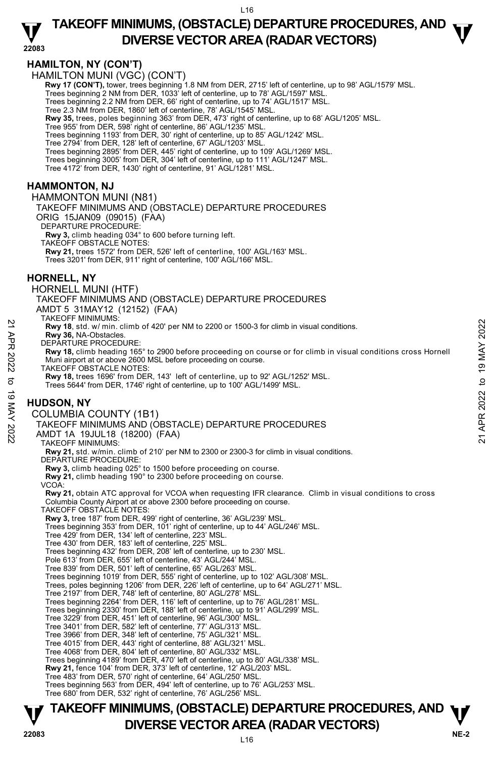## HAMILTON, NY (CON'T)

HAMILTON MUNI (VGC) (CON'T)

**Rwy 17 (CON'T),** tower, trees beginning 1.8 NM from DER, 2715' left of centerline, up to 98' AGL/1579' MSL.
Trees beginning 2 NM from DER, 1033' left of centerline, up to 78' AGL/1597' MSL.
Trees beginning 2.2 NM from DER, 66' right of centerline, up to 74' AGL/1517' MSL.
Tree 2.3 NM from DER, 1860' left of centerline, 78' AGL/1545' MSL.
**Rwy 35,** trees, poles beginning 363' from DER, 473' right of centerline, up to 68' AGL/1205' MSL.
Tree 955' from DER, 598' right of centerline, 86' AGL/1235' MSL.
Trees beginning 1193' from DER, 30' right of centerline, up to 85' AGL/1242' MSL.
Tree 2794' from DER, 128' left of centerline, 67' AGL/1203' MSL.
Trees beginning 2895' from DER, 445' right of centerline, up to 109' AGL/1269' MSL.
Trees beginning 3005' from DER, 304' left of centerline, up to 111' AGL/1247' MSL.
Tree 4172' from DER, 1430' right of centerline, 91' AGL/1281' MSL.

## HAMMONTON, NJ

HAMMONTON MUNI (N81)
TAKEOFF MINIMUMS AND (OBSTACLE) DEPARTURE PROCEDURES
ORIG 15JAN09 (09015) (FAA)
DEPARTURE PROCEDURE:
**Rwy 3,** climb heading 034° to 600 before turning left.
TAKEOFF OBSTACLE NOTES:
**Rwy 21,** trees 1572' from DER, 526' left of centerline, 100' AGL/163' MSL.
Trees 3201' from DER, 911' right of centerline, 100' AGL/166' MSL.

## HORNELL, NY

HORNELL MUNI (HTF)
TAKEOFF MINIMUMS AND (OBSTACLE) DEPARTURE PROCEDURES
AMDT 5 31MAY12 (12152) (FAA)
TAKEOFF MINIMUMS:
**Rwy 18**, std. w/ min. climb of 420' per NM to 2200 or 1500-3 for climb in visual conditions.
**Rwy 36,** NA-Obstacles.
DEPARTURE PROCEDURE:
**Rwy 18,** climb heading 165° to 2900 before proceeding on course or for climb in visual conditions cross Hornell Muni airport at or above 2600 MSL before proceeding on course.
TAKEOFF OBSTACLE NOTES:
**Rwy 18,** trees 1696' from DER, 143' left of centerline, up to 92' AGL/1252' MSL.
Trees 5644' from DER, 1746' right of centerline, up to 100' AGL/1499' MSL.

## HUDSON, NY

COLUMBIA COUNTY (1B1)
TAKEOFF MINIMUMS AND (OBSTACLE) DEPARTURE PROCEDURES
AMDT 1A 19JUL18 (18200) (FAA)
TAKEOFF MINIMUMS:
**Rwy 21,** std. w/min. climb of 210' per NM to 2300 or 2300-3 for climb in visual conditions.
DEPARTURE PROCEDURE:
**Rwy 3,** climb heading 025° to 1500 before proceeding on course.
**Rwy 21,** climb heading 190° to 2300 before proceeding on course.
VCOA:
**Rwy 21,** obtain ATC approval for VCOA when requesting IFR clearance. Climb in visual conditions to cross Columbia County Airport at or above 2300 before proceeding on course.
TAKEOFF OBSTACLE NOTES:
**Rwy 3,** tree 187' from DER, 499' right of centerline, 36' AGL/239' MSL.
Trees beginning 353' from DER, 101' right of centerline, up to 44' AGL/246' MSL.
Tree 429' from DER, 134' left of centerline, 223' MSL.
Tree 430' from DER, 183' left of centerline, 225' MSL.
Trees beginning 432' from DER, 208' left of centerline, up to 230' MSL.
Pole 613' from DER, 655' left of centerline, 43' AGL/244' MSL.
Tree 839' from DER, 501' left of centerline, 65' AGL/263' MSL.
Trees beginning 1019' from DER, 555' right of centerline, up to 102' AGL/308' MSL.
Trees, poles beginning 1206' from DER, 226' left of centerline, up to 64' AGL/271' MSL.
Tree 2197' from DER, 748' left of centerline, 80' AGL/278' MSL.
Trees beginning 2264' from DER, 116' left of centerline, up to 76' AGL/281' MSL.
Trees beginning 2330' from DER, 188' left of centerline, up to 91' AGL/299' MSL.
Tree 3229' from DER, 451' left of centerline, 96' AGL/300' MSL.
Tree 3401' from DER, 582' left of centerline, 77' AGL/313' MSL.
Tree 3966' from DER, 348' left of centerline, 75' AGL/321' MSL.
Tree 4015' from DER, 443' right of centerline, 88' AGL/321' MSL.
Tree 4068' from DER, 804' left of centerline, 80' AGL/332' MSL.
Trees beginning 4189' from DER, 470' left of centerline, up to 80' AGL/338' MSL.
**Rwy 21,** fence 104' from DER, 373' left of centerline, 12' AGL/203' MSL.
Tree 483' from DER, 570' right of centerline, 64' AGL/250' MSL.
Trees beginning 563' from DER, 494' left of centerline, up to 76' AGL/253' MSL.
Tree 680' from DER, 532' right of centerline, 76' AGL/256' MSL.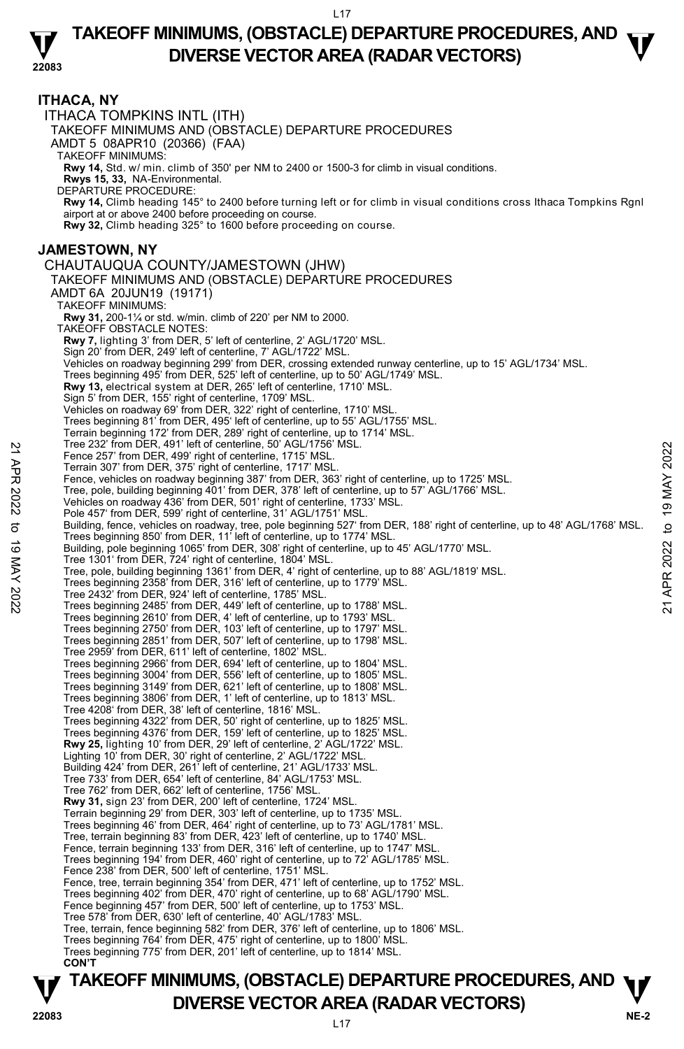## ITHACA, NY

ITHACA TOMPKINS INTL (ITH)
TAKEOFF MINIMUMS AND (OBSTACLE) DEPARTURE PROCEDURES
AMDT 5 08APR10 (20366) (FAA)
TAKEOFF MINIMUMS:
**Rwy 14,** Std. w/ min. climb of 350' per NM to 2400 or 1500-3 for climb in visual conditions.
**Rwys 15, 33,** NA-Environmental.
DEPARTURE PROCEDURE:
**Rwy 14,** Climb heading 145° to 2400 before turning left or for climb in visual conditions cross Ithaca Tompkins Rgnl airport at or above 2400 before proceeding on course.
**Rwy 32,** Climb heading 325° to 1600 before proceeding on course.

## JAMESTOWN, NY

CHAUTAUQUA COUNTY/JAMESTOWN (JHW)
TAKEOFF MINIMUMS AND (OBSTACLE) DEPARTURE PROCEDURES
AMDT 6A 20JUN19 (19171)
TAKEOFF MINIMUMS:
**Rwy 31,** 200-1¼ or std. w/min. climb of 220' per NM to 2000.
TAKEOFF OBSTACLE NOTES:
**Rwy 7,** lighting 3' from DER, 5' left of centerline, 2' AGL/1720' MSL.
Sign 20' from DER, 249' left of centerline, 7' AGL/1722' MSL.
Vehicles on roadway beginning 299' from DER, crossing extended runway centerline, up to 15' AGL/1734' MSL.
Trees beginning 495' from DER, 525' left of centerline, up to 50' AGL/1749' MSL.
**Rwy 13,** electrical system at DER, 265' left of centerline, 1710' MSL.
Sign 5' from DER, 155' right of centerline, 1709' MSL.
Vehicles on roadway 69' from DER, 322' right of centerline, 1710' MSL.
Trees beginning 81' from DER, 495' left of centerline, up to 55' AGL/1755' MSL.
Terrain beginning 172' from DER, 289' right of centerline, up to 1714' MSL.
Tree 232' from DER, 491' left of centerline, 50' AGL/1756' MSL.
Fence 257' from DER, 499' right of centerline, 1715' MSL.
Terrain 307' from DER, 375' right of centerline, 1717' MSL.
Fence, vehicles on roadway beginning 387' from DER, 363' right of centerline, up to 1725' MSL.
Tree, pole, building beginning 401' from DER, 378' left of centerline, up to 57' AGL/1766' MSL.
Vehicles on roadway 436' from DER, 501' right of centerline, 1733' MSL.
Pole 457' from DER, 599' right of centerline, 31' AGL/1751' MSL.
Building, fence, vehicles on roadway, tree, pole beginning 527' from DER, 188' right of centerline, up to 48' AGL/1768' MSL.
Trees beginning 850' from DER, 11' left of centerline, up to 1774' MSL.
Building, pole beginning 1065' from DER, 308' right of centerline, up to 45' AGL/1770' MSL.
Tree 1301' from DER, 724' right of centerline, 1804' MSL.
Tree, pole, building beginning 1361' from DER, 4' right of centerline, up to 88' AGL/1819' MSL.
Trees beginning 2358' from DER, 316' left of centerline, up to 1779' MSL.
Tree 2432' from DER, 924' left of centerline, 1785' MSL.
Trees beginning 2485' from DER, 449' left of centerline, up to 1788' MSL.
Trees beginning 2610' from DER, 4' left of centerline, up to 1793' MSL.
Trees beginning 2750' from DER, 103' left of centerline, up to 1797' MSL.
Trees beginning 2851' from DER, 507' left of centerline, up to 1798' MSL.
Tree 2959' from DER, 611' left of centerline, 1802' MSL.
Trees beginning 2966' from DER, 694' left of centerline, up to 1804' MSL.
Trees beginning 3004' from DER, 556' left of centerline, up to 1805' MSL.
Trees beginning 3149' from DER, 621' left of centerline, up to 1808' MSL.
Trees beginning 3806' from DER, 1' left of centerline, up to 1813' MSL.
Tree 4208' from DER, 38' left of centerline, 1816' MSL.
Trees beginning 4322' from DER, 50' right of centerline, up to 1825' MSL.
Trees beginning 4376' from DER, 159' left of centerline, up to 1825' MSL.
**Rwy 25,** lighting 10' from DER, 29' left of centerline, 2' AGL/1722' MSL.
Lighting 10' from DER, 30' right of centerline, 2' AGL/1722' MSL.
Building 424' from DER, 261' left of centerline, 21' AGL/1733' MSL.
Tree 733' from DER, 654' left of centerline, 84' AGL/1753' MSL.
Tree 762' from DER, 662' left of centerline, 1756' MSL.
**Rwy 31,** sign 23' from DER, 200' left of centerline, 1724' MSL.
Terrain beginning 29' from DER, 303' left of centerline, up to 1735' MSL.
Trees beginning 46' from DER, 464' right of centerline, up to 73' AGL/1781' MSL.
Tree, terrain beginning 83' from DER, 423' left of centerline, up to 1740' MSL.
Fence, terrain beginning 133' from DER, 316' left of centerline, up to 1747' MSL.
Trees beginning 194' from DER, 460' right of centerline, up to 72' AGL/1785' MSL.
Fence 238' from DER, 500' left of centerline, 1751' MSL.
Fence, tree, terrain beginning 354' from DER, 471' left of centerline, up to 1752' MSL.
Trees beginning 402' from DER, 470' right of centerline, up to 68' AGL/1790' MSL.
Fence beginning 457' from DER, 500' left of centerline, up to 1753' MSL.
Tree 578' from DER, 630' left of centerline, 40' AGL/1783' MSL.
Tree, terrain, fence beginning 582' from DER, 376' left of centerline, up to 1806' MSL.
Trees beginning 764' from DER, 475' right of centerline, up to 1800' MSL.
Trees beginning 775' from DER, 201' left of centerline, up to 1814' MSL.
**CON'T**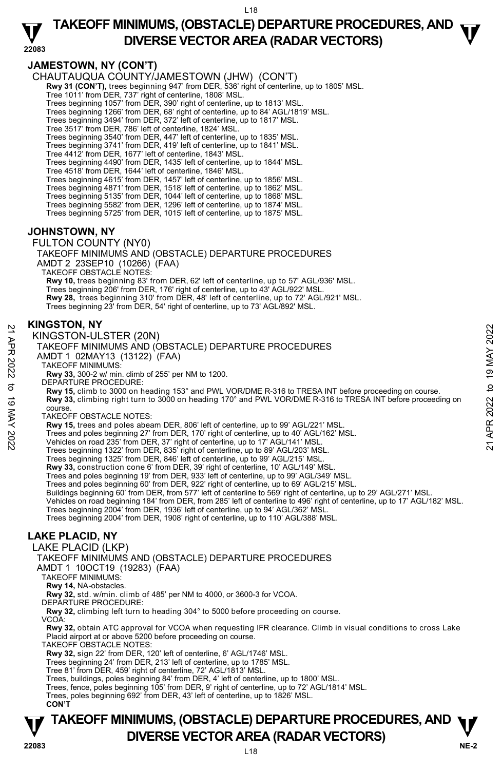## JAMESTOWN, NY (CON'T)

CHAUTAUQUA COUNTY/JAMESTOWN (JHW) (CON'T)

**Rwy 31 (CON'T),** trees beginning 947' from DER, 536' right of centerline, up to 1805' MSL.
Tree 1011' from DER, 737' right of centerline, 1808' MSL.
Trees beginning 1057' from DER, 390' right of centerline, up to 1813' MSL.
Trees beginning 1266' from DER, 68' right of centerline, up to 84' AGL/1819' MSL.
Trees beginning 3494' from DER, 372' left of centerline, up to 1817' MSL.
Tree 3517' from DER, 786' left of centerline, 1824' MSL.
Trees beginning 3540' from DER, 447' left of centerline, up to 1835' MSL.
Trees beginning 3741' from DER, 419' left of centerline, up to 1841' MSL.
Tree 4412' from DER, 1677' left of centerline, 1843' MSL.
Trees beginning 4490' from DER, 1435' left of centerline, up to 1844' MSL.
Tree 4518' from DER, 1644' left of centerline, 1846' MSL.
Trees beginning 4615' from DER, 1457' left of centerline, up to 1856' MSL.
Trees beginning 4871' from DER, 1518' left of centerline, up to 1862' MSL.
Trees beginning 5135' from DER, 1044' left of centerline, up to 1868' MSL.
Trees beginning 5582' from DER, 1296' left of centerline, up to 1874' MSL.
Trees beginning 5725' from DER, 1015' left of centerline, up to 1875' MSL.

## JOHNSTOWN, NY

FULTON COUNTY (NY0)
TAKEOFF MINIMUMS AND (OBSTACLE) DEPARTURE PROCEDURES
AMDT 2 23SEP10 (10266) (FAA)
TAKEOFF OBSTACLE NOTES:
**Rwy 10,** trees beginning 83' from DER, 62' left of centerline, up to 57' AGL/936' MSL.
Trees beginning 206' from DER, 176' right of centerline, up to 43' AGL/922' MSL.
**Rwy 28,** trees beginning 310' from DER, 48' left of centerline, up to 72' AGL/921' MSL.
Trees beginning 23' from DER, 54' right of centerline, up to 73' AGL/892' MSL.

## KINGSTON, NY

KINGSTON-ULSTER (20N)
TAKEOFF MINIMUMS AND (OBSTACLE) DEPARTURE PROCEDURES
AMDT 1 02MAY13 (13122) (FAA)
TAKEOFF MINIMUMS:
**Rwy 33,** 300-2 w/ min. climb of 255' per NM to 1200.
DEPARTURE PROCEDURE:
**Rwy 15,** climb to 3000 on heading 153° and PWL VOR/DME R-316 to TRESA INT before proceeding on course.
**Rwy 33,** climbing right turn to 3000 on heading 170° and PWL VOR/DME R-316 to TRESA INT before proceeding on course.
TAKEOFF OBSTACLE NOTES:
**Rwy 15,** trees and poles abeam DER, 806' left of centerline, up to 99' AGL/221' MSL.
Trees and poles beginning 27' from DER, 170' right of centerline, up to 40' AGL/162' MSL.
Vehicles on road 235' from DER, 37' right of centerline, up to 17' AGL/141' MSL.
Trees beginning 1322' from DER, 835' right of centerline, up to 89' AGL/203' MSL.
Trees beginning 1325' from DER, 846' left of centerline, up to 99' AGL/215' MSL.
**Rwy 33,** construction cone 6' from DER, 39' right of centerline, 10' AGL/149' MSL.
Trees and poles beginning 19' from DER, 933' left of centerline, up to 99' AGL/349' MSL.
Trees and poles beginning 60' from DER, 922' right of centerline, up to 69' AGL/215' MSL.
Buildings beginning 60' from DER, from 577' left of centerline to 569' right of centerline, up to 29' AGL/271' MSL.
Vehicles on road beginning 184' from DER, from 285' left of centerline to 496' right of centerline, up to 17' AGL/182' MSL.
Trees beginning 2004' from DER, 1936' left of centerline, up to 94' AGL/362' MSL.
Trees beginning 2004' from DER, 1908' right of centerline, up to 110' AGL/388' MSL.

## LAKE PLACID, NY

LAKE PLACID (LKP)
TAKEOFF MINIMUMS AND (OBSTACLE) DEPARTURE PROCEDURES
AMDT 1 10OCT19 (19283) (FAA)
TAKEOFF MINIMUMS:
**Rwy 14,** NA-obstacles.
**Rwy 32,** std. w/min. climb of 485' per NM to 4000, or 3600-3 for VCOA.
DEPARTURE PROCEDURE:
**Rwy 32,** climbing left turn to heading 304° to 5000 before proceeding on course.
VCOA:
**Rwy 32,** obtain ATC approval for VCOA when requesting IFR clearance. Climb in visual conditions to cross Lake Placid airport at or above 5200 before proceeding on course.
TAKEOFF OBSTACLE NOTES:
**Rwy 32,** sign 22' from DER, 120' left of centerline, 6' AGL/1746' MSL.
Trees beginning 24' from DER, 213' left of centerline, up to 1785' MSL.
Tree 81' from DER, 459' right of centerline, 72' AGL/1813' MSL.
Trees, buildings, poles beginning 84' from DER, 4' left of centerline, up to 1800' MSL.
Trees, fence, poles beginning 105' from DER, 9' right of centerline, up to 72' AGL/1814' MSL.
Trees, poles beginning 692' from DER, 43' left of centerline, up to 1826' MSL.
**CON'T**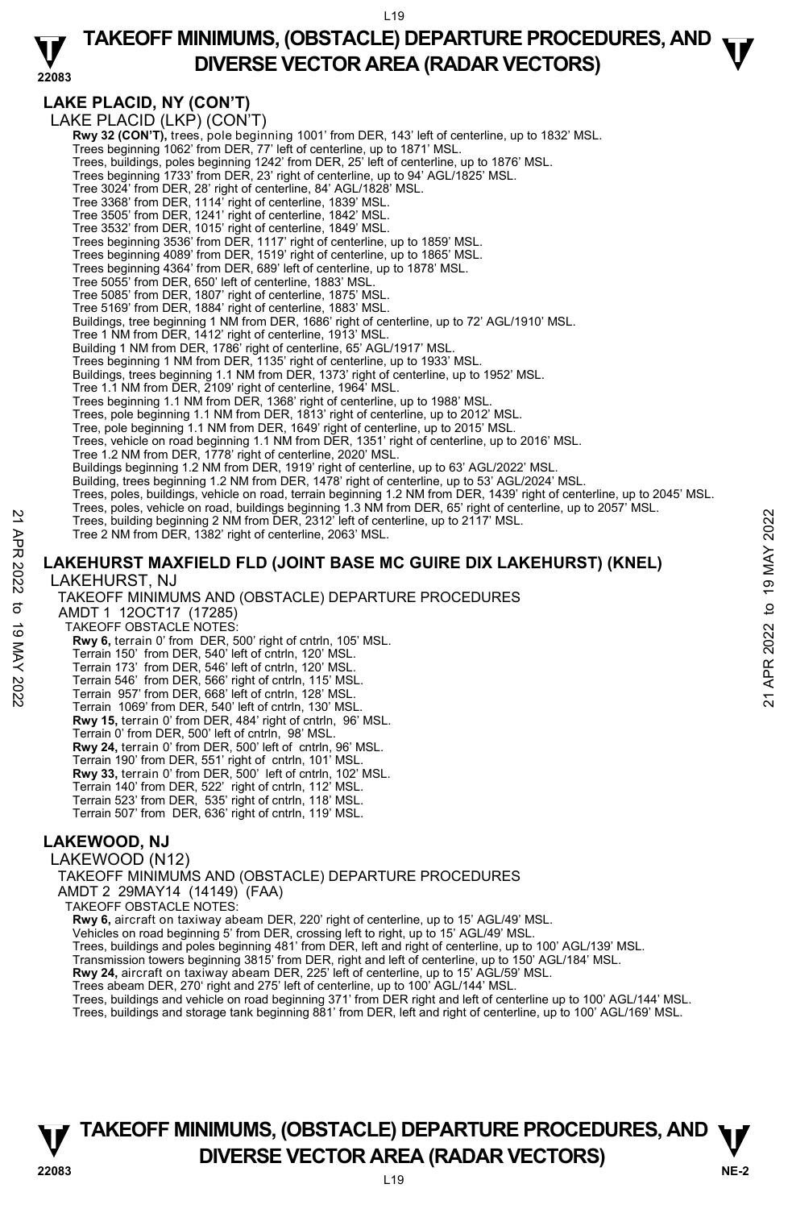## LAKE PLACID, NY (CON'T)

LAKE PLACID (LKP) (CON'T)

**Rwy 32 (CON'T),** trees, pole beginning 1001' from DER, 143' left of centerline, up to 1832' MSL.
Trees beginning 1062' from DER, 77' left of centerline, up to 1871' MSL.
Trees, buildings, poles beginning 1242' from DER, 25' left of centerline, up to 1876' MSL.
Trees beginning 1733' from DER, 23' right of centerline, up to 94' AGL/1825' MSL.
Tree 3024' from DER, 28' right of centerline, 84' AGL/1828' MSL.
Tree 3368' from DER, 1114' right of centerline, 1839' MSL.
Tree 3505' from DER, 1241' right of centerline, 1842' MSL.
Tree 3532' from DER, 1015' right of centerline, 1849' MSL.
Trees beginning 3536' from DER, 1117' right of centerline, up to 1859' MSL.
Trees beginning 4089' from DER, 1519' right of centerline, up to 1865' MSL.
Trees beginning 4364' from DER, 689' left of centerline, up to 1878' MSL.
Tree 5055' from DER, 650' left of centerline, 1883' MSL.
Tree 5085' from DER, 1807' right of centerline, 1875' MSL.
Tree 5169' from DER, 1884' right of centerline, 1883' MSL.
Buildings, tree beginning 1 NM from DER, 1686' right of centerline, up to 72' AGL/1910' MSL.
Tree 1 NM from DER, 1412' right of centerline, 1913' MSL.
Building 1 NM from DER, 1786' right of centerline, 65' AGL/1917' MSL.
Trees beginning 1 NM from DER, 1135' right of centerline, up to 1933' MSL.
Buildings, trees beginning 1.1 NM from DER, 1373' right of centerline, up to 1952' MSL.
Tree 1.1 NM from DER, 2109' right of centerline, 1964' MSL.
Trees beginning 1.1 NM from DER, 1368' right of centerline, up to 1988' MSL.
Trees, pole beginning 1.1 NM from DER, 1813' right of centerline, up to 2012' MSL.
Tree, pole beginning 1.1 NM from DER, 1649' right of centerline, up to 2015' MSL.
Trees, vehicle on road beginning 1.1 NM from DER, 1351' right of centerline, up to 2016' MSL.
Tree 1.2 NM from DER, 1778' right of centerline, 2020' MSL.
Buildings beginning 1.2 NM from DER, 1919' right of centerline, up to 63' AGL/2022' MSL.
Building, trees beginning 1.2 NM from DER, 1478' right of centerline, up to 53' AGL/2024' MSL.
Trees, poles, buildings, vehicle on road, terrain beginning 1.2 NM from DER, 1439' right of centerline, up to 2045' MSL.
Trees, poles, vehicle on road, buildings beginning 1.3 NM from DER, 65' right of centerline, up to 2057' MSL.
Trees, building beginning 2 NM from DER, 2312' left of centerline, up to 2117' MSL.
Tree 2 NM from DER, 1382' right of centerline, 2063' MSL.

## LAKEHURST MAXFIELD FLD (JOINT BASE MC GUIRE DIX LAKEHURST) (KNEL)

LAKEHURST, NJ

TAKEOFF MINIMUMS AND (OBSTACLE) DEPARTURE PROCEDURES
AMDT 1 12OCT17 (17285)

TAKEOFF OBSTACLE NOTES:

**Rwy 6,** terrain 0' from DER, 500' right of cntrln, 105' MSL.
Terrain 150' from DER, 540' left of cntrln, 120' MSL.
Terrain 173' from DER, 546' left of cntrln, 120' MSL.
Terrain 546' from DER, 566' right of cntrln, 115' MSL.
Terrain 957' from DER, 668' left of cntrln, 128' MSL.
Terrain 1069' from DER, 540' left of cntrln, 130' MSL.
**Rwy 15,** terrain 0' from DER, 484' right of cntrln, 96' MSL.
Terrain 0' from DER, 500' left of cntrln, 98' MSL.
**Rwy 24,** terrain 0' from DER, 500' left of cntrln, 96' MSL.
Terrain 190' from DER, 551' right of cntrln, 101' MSL.
**Rwy 33,** terrain 0' from DER, 500' left of cntrln, 102' MSL.
Terrain 140' from DER, 522' right of cntrln, 112' MSL.
Terrain 523' from DER, 535' right of cntrln, 118' MSL.
Terrain 507' from DER, 636' right of cntrln, 119' MSL.

## LAKEWOOD, NJ

LAKEWOOD (N12)

TAKEOFF MINIMUMS AND (OBSTACLE) DEPARTURE PROCEDURES
AMDT 2 29MAY14 (14149) (FAA)

TAKEOFF OBSTACLE NOTES:

**Rwy 6,** aircraft on taxiway abeam DER, 220' right of centerline, up to 15' AGL/49' MSL.
Vehicles on road beginning 5' from DER, crossing left to right, up to 15' AGL/49' MSL.
Trees, buildings and poles beginning 481' from DER, left and right of centerline, up to 100' AGL/139' MSL.
Transmission towers beginning 3815' from DER, right and left of centerline, up to 150' AGL/184' MSL.
**Rwy 24,** aircraft on taxiway abeam DER, 225' left of centerline, up to 15' AGL/59' MSL.
Trees abeam DER, 270' right and 275' left of centerline, up to 100' AGL/144' MSL.
Trees, buildings and vehicle on road beginning 371' from DER right and left of centerline up to 100' AGL/144' MSL.
Trees, buildings and storage tank beginning 881' from DER, left and right of centerline, up to 100' AGL/169' MSL.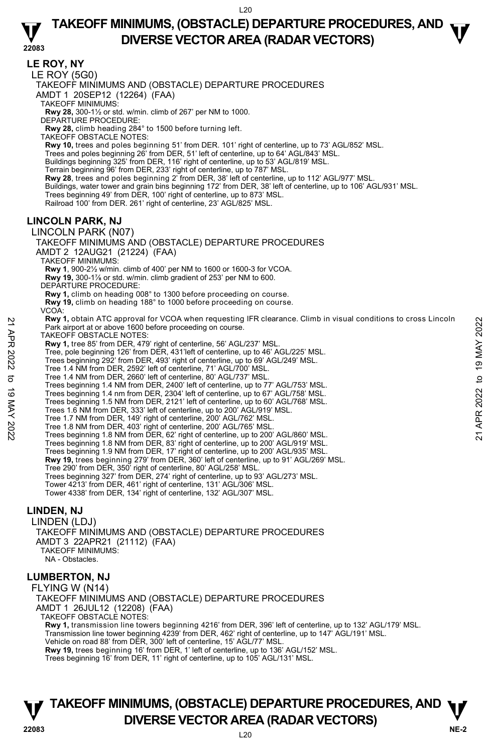## LE ROY, NY

LE ROY (5G0)

TAKEOFF MINIMUMS AND (OBSTACLE) DEPARTURE PROCEDURES

AMDT 1 20SEP12 (12264) (FAA)

TAKEOFF MINIMUMS:

**Rwy 28,** 300-1½ or std. w/min. climb of 267' per NM to 1000.

DEPARTURE PROCEDURE:

**Rwy 28,** climb heading 284° to 1500 before turning left.

TAKEOFF OBSTACLE NOTES:

**Rwy 10,** trees and poles beginning 51' from DER. 101' right of centerline, up to 73' AGL/852' MSL.
Trees and poles beginning 26' from DER, 51' left of centerline, up to 64' AGL/843' MSL.
Buildings beginning 325' from DER, 116' right of centerline, up to 53' AGL/819' MSL.
Terrain beginning 96' from DER, 233' right of centerline, up to 787' MSL.

**Rwy 28**, trees and poles beginning 2' from DER, 38' left of centerline, up to 112' AGL/977' MSL.
Buildings, water tower and grain bins beginning 172' from DER, 38' left of centerline, up to 106' AGL/931' MSL.
Trees beginning 49' from DER, 100' right of centerline, up to 873' MSL.
Railroad 100' from DER. 261' right of centerline, 23' AGL/825' MSL.

## LINCOLN PARK, NJ

LINCOLN PARK (N07)

TAKEOFF MINIMUMS AND (OBSTACLE) DEPARTURE PROCEDURES

AMDT 2 12AUG21 (21224) (FAA)

TAKEOFF MINIMUMS:

**Rwy 1**, 900-2½ w/min. climb of 400' per NM to 1600 or 1600-3 for VCOA.
**Rwy 19,** 300-1⅞ or std. w/min. climb gradient of 253' per NM to 600.

DEPARTURE PROCEDURE:

**Rwy 1,** climb on heading 008° to 1300 before proceeding on course.
**Rwy 19,** climb on heading 188° to 1000 before proceeding on course.

VCOA:

**Rwy 1,** obtain ATC approval for VCOA when requesting IFR clearance. Climb in visual conditions to cross Lincoln Park airport at or above 1600 before proceeding on course.

TAKEOFF OBSTACLE NOTES:

**Rwy 1,** tree 85' from DER, 479' right of centerline, 56' AGL/237' MSL.
Tree, pole beginning 126' from DER, 431'left of centerline, up to 46' AGL/225' MSL.
Trees beginning 292' from DER, 493' right of centerline, up to 69' AGL/249' MSL.
Tree 1.4 NM from DER, 2592' left of centerline, 71' AGL/700' MSL.
Tree 1.4 NM from DER, 2660' left of centerline, 80' AGL/737' MSL.
Trees beginning 1.4 NM from DER, 2400' left of centerline, up to 77' AGL/753' MSL.
Trees beginning 1.4 nm from DER, 2304' left of centerline, up to 67' AGL/758' MSL.
Trees beginning 1.5 NM from DER, 2121' left of centerline, up to 60' AGL/768' MSL.
Trees 1.6 NM from DER, 333' left of centerline, up to 200' AGL/919' MSL.
Tree 1.7 NM from DER, 149' right of centerline, 200' AGL/762' MSL.
Tree 1.8 NM from DER, 403' right of centerline, 200' AGL/765' MSL.
Trees beginning 1.8 NM from DER, 62' right of centerline, up to 200' AGL/860' MSL.
Trees beginning 1.8 NM from DER, 83' right of centerline, up to 200' AGL/919' MSL.
Trees beginning 1.9 NM from DER, 17' right of centerline, up to 200' AGL/935' MSL.

**Rwy 19,** trees beginning 279' from DER, 360' left of centerline, up to 91' AGL/269' MSL.
Tree 290' from DER, 350' right of centerline, 80' AGL/258' MSL.
Trees beginning 327' from DER, 274' right of centerline, up to 93' AGL/273' MSL.
Tower 4213' from DER, 461' right of centerline, 131' AGL/306' MSL.
Tower 4338' from DER, 134' right of centerline, 132' AGL/307' MSL.

## LINDEN, NJ

LINDEN (LDJ)

TAKEOFF MINIMUMS AND (OBSTACLE) DEPARTURE PROCEDURES

AMDT 3 22APR21 (21112) (FAA)

TAKEOFF MINIMUMS:

NA - Obstacles.

## LUMBERTON, NJ

FLYING W (N14)

TAKEOFF MINIMUMS AND (OBSTACLE) DEPARTURE PROCEDURES

AMDT 1 26JUL12 (12208) (FAA)

TAKEOFF OBSTACLE NOTES:

**Rwy 1,** transmission line towers beginning 4216' from DER, 396' left of centerline, up to 132' AGL/179' MSL.
Transmission line tower beginning 4239' from DER, 462' right of centerline, up to 147' AGL/191' MSL.
Vehicle on road 88' from DER, 300' left of centerline, 15' AGL/77' MSL.

**Rwy 19,** trees beginning 16' from DER, 1' left of centerline, up to 136' AGL/152' MSL.
Trees beginning 16' from DER, 11' right of centerline, up to 105' AGL/131' MSL.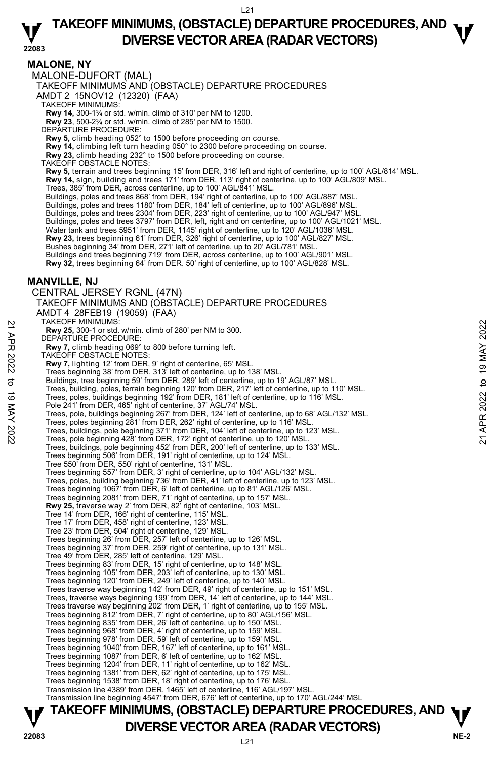## MALONE, NY

MALONE-DUFORT (MAL)
TAKEOFF MINIMUMS AND (OBSTACLE) DEPARTURE PROCEDURES
AMDT 2 15NOV12 (12320) (FAA)
TAKEOFF MINIMUMS:
**Rwy 14,** 300-1¾ or std. w/min. climb of 310' per NM to 1200.
**Rwy 23**, 500-2¾ or std. w/min. climb of 285' per NM to 1500.
DEPARTURE PROCEDURE:
**Rwy 5,** climb heading 052° to 1500 before proceeding on course.
**Rwy 14,** climbing left turn heading 050° to 2300 before proceeding on course.
**Rwy 23,** climb heading 232° to 1500 before proceeding on course.
TAKEOFF OBSTACLE NOTES:
**Rwy 5,** terrain and trees beginning 15' from DER, 316' left and right of centerline, up to 100' AGL/814' MSL.
**Rwy 14,** sign, building and trees 171' from DER, 113' right of centerline, up to 100' AGL/809' MSL.
Trees, 385' from DER, across centerline, up to 100' AGL/841' MSL.
Buildings, poles and trees 868' from DER, 194' right of centerline, up to 100' AGL/887' MSL.
Buildings, poles and trees 1180' from DER, 184' left of centerline, up to 100' AGL/896' MSL.
Buildings, poles and trees 2304' from DER, 223' right of centerline, up to 100' AGL/947' MSL.
Buildings, poles and trees 3797' from DER, left, right and on centerline, up to 100' AGL/1021' MSL.
Water tank and trees 5951' from DER, 1145' right of centerline, up to 120' AGL/1036' MSL.
**Rwy 23,** trees beginning 61' from DER, 326' right of centerline, up to 100' AGL/827' MSL.
Bushes beginning 34' from DER, 271' left of centerline, up to 20' AGL/781' MSL.
Buildings and trees beginning 719' from DER, across centerline, up to 100' AGL/901' MSL.
**Rwy 32,** trees beginning 64' from DER, 50' right of centerline, up to 100' AGL/828' MSL.

## MANVILLE, NJ

CENTRAL JERSEY RGNL (47N)
TAKEOFF MINIMUMS AND (OBSTACLE) DEPARTURE PROCEDURES
AMDT 4 28FEB19 (19059) (FAA)
TAKEOFF MINIMUMS:
**Rwy 25,** 300-1 or std. w/min. climb of 280' per NM to 300.
DEPARTURE PROCEDURE:
**Rwy 7,** climb heading 069° to 800 before turning left.
TAKEOFF OBSTACLE NOTES:
**Rwy 7,** lighting 12' from DER, 9' right of centerline, 65' MSL.
Trees beginning 38' from DER, 313' left of centerline, up to 138' MSL.
Buildings, tree beginning 59' from DER, 289' left of centerline, up to 19' AGL/87' MSL.
Trees, building, poles, terrain beginning 120' from DER, 217' left of centerline, up to 110' MSL.
Trees, poles, buildings beginning 192' from DER, 181' left of centerline, up to 116' MSL.
Pole 241' from DER, 465' right of centerline, 37' AGL/74' MSL.
Trees, pole, buildings beginning 267' from DER, 124' left of centerline, up to 68' AGL/132' MSL.
Trees, poles beginning 281' from DER, 262' right of centerline, up to 116' MSL.
Trees, buildings, pole beginning 371' from DER, 104' left of centerline, up to 123' MSL.
Trees, pole beginning 428' from DER, 172' right of centerline, up to 120' MSL.
Trees, buildings, pole beginning 452' from DER, 200' left of centerline, up to 133' MSL.
Trees beginning 506' from DER, 191' right of centerline, up to 124' MSL.
Tree 550' from DER, 550' right of centerline, 131' MSL.
Trees beginning 557' from DER, 3' right of centerline, up to 104' AGL/132' MSL.
Trees, poles, building beginning 736' from DER, 41' left of centerline, up to 123' MSL.
Trees beginning 1067' from DER, 6' left of centerline, up to 81' AGL/126' MSL.
Trees beginning 2081' from DER, 71' right of centerline, up to 157' MSL.
**Rwy 25,** traverse way 2' from DER, 82' right of centerline, 103' MSL.
Tree 14' from DER, 166' right of centerline, 115' MSL.
Tree 17' from DER, 458' right of centerline, 123' MSL.
Tree 23' from DER, 504' right of centerline, 129' MSL.
Trees beginning 26' from DER, 257' left of centerline, up to 126' MSL.
Trees beginning 37' from DER, 259' right of centerline, up to 131' MSL.
Tree 49' from DER, 285' left of centerline, 129' MSL.
Trees beginning 83' from DER, 15' right of centerline, up to 148' MSL.
Trees beginning 105' from DER, 203' left of centerline, up to 130' MSL.
Trees beginning 120' from DER, 249' left of centerline, up to 140' MSL.
Trees traverse way beginning 142' from DER, 49' right of centerline, up to 151' MSL.
Trees, traverse ways beginning 199' from DER, 14' left of centerline, up to 144' MSL.
Trees traverse way beginning 202' from DER, 1' right of centerline, up to 155' MSL.
Trees beginning 812' from DER, 7' right of centerline, up to 80' AGL/156' MSL.
Trees beginning 835' from DER, 26' left of centerline, up to 150' MSL.
Trees beginning 968' from DER, 4' right of centerline, up to 159' MSL.
Trees beginning 978' from DER, 59' left of centerline, up to 159' MSL.
Trees beginning 1040' from DER, 167' left of centerline, up to 161' MSL.
Trees beginning 1087' from DER, 6' left of centerline, up to 162' MSL.
Trees beginning 1204' from DER, 11' right of centerline, up to 162' MSL.
Trees beginning 1381' from DER, 62' right of centerline, up to 175' MSL.
Trees beginning 1538' from DER, 18' right of centerline, up to 176' MSL.
Transmission line 4389' from DER, 1465' left of centerline, 116' AGL/197' MSL.
Transmission line beginning 4547' from DER, 676' left of centerline, up to 170' AGL/244' MSL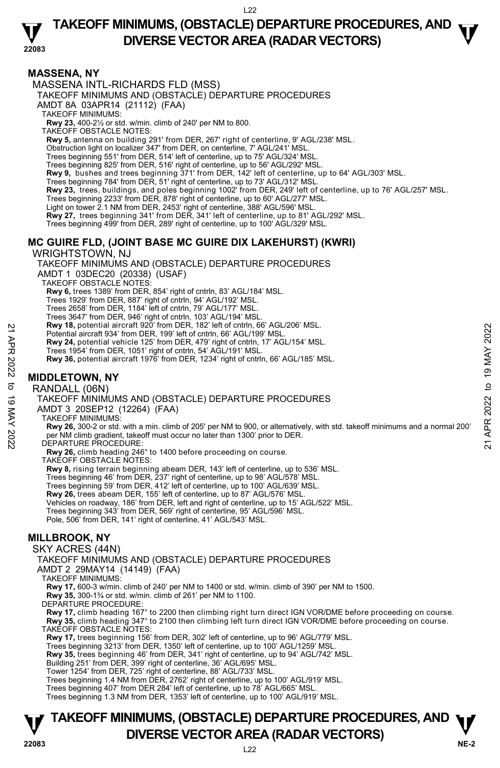## MASSENA, NY

MASSENA INTL-RICHARDS FLD (MSS)

TAKEOFF MINIMUMS AND (OBSTACLE) DEPARTURE PROCEDURES

AMDT 8A 03APR14 (21112) (FAA)

TAKEOFF MINIMUMS:

**Rwy 23,** 400-2½ or std. w/min. climb of 240' per NM to 800.

TAKEOFF OBSTACLE NOTES:

**Rwy 5,** antenna on building 291' from DER, 267' right of centerline, 9' AGL/238' MSL.
Obstruction light on localizer 347' from DER, on centerline, 7' AGL/241' MSL.
Trees beginning 551' from DER, 514' left of centerline, up to 75' AGL/324' MSL.
Trees beginning 825' from DER, 516' right of centerline, up to 56' AGL/292' MSL.
**Rwy 9,** bushes and trees beginning 371' from DER, 142' left of centerline, up to 64' AGL/303' MSL.
Trees beginning 784' from DER, 51' right of centerline, up to 73' AGL/312' MSL.
**Rwy 23,** trees, buildings, and poles beginning 1002' from DER, 249' left of centerline, up to 76' AGL/257' MSL.
Trees beginning 2233' from DER, 878' right of centerline, up to 60' AGL/277' MSL.
Light on tower 2.1 NM from DER, 2453' right of centerline, 388' AGL/596' MSL.
**Rwy 27,** trees beginning 341' from DER, 341' left of centerline, up to 81' AGL/292' MSL.
Trees beginning 499' from DER, 289' right of centerline, up to 100' AGL/329' MSL.

## MC GUIRE FLD, (JOINT BASE MC GUIRE DIX LAKEHURST) (KWRI)

WRIGHTSTOWN, NJ

TAKEOFF MINIMUMS AND (OBSTACLE) DEPARTURE PROCEDURES

AMDT 1 03DEC20 (20338) (USAF)

TAKEOFF OBSTACLE NOTES:

**Rwy 6,** trees 1389' from DER, 854' right of cntrln, 83' AGL/184' MSL.
Trees 1929' from DER, 887' right of cntrln, 94' AGL/192' MSL.
Trees 2658' from DER, 1184' left of cntrln, 79' AGL/177' MSL.
Trees 3647' from DER, 946' right of cntrln, 103' AGL/194' MSL.
**Rwy 18,** potential aircraft 920' from DER, 182' left of cntrln, 66' AGL/206' MSL.
Potential aircraft 934' from DER, 199' left of cntrln, 66' AGL/199' MSL.
**Rwy 24,** potential vehicle 125' from DER, 479' right of cntrln, 17' AGL/154' MSL.
Trees 1954' from DER, 1051' right of cntrln, 54' AGL/191' MSL.
**Rwy 36,** potential aircraft 1976' from DER, 1234' right of cntrln, 66' AGL/185' MSL.

## MIDDLETOWN, NY

RANDALL (06N)

TAKEOFF MINIMUMS AND (OBSTACLE) DEPARTURE PROCEDURES

AMDT 3 20SEP12 (12264) (FAA)

TAKEOFF MINIMUMS:

**Rwy 26,** 300-2 or std. with a min. climb of 205' per NM to 900, or alternatively, with std. takeoff minimums and a normal 200' per NM climb gradient, takeoff must occur no later than 1300' prior to DER.

DEPARTURE PROCEDURE:

**Rwy 26,** climb heading 246° to 1400 before proceeding on course.

TAKEOFF OBSTACLE NOTES:

**Rwy 8,** rising terrain beginning abeam DER, 143' left of centerline, up to 536' MSL.
Trees beginning 46' from DER, 237' right of centerline, up to 98' AGL/578' MSL.
Trees beginning 59' from DER, 412' left of centerline, up to 100' AGL/639' MSL.
**Rwy 26,** trees abeam DER, 155' left of centerline, up to 87' AGL/576' MSL.
Vehicles on roadway, 186' from DER, left and right of centerline, up to 15' AGL/522' MSL.
Trees beginning 343' from DER, 569' right of centerline, 95' AGL/596' MSL.
Pole, 506' from DER, 141' right of centerline, 41' AGL/543' MSL.

## MILLBROOK, NY

SKY ACRES (44N)

TAKEOFF MINIMUMS AND (OBSTACLE) DEPARTURE PROCEDURES

AMDT 2 29MAY14 (14149) (FAA)

TAKEOFF MINIMUMS:

**Rwy 17,** 600-3 w/min. climb of 240' per NM to 1400 or std. w/min. climb of 390' per NM to 1500.
**Rwy 35,** 300-1¾ or std. w/min. climb of 261' per NM to 1100.

DEPARTURE PROCEDURE:

**Rwy 17,** climb heading 167° to 2200 then climbing right turn direct IGN VOR/DME before proceeding on course.
**Rwy 35,** climb heading 347° to 2100 then climbing left turn direct IGN VOR/DME before proceeding on course.

TAKEOFF OBSTACLE NOTES:

**Rwy 17,** trees beginning 156' from DER, 302' left of centerline, up to 96' AGL/779' MSL.
Trees beginning 3213' from DER, 1350' left of centerline, up to 100' AGL/1259' MSL.
**Rwy 35,** trees beginning 46' from DER, 341' right of centerline, up to 94' AGL/742' MSL.
Building 251' from DER, 399' right of centerline, 36' AGL/695' MSL.
Tower 1254' from DER, 725' right of centerline, 88' AGL/733' MSL.
Trees beginning 1.4 NM from DER, 2762' right of centerline, up to 100' AGL/919' MSL.
Trees beginning 407' from DER 284' left of centerline, up to 78' AGL/665' MSL.
Trees beginning 1.3 NM from DER, 1353' left of centerline, up to 100' AGL/919' MSL.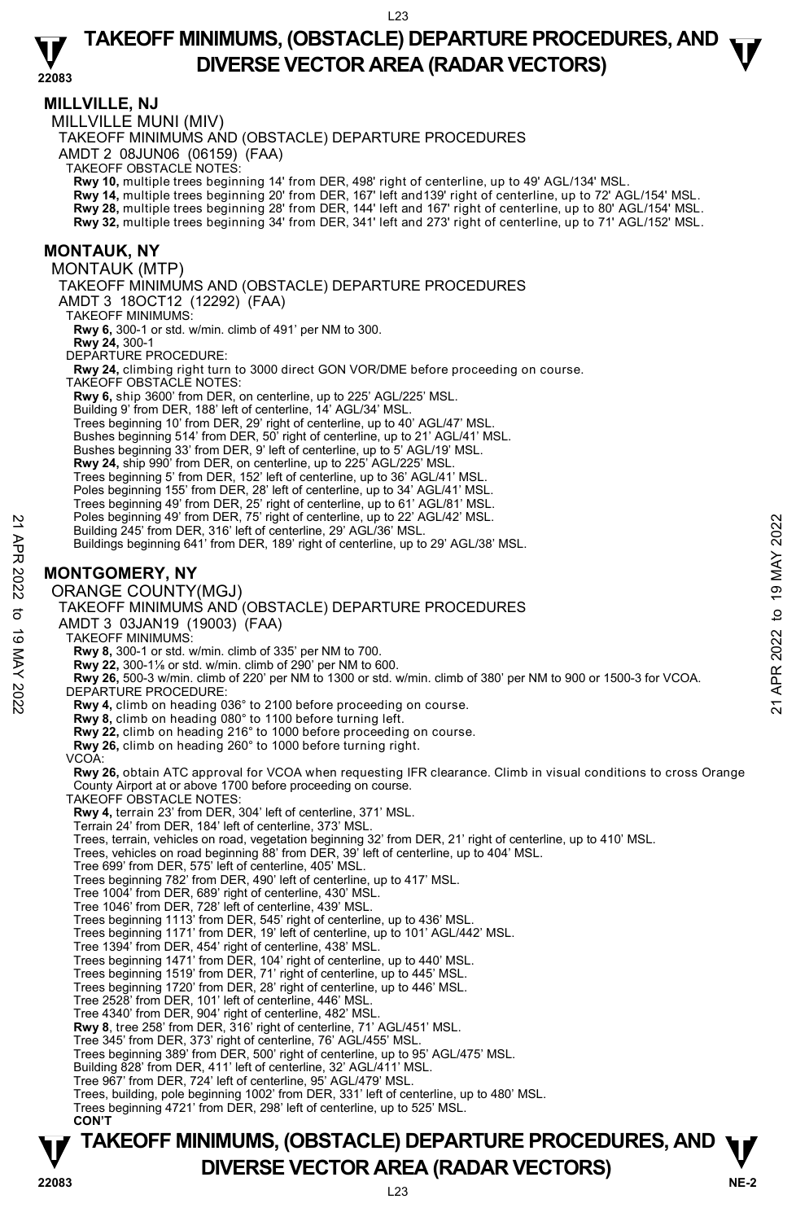## MILLVILLE, NJ

MILLVILLE MUNI (MIV)

TAKEOFF MINIMUMS AND (OBSTACLE) DEPARTURE PROCEDURES

AMDT 2 08JUN06 (06159) (FAA)

TAKEOFF OBSTACLE NOTES:

**Rwy 10,** multiple trees beginning 14' from DER, 498' right of centerline, up to 49' AGL/134' MSL.
**Rwy 14,** multiple trees beginning 20' from DER, 167' left and139' right of centerline, up to 72' AGL/154' MSL.
**Rwy 28,** multiple trees beginning 28' from DER, 144' left and 167' right of centerline, up to 80' AGL/154' MSL.
**Rwy 32,** multiple trees beginning 34' from DER, 341' left and 273' right of centerline, up to 71' AGL/152' MSL.

## MONTAUK, NY

MONTAUK (MTP)

TAKEOFF MINIMUMS AND (OBSTACLE) DEPARTURE PROCEDURES

AMDT 3 18OCT12 (12292) (FAA)

TAKEOFF MINIMUMS:

**Rwy 6,** 300-1 or std. w/min. climb of 491' per NM to 300.
**Rwy 24,** 300-1

DEPARTURE PROCEDURE:

**Rwy 24,** climbing right turn to 3000 direct GON VOR/DME before proceeding on course.

TAKEOFF OBSTACLE NOTES:

**Rwy 6,** ship 3600' from DER, on centerline, up to 225' AGL/225' MSL.
Building 9' from DER, 188' left of centerline, 14' AGL/34' MSL.
Trees beginning 10' from DER, 29' right of centerline, up to 40' AGL/47' MSL.
Bushes beginning 514' from DER, 50' right of centerline, up to 21' AGL/41' MSL.
Bushes beginning 33' from DER, 9' left of centerline, up to 5' AGL/19' MSL.
**Rwy 24,** ship 990' from DER, on centerline, up to 225' AGL/225' MSL.
Trees beginning 5' from DER, 152' left of centerline, up to 36' AGL/41' MSL.
Poles beginning 155' from DER, 28' left of centerline, up to 34' AGL/41' MSL.
Trees beginning 49' from DER, 25' right of centerline, up to 61' AGL/81' MSL.
Poles beginning 49' from DER, 75' right of centerline, up to 22' AGL/42' MSL.
Building 245' from DER, 316' left of centerline, 29' AGL/36' MSL.
Buildings beginning 641' from DER, 189' right of centerline, up to 29' AGL/38' MSL.

## MONTGOMERY, NY

ORANGE COUNTY(MGJ)

TAKEOFF MINIMUMS AND (OBSTACLE) DEPARTURE PROCEDURES

AMDT 3 03JAN19 (19003) (FAA)

TAKEOFF MINIMUMS:

**Rwy 8,** 300-1 or std. w/min. climb of 335' per NM to 700.
**Rwy 22,** 300-1⅛ or std. w/min. climb of 290' per NM to 600.
**Rwy 26,** 500-3 w/min. climb of 220' per NM to 1300 or std. w/min. climb of 380' per NM to 900 or 1500-3 for VCOA.

DEPARTURE PROCEDURE:

**Rwy 4,** climb on heading 036° to 2100 before proceeding on course.
**Rwy 8,** climb on heading 080° to 1100 before turning left.
**Rwy 22,** climb on heading 216° to 1000 before proceeding on course.
**Rwy 26,** climb on heading 260° to 1000 before turning right.

VCOA:

**Rwy 26,** obtain ATC approval for VCOA when requesting IFR clearance. Climb in visual conditions to cross Orange County Airport at or above 1700 before proceeding on course.

TAKEOFF OBSTACLE NOTES:

**Rwy 4,** terrain 23' from DER, 304' left of centerline, 371' MSL.
Terrain 24' from DER, 184' left of centerline, 373' MSL.
Trees, terrain, vehicles on road, vegetation beginning 32' from DER, 21' right of centerline, up to 410' MSL.
Trees, vehicles on road beginning 88' from DER, 39' left of centerline, up to 404' MSL.
Tree 699' from DER, 575' left of centerline, 405' MSL.
Trees beginning 782' from DER, 490' left of centerline, up to 417' MSL.
Tree 1004' from DER, 689' right of centerline, 430' MSL.
Tree 1046' from DER, 728' left of centerline, 439' MSL.
Trees beginning 1113' from DER, 545' right of centerline, up to 436' MSL.
Trees beginning 1171' from DER, 19' left of centerline, up to 101' AGL/442' MSL.
Tree 1394' from DER, 454' right of centerline, 438' MSL.
Trees beginning 1471' from DER, 104' right of centerline, up to 440' MSL.
Trees beginning 1519' from DER, 71' right of centerline, up to 445' MSL.
Trees beginning 1720' from DER, 28' right of centerline, up to 446' MSL.
Tree 2528' from DER, 101' left of centerline, 446' MSL.
Tree 4340' from DER, 904' right of centerline, 482' MSL.
**Rwy 8**, tree 258' from DER, 316' right of centerline, 71' AGL/451' MSL.
Tree 345' from DER, 373' right of centerline, 76' AGL/455' MSL.
Trees beginning 389' from DER, 500' right of centerline, up to 95' AGL/475' MSL.
Building 828' from DER, 411' left of centerline, 32' AGL/411' MSL.
Tree 967' from DER, 724' left of centerline, 95' AGL/479' MSL.
Trees, building, pole beginning 1002' from DER, 331' left of centerline, up to 480' MSL.
Trees beginning 4721' from DER, 298' left of centerline, up to 525' MSL.

**CON'T**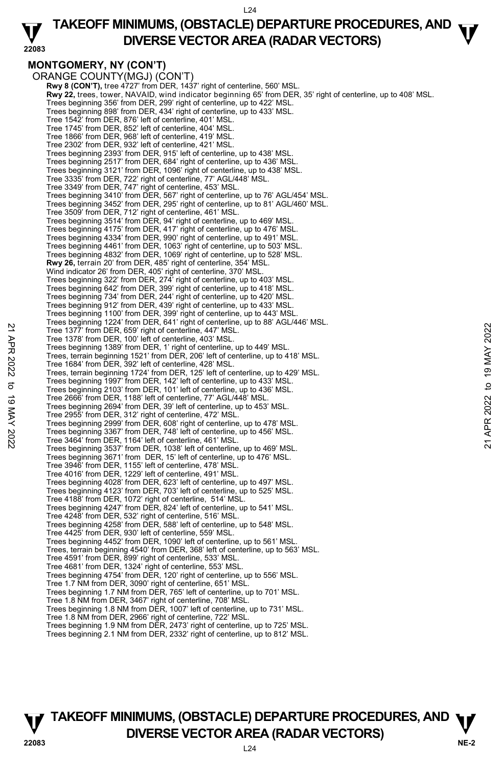## MONTGOMERY, NY (CON'T)

ORANGE COUNTY(MGJ) (CON'T)

**Rwy 8 (CON'T),** tree 4727' from DER, 1437' right of centerline, 560' MSL.

**Rwy 22,** trees, tower, NAVAID, wind indicator beginning 65' from DER, 35' right of centerline, up to 408' MSL.
Trees beginning 356' from DER, 299' right of centerline, up to 422' MSL.
Trees beginning 898' from DER, 434' right of centerline, up to 433' MSL.
Tree 1542' from DER, 876' left of centerline, 401' MSL.
Tree 1745' from DER, 852' left of centerline, 404' MSL.
Tree 1866' from DER, 968' left of centerline, 419' MSL.
Tree 2302' from DER, 932' left of centerline, 421' MSL.
Trees beginning 2393' from DER, 915' left of centerline, up to 438' MSL.
Trees beginning 2517' from DER, 684' right of centerline, up to 436' MSL.
Trees beginning 3121' from DER, 1096' right of centerline, up to 438' MSL.
Tree 3335' from DER, 722' right of centerline, 77' AGL/448' MSL.
Tree 3349' from DER, 747' right of centerline, 453' MSL.
Trees beginning 3410' from DER, 567' right of centerline, up to 76' AGL/454' MSL.
Trees beginning 3452' from DER, 295' right of centerline, up to 81' AGL/460' MSL.
Tree 3509' from DER, 712' right of centerline, 461' MSL.
Trees beginning 3514' from DER, 94' right of centerline, up to 469' MSL.
Trees beginning 4175' from DER, 417' right of centerline, up to 476' MSL.
Trees beginning 4334' from DER, 990' right of centerline, up to 491' MSL.
Trees beginning 4461' from DER, 1063' right of centerline, up to 503' MSL.
Trees beginning 4832' from DER, 1069' right of centerline, up to 528' MSL.

**Rwy 26,** terrain 20' from DER, 485' right of centerline, 354' MSL.
Wind indicator 26' from DER, 405' right of centerline, 370' MSL.
Trees beginning 322' from DER, 274' right of centerline, up to 403' MSL.
Trees beginning 642' from DER, 399' right of centerline, up to 418' MSL.
Trees beginning 734' from DER, 244' right of centerline, up to 420' MSL.
Trees beginning 912' from DER, 439' right of centerline, up to 433' MSL.
Trees beginning 1100' from DER, 399' right of centerline, up to 443' MSL.
Trees beginning 1224' from DER, 641' right of centerline, up to 88' AGL/446' MSL.
Tree 1377' from DER, 659' right of centerline, 447' MSL.
Tree 1378' from DER, 100' left of centerline, 403' MSL.
Trees beginning 1389' from DER, 1' right of centerline, up to 449' MSL.
Trees, terrain beginning 1521' from DER, 206' left of centerline, up to 418' MSL.
Tree 1684' from DER, 392' left of centerline, 428' MSL.
Trees, terrain beginning 1724' from DER, 125' left of centerline, up to 429' MSL.
Trees beginning 1997' from DER, 142' left of centerline, up to 433' MSL.
Trees beginning 2103' from DER, 101' left of centerline, up to 436' MSL.
Tree 2666' from DER, 1188' left of centerline, 77' AGL/448' MSL.
Trees beginning 2694' from DER, 39' left of centerline, up to 453' MSL.
Tree 2955' from DER, 312' right of centerline, 472' MSL.
Trees beginning 2999' from DER, 608' right of centerline, up to 478' MSL.
Trees beginning 3367' from DER, 748' left of centerline, up to 456' MSL.
Tree 3464' from DER, 1164' left of centerline, 461' MSL.
Trees beginning 3537' from DER, 1038' left of centerline, up to 469' MSL.
Trees beginning 3671' from DER, 15' left of centerline, up to 476' MSL.
Tree 3946' from DER, 1155' left of centerline, 478' MSL.
Tree 4016' from DER, 1229' left of centerline, 491' MSL.
Trees beginning 4028' from DER, 623' left of centerline, up to 497' MSL.
Trees beginning 4123' from DER, 703' left of centerline, up to 525' MSL.
Tree 4188' from DER, 1072' right of centerline, 514' MSL.
Trees beginning 4247' from DER, 824' left of centerline, up to 541' MSL.
Tree 4248' from DER, 532' right of centerline, 516' MSL.
Trees beginning 4258' from DER, 588' left of centerline, up to 548' MSL.
Tree 4425' from DER, 930' left of centerline, 559' MSL.
Trees beginning 4452' from DER, 1090' left of centerline, up to 561' MSL.
Trees, terrain beginning 4540' from DER, 368' left of centerline, up to 563' MSL.
Tree 4591' from DER, 899' right of centerline, 533' MSL.
Tree 4681' from DER, 1324' right of centerline, 553' MSL.
Trees beginning 4754' from DER, 120' right of centerline, up to 556' MSL.
Tree 1.7 NM from DER, 3090' right of centerline, 651' MSL.
Trees beginning 1.7 NM from DER, 765' left of centerline, up to 701' MSL.
Tree 1.8 NM from DER, 3467' right of centerline, 708' MSL.
Trees beginning 1.8 NM from DER, 1007' left of centerline, up to 731' MSL.
Tree 1.8 NM from DER, 2966' right of centerline, 722' MSL.
Trees beginning 1.9 NM from DER, 2473' right of centerline, up to 725' MSL.
Trees beginning 2.1 NM from DER, 2332' right of centerline, up to 812' MSL.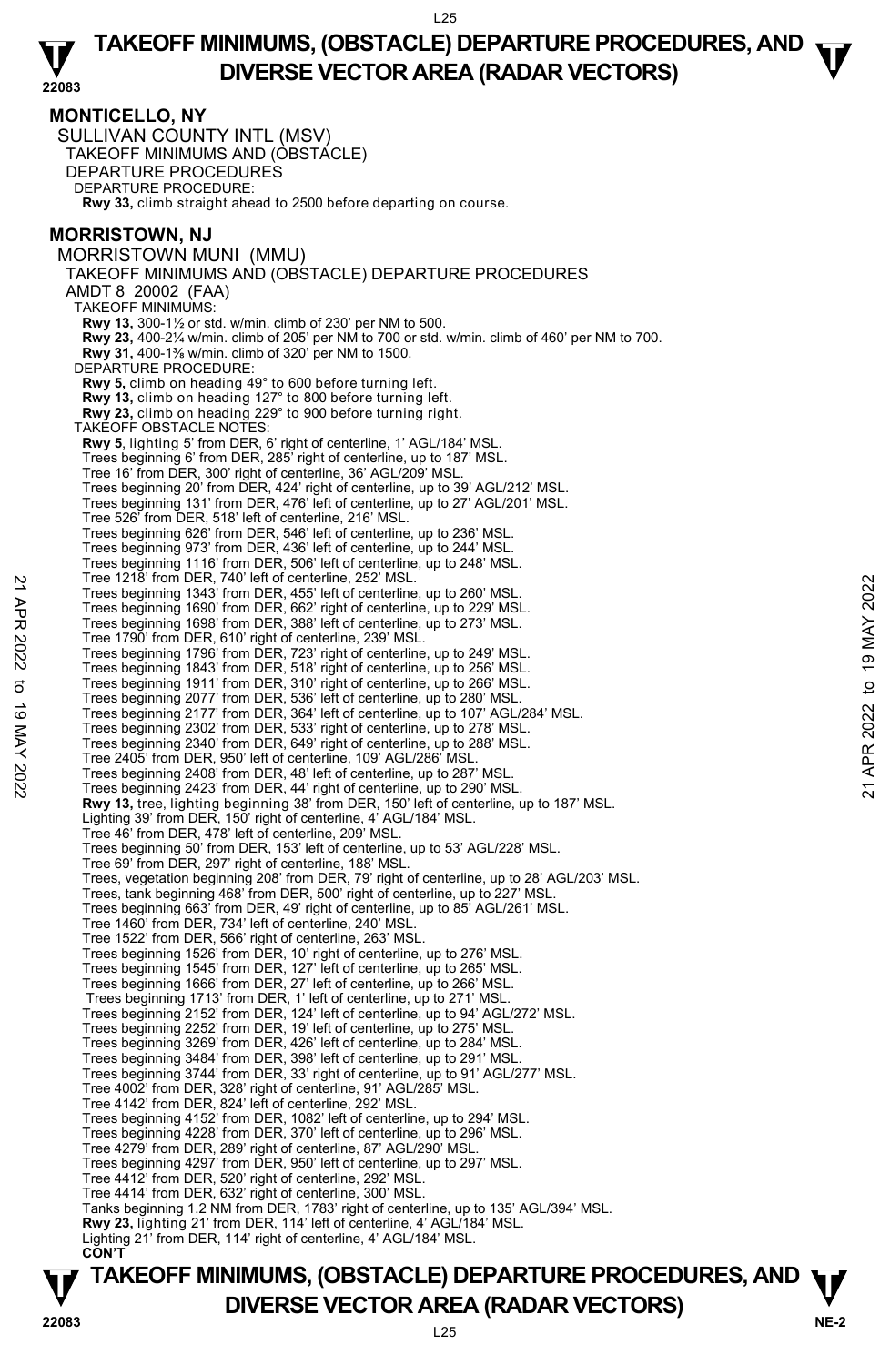## MONTICELLO, NY

SULLIVAN COUNTY INTL (MSV)
TAKEOFF MINIMUMS AND (OBSTACLE) DEPARTURE PROCEDURES
DEPARTURE PROCEDURE:
**Rwy 33,** climb straight ahead to 2500 before departing on course.

## MORRISTOWN, NJ

MORRISTOWN MUNI (MMU)
TAKEOFF MINIMUMS AND (OBSTACLE) DEPARTURE PROCEDURES
AMDT 8 20002 (FAA)
TAKEOFF MINIMUMS:
**Rwy 13,** 300-1½ or std. w/min. climb of 230' per NM to 500.
**Rwy 23,** 400-2¼ w/min. climb of 205' per NM to 700 or std. w/min. climb of 460' per NM to 700.
**Rwy 31,** 400-1⅜ w/min. climb of 320' per NM to 1500.
DEPARTURE PROCEDURE:
**Rwy 5,** climb on heading 49° to 600 before turning left.
**Rwy 13,** climb on heading 127° to 800 before turning left.
**Rwy 23,** climb on heading 229° to 900 before turning right.
TAKEOFF OBSTACLE NOTES:
**Rwy 5**, lighting 5' from DER, 6' right of centerline, 1' AGL/184' MSL.
Trees beginning 6' from DER, 285' right of centerline, up to 187' MSL.
Tree 16' from DER, 300' right of centerline, 36' AGL/209' MSL.
Trees beginning 20' from DER, 424' right of centerline, up to 39' AGL/212' MSL.
Trees beginning 131' from DER, 476' left of centerline, up to 27' AGL/201' MSL.
Tree 526' from DER, 518' left of centerline, 216' MSL.
Trees beginning 626' from DER, 546' left of centerline, up to 236' MSL.
Trees beginning 973' from DER, 436' left of centerline, up to 244' MSL.
Trees beginning 1116' from DER, 506' left of centerline, up to 248' MSL.
Tree 1218' from DER, 740' left of centerline, 252' MSL.
Trees beginning 1343' from DER, 455' left of centerline, up to 260' MSL.
Trees beginning 1690' from DER, 662' right of centerline, up to 229' MSL.
Trees beginning 1698' from DER, 388' left of centerline, up to 273' MSL.
Tree 1790' from DER, 610' right of centerline, 239' MSL.
Trees beginning 1796' from DER, 723' right of centerline, up to 249' MSL.
Trees beginning 1843' from DER, 518' right of centerline, up to 256' MSL.
Trees beginning 1911' from DER, 310' right of centerline, up to 266' MSL.
Trees beginning 2077' from DER, 536' left of centerline, up to 280' MSL.
Trees beginning 2177' from DER, 364' left of centerline, up to 107' AGL/284' MSL.
Trees beginning 2302' from DER, 533' right of centerline, up to 278' MSL.
Trees beginning 2340' from DER, 649' right of centerline, up to 288' MSL.
Tree 2405' from DER, 950' left of centerline, 109' AGL/286' MSL.
Trees beginning 2408' from DER, 48' left of centerline, up to 287' MSL.
Trees beginning 2423' from DER, 44' right of centerline, up to 290' MSL.
**Rwy 13,** tree, lighting beginning 38' from DER, 150' left of centerline, up to 187' MSL.
Lighting 39' from DER, 150' right of centerline, 4' AGL/184' MSL.
Tree 46' from DER, 478' left of centerline, 209' MSL.
Trees beginning 50' from DER, 153' left of centerline, up to 53' AGL/228' MSL.
Tree 69' from DER, 297' right of centerline, 188' MSL.
Trees, vegetation beginning 208' from DER, 79' right of centerline, up to 28' AGL/203' MSL.
Trees, tank beginning 468' from DER, 500' right of centerline, up to 227' MSL.
Trees beginning 663' from DER, 49' right of centerline, up to 85' AGL/261' MSL.
Tree 1460' from DER, 734' left of centerline, 240' MSL.
Tree 1522' from DER, 566' right of centerline, 263' MSL.
Trees beginning 1526' from DER, 10' right of centerline, up to 276' MSL.
Trees beginning 1545' from DER, 127' left of centerline, up to 265' MSL.
Trees beginning 1666' from DER, 27' left of centerline, up to 266' MSL.
Trees beginning 1713' from DER, 1' left of centerline, up to 271' MSL.
Trees beginning 2152' from DER, 124' left of centerline, up to 94' AGL/272' MSL.
Trees beginning 2252' from DER, 19' left of centerline, up to 275' MSL.
Trees beginning 3269' from DER, 426' left of centerline, up to 284' MSL.
Trees beginning 3484' from DER, 398' left of centerline, up to 291' MSL.
Trees beginning 3744' from DER, 33' right of centerline, up to 91' AGL/277' MSL.
Tree 4002' from DER, 328' right of centerline, 91' AGL/285' MSL.
Tree 4142' from DER, 824' left of centerline, 292' MSL.
Trees beginning 4152' from DER, 1082' left of centerline, up to 294' MSL.
Trees beginning 4228' from DER, 370' left of centerline, up to 296' MSL.
Tree 4279' from DER, 289' right of centerline, 87' AGL/290' MSL.
Trees beginning 4297' from DER, 950' left of centerline, up to 297' MSL.
Tree 4412' from DER, 520' right of centerline, 292' MSL.
Tree 4414' from DER, 632' right of centerline, 300' MSL.
Tanks beginning 1.2 NM from DER, 1783' right of centerline, up to 135' AGL/394' MSL.
**Rwy 23,** lighting 21' from DER, 114' left of centerline, 4' AGL/184' MSL.
Lighting 21' from DER, 114' right of centerline, 4' AGL/184' MSL.
**CON'T**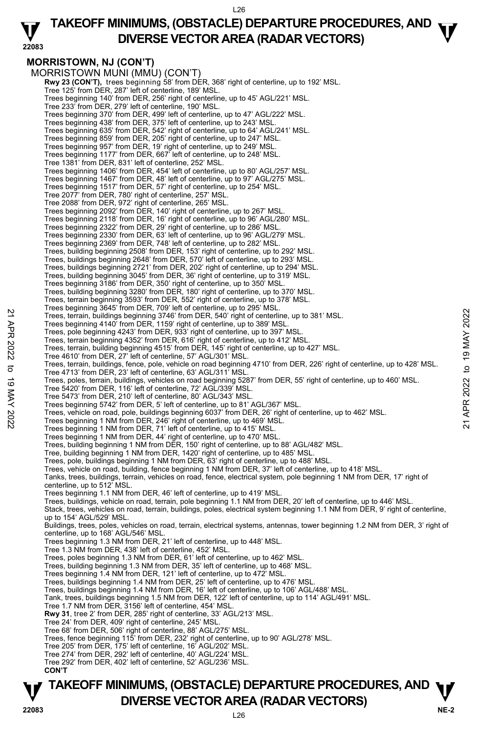**MORRISTOWN, NJ (CON'T)**

MORRISTOWN MUNI (MMU) (CON'T)

**Rwy 23 (CON'T),** trees beginning 58' from DER, 368' right of centerline, up to 192' MSL.
Tree 125' from DER, 287' left of centerline, 189' MSL.
Trees beginning 140' from DER, 256' right of centerline, up to 45' AGL/221' MSL.
Tree 233' from DER, 279' left of centerline, 190' MSL.
Trees beginning 370' from DER, 499' left of centerline, up to 47' AGL/222' MSL.
Trees beginning 438' from DER, 375' left of centerline, up to 243' MSL.
Trees beginning 635' from DER, 542' right of centerline, up to 64' AGL/241' MSL.
Trees beginning 859' from DER, 205' right of centerline, up to 247' MSL.
Trees beginning 957' from DER, 19' right of centerline, up to 249' MSL.
Trees beginning 1177' from DER, 667' left of centerline, up to 248' MSL.
Tree 1381' from DER, 831' left of centerline, 252' MSL.
Trees beginning 1406' from DER, 454' left of centerline, up to 80' AGL/257' MSL.
Trees beginning 1467' from DER, 48' left of centerline, up to 97' AGL/275' MSL.
Trees beginning 1517' from DER, 57' right of centerline, up to 254' MSL.
Tree 2077' from DER, 780' right of centerline, 257' MSL.
Tree 2088' from DER, 972' right of centerline, 265' MSL.
Trees beginning 2092' from DER, 140' right of centerline, up to 267' MSL.
Trees beginning 2118' from DER, 16' right of centerline, up to 96' AGL/280' MSL.
Trees beginning 2322' from DER, 29' right of centerline, up to 286' MSL.
Trees beginning 2330' from DER, 63' left of centerline, up to 96' AGL/279' MSL.
Trees beginning 2369' from DER, 748' left of centerline, up to 282' MSL.
Trees, building beginning 2508' from DER, 153' right of centerline, up to 292' MSL.
Trees, buildings beginning 2648' from DER, 570' left of centerline, up to 293' MSL.
Trees, buildings beginning 2721' from DER, 202' right of centerline, up to 294' MSL.
Trees, building beginning 3045' from DER, 36' right of centerline, up to 319' MSL.
Trees beginning 3186' from DER, 350' right of centerline, up to 350' MSL.
Trees, building beginning 3280' from DER, 180' right of centerline, up to 370' MSL.
Trees, terrain beginning 3593' from DER, 552' right of centerline, up to 378' MSL.
Trees beginning 3645' from DER, 709' left of centerline, up to 295' MSL.
Trees, terrain, buildings beginning 3746' from DER, 540' right of centerline, up to 381' MSL.
Trees beginning 4140' from DER, 1159' right of centerline, up to 389' MSL.
Trees, pole beginning 4243' from DER, 933' right of centerline, up to 397' MSL.
Trees, terrain beginning 4352' from DER, 616' right of centerline, up to 412' MSL.
Trees, terrain, building beginning 4515' from DER, 145' right of centerline, up to 427' MSL.
Tree 4610' from DER, 27' left of centerline, 57' AGL/301' MSL.
Trees, terrain, buildings, fence, pole, vehicle on road beginning 4710' from DER, 226' right of centerline, up to 428' MSL.
Tree 4713' from DER, 23' left of centerline, 63' AGL/311' MSL.
Trees, poles, terrain, buildings, vehicles on road beginning 5287' from DER, 55' right of centerline, up to 460' MSL.
Tree 5420' from DER, 116' left of centerline, 72' AGL/339' MSL.
Tree 5473' from DER, 210' left of centerline, 80' AGL/343' MSL.
Trees beginning 5742' from DER, 5' left of centerline, up to 81' AGL/367' MSL.
Trees, vehicle on road, pole, buildings beginning 6037' from DER, 26' right of centerline, up to 462' MSL.
Trees beginning 1 NM from DER, 246' right of centerline, up to 469' MSL.
Trees beginning 1 NM from DER, 71' left of centerline, up to 415' MSL.
Trees beginning 1 NM from DER, 44' right of centerline, up to 470' MSL.
Trees, building beginning 1 NM from DER, 150' right of centerline, up to 88' AGL/482' MSL.
Tree, building beginning 1 NM from DER, 1420' right of centerline, up to 485' MSL.
Trees, pole, buildings beginning 1 NM from DER, 63' right of centerline, up to 488' MSL.
Trees, vehicle on road, building, fence beginning 1 NM from DER, 37' left of centerline, up to 418' MSL.
Tanks, trees, buildings, terrain, vehicles on road, fence, electrical system, pole beginning 1 NM from DER, 17' right of centerline, up to 512' MSL.
Trees beginning 1.1 NM from DER, 46' left of centerline, up to 419' MSL.
Trees, buildings, vehicle on road, terrain, pole beginning 1.1 NM from DER, 20' left of centerline, up to 446' MSL.
Stack, trees, vehicles on road, terrain, buildings, poles, electrical system beginning 1.1 NM from DER, 9' right of centerline, up to 154' AGL/529' MSL.
Buildings, trees, poles, vehicles on road, terrain, electrical systems, antennas, tower beginning 1.2 NM from DER, 3' right of centerline, up to 168' AGL/546' MSL.
Trees beginning 1.3 NM from DER, 21' left of centerline, up to 448' MSL.
Tree 1.3 NM from DER, 438' left of centerline, 452' MSL.
Trees, poles beginning 1.3 NM from DER, 61' left of centerline, up to 462' MSL.
Trees, building beginning 1.3 NM from DER, 35' left of centerline, up to 468' MSL.
Trees beginning 1.4 NM from DER, 121' left of centerline, up to 472' MSL.
Trees, buildings beginning 1.4 NM from DER, 25' left of centerline, up to 476' MSL.
Trees, buildings beginning 1.4 NM from DER, 16' left of centerline, up to 106' AGL/488' MSL.
Tank, trees, buildings beginning 1.5 NM from DER, 122' left of centerline, up to 114' AGL/491' MSL.
Tree 1.7 NM from DER, 3156' left of centerline, 454' MSL.

**Rwy 31**, tree 2' from DER, 285' right of centerline, 33' AGL/213' MSL.
Tree 24' from DER, 409' right of centerline, 245' MSL.
Tree 68' from DER, 506' right of centerline, 88' AGL/275' MSL.
Trees, fence beginning 115' from DER, 232' right of centerline, up to 90' AGL/278' MSL.
Tree 205' from DER, 175' left of centerline, 16' AGL/202' MSL.
Tree 274' from DER, 292' left of centerline, 40' AGL/224' MSL.
Tree 292' from DER, 402' left of centerline, 52' AGL/236' MSL.

**CON'T**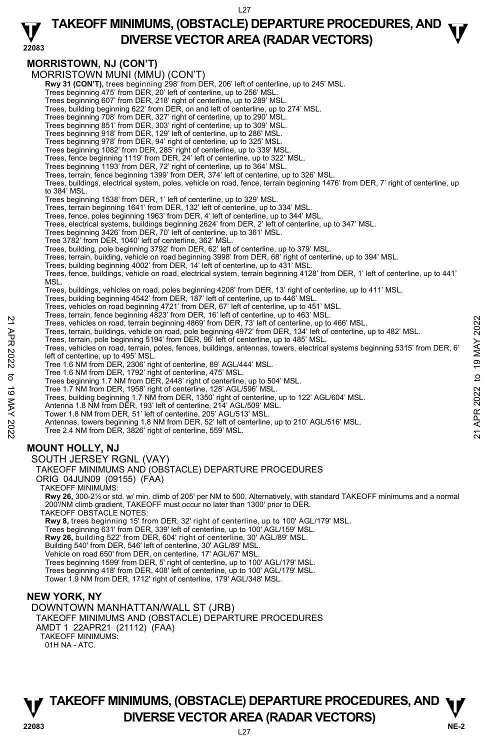# TAKEOFF MINIMUMS, (OBSTACLE) DEPARTURE PROCEDURES, AND DIVERSE VECTOR AREA (RADAR VECTORS)

## MORRISTOWN, NJ (CON'T)

MORRISTOWN MUNI (MMU) (CON'T)

**Rwy 31 (CON'T),** trees beginning 298' from DER, 206' left of centerline, up to 245' MSL.
Trees beginning 475' from DER, 20' left of centerline, up to 256' MSL.
Trees beginning 607' from DER, 218' right of centerline, up to 289' MSL.
Trees, building beginning 622' from DER, on and left of centerline, up to 274' MSL.
Trees beginning 708' from DER, 327' right of centerline, up to 290' MSL.
Trees beginning 851' from DER, 303' right of centerline, up to 309' MSL.
Trees beginning 918' from DER, 129' left of centerline, up to 286' MSL.
Trees beginning 978' from DER, 94' right of centerline, up to 325' MSL.
Trees beginning 1082' from DER, 285' right of centerline, up to 339' MSL.
Trees, fence beginning 1119' from DER, 24' left of centerline, up to 322' MSL.
Trees beginning 1193' from DER, 72' right of centerline, up to 364' MSL.
Trees, terrain, fence beginning 1399' from DER, 374' left of centerline, up to 326' MSL.
Trees, buildings, electrical system, poles, vehicle on road, fence, terrain beginning 1476' from DER, 7' right of centerline, up to 384' MSL.
Trees beginning 1538' from DER, 1' left of centerline, up to 329' MSL.
Trees, terrain beginning 1641' from DER, 132' left of centerline, up to 334' MSL.
Trees, fence, poles beginning 1963' from DER, 4' left of centerline, up to 344' MSL.
Trees, electrical systems, buildings beginning 2624' from DER, 2' left of centerline, up to 347' MSL.
Trees beginning 3426' from DER, 70' left of centerline, up to 361' MSL.
Tree 3782' from DER, 1040' left of centerline, 362' MSL.
Trees, building, pole beginning 3792' from DER, 62' left of centerline, up to 379' MSL.
Trees, terrain, building, vehicle on road beginning 3998' from DER, 68' right of centerline, up to 394' MSL.
Trees, building beginning 4002' from DER, 14' left of centerline, up to 431' MSL.
Trees, fence, buildings, vehicle on road, electrical system, terrain beginning 4128' from DER, 1' left of centerline, up to 441' MSL.
Trees, buildings, vehicles on road, poles beginning 4208' from DER, 13' right of centerline, up to 411' MSL.
Trees, building beginning 4542' from DER, 187' left of centerline, up to 446' MSL.
Trees, vehicles on road beginning 4721' from DER, 67' left of centerline, up to 451' MSL.
Trees, terrain, fence beginning 4823' from DER, 16' left of centerline, up to 463' MSL.
Trees, vehicles on road, terrain beginning 4869' from DER, 73' left of centerline, up to 466' MSL.
Trees, terrain, buildings, vehicle on road, pole beginning 4972' from DER, 134' left of centerline, up to 482' MSL.
Trees, terrain, pole beginning 5194' from DER, 96' left of centerline, up to 485' MSL.
Trees, vehicles on road, terrain, poles, fences, buildings, antennas, towers, electrical systems beginning 5315' from DER, 6' left of centerline, up to 495' MSL.
Tree 1.6 NM from DER, 2306' right of centerline, 89' AGL/444' MSL.
Tree 1.6 NM from DER, 1792' right of centerline, 475' MSL.
Trees beginning 1.7 NM from DER, 2448' right of centerline, up to 504' MSL.
Tree 1.7 NM from DER, 1958' right of centerline, 128' AGL/596' MSL.
Trees, building beginning 1.7 NM from DER, 1350' right of centerline, up to 122' AGL/604' MSL.
Antenna 1.8 NM from DER, 193' left of centerline, 214' AGL/509' MSL.
Tower 1.8 NM from DER, 51' left of centerline, 205' AGL/513' MSL.
Antennas, towers beginning 1.8 NM from DER, 52' left of centerline, up to 210' AGL/516' MSL.
Tree 2.4 NM from DER, 3826' right of centerline, 559' MSL.

## MOUNT HOLLY, NJ

SOUTH JERSEY RGNL (VAY)
TAKEOFF MINIMUMS AND (OBSTACLE) DEPARTURE PROCEDURES
ORIG 04JUN09 (09155) (FAA)

TAKEOFF MINIMUMS:
**Rwy 26,** 300-2½ or std. w/ min. climb of 205' per NM to 500. Alternatively, with standard TAKEOFF minimums and a normal 200'/NM climb gradient, TAKEOFF must occur no later than 1300' prior to DER.

TAKEOFF OBSTACLE NOTES:
**Rwy 8,** trees beginning 15' from DER, 32' right of centerline, up to 100' AGL/179' MSL.
Trees beginning 631' from DER, 339' left of centerline, up to 100' AGL/159' MSL.
**Rwy 26,** building 522' from DER, 604' right of centerline, 30' AGL/89' MSL.
Building 540' from DER, 546' left of centerline, 30' AGL/89' MSL.
Vehicle on road 650' from DER, on centerline, 17' AGL/67' MSL.
Trees beginning 1599' from DER, 5' right of centerline, up to 100' AGL/179' MSL.
Trees beginning 418' from DER, 408' left of centerline, up to 100' AGL/179' MSL.
Tower 1.9 NM from DER, 1712' right of centerline, 179' AGL/348' MSL.

## NEW YORK, NY

DOWNTOWN MANHATTAN/WALL ST (JRB)
TAKEOFF MINIMUMS AND (OBSTACLE) DEPARTURE PROCEDURES
AMDT 1 22APR21 (21112) (FAA)

TAKEOFF MINIMUMS:
01H NA - ATC.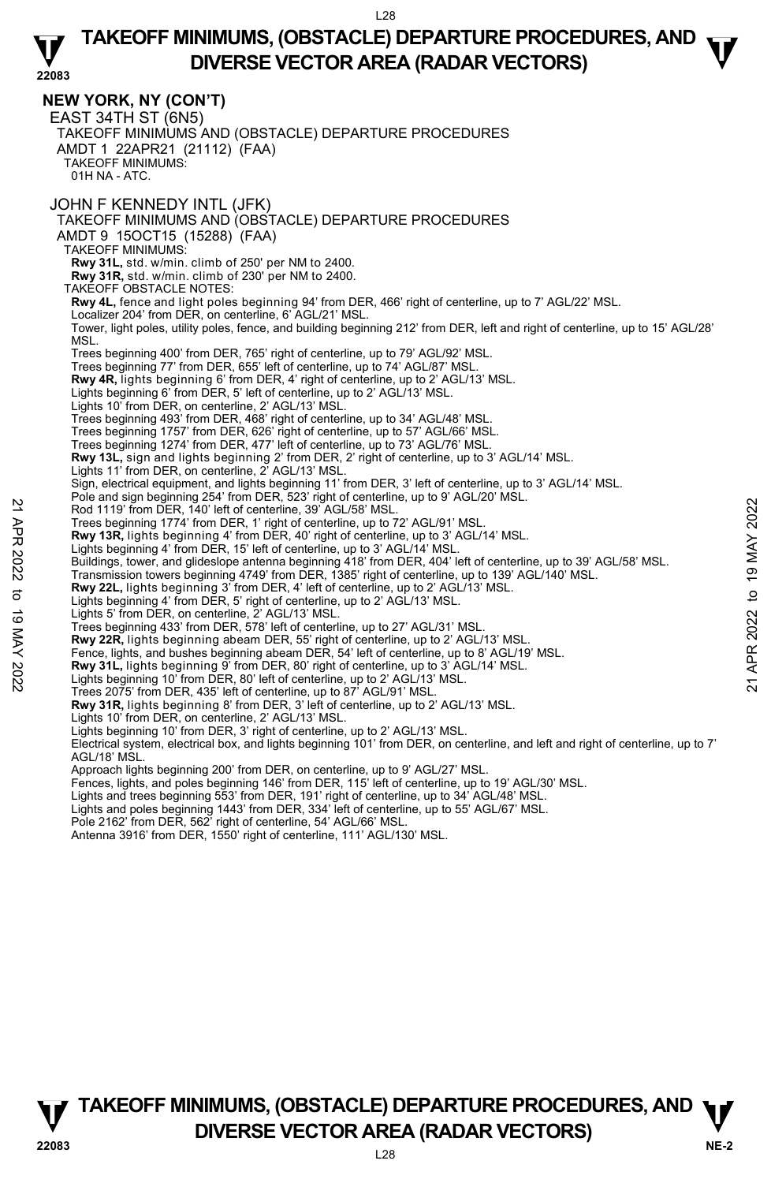## NEW YORK, NY (CON'T)

### EAST 34TH ST (6N5)

TAKEOFF MINIMUMS AND (OBSTACLE) DEPARTURE PROCEDURES
AMDT 1 22APR21 (21112) (FAA)
TAKEOFF MINIMUMS:
01H NA - ATC.

### JOHN F KENNEDY INTL (JFK)

TAKEOFF MINIMUMS AND (OBSTACLE) DEPARTURE PROCEDURES
AMDT 9 15OCT15 (15288) (FAA)
TAKEOFF MINIMUMS:
**Rwy 31L,** std. w/min. climb of 250' per NM to 2400.
**Rwy 31R,** std. w/min. climb of 230' per NM to 2400.
TAKEOFF OBSTACLE NOTES:
**Rwy 4L,** fence and light poles beginning 94' from DER, 466' right of centerline, up to 7' AGL/22' MSL.
Localizer 204' from DER, on centerline, 6' AGL/21' MSL.
Tower, light poles, utility poles, fence, and building beginning 212' from DER, left and right of centerline, up to 15' AGL/28' MSL.
Trees beginning 400' from DER, 765' right of centerline, up to 79' AGL/92' MSL.
Trees beginning 77' from DER, 655' left of centerline, up to 74' AGL/87' MSL.
**Rwy 4R,** lights beginning 6' from DER, 4' right of centerline, up to 2' AGL/13' MSL.
Lights beginning 6' from DER, 5' left of centerline, up to 2' AGL/13' MSL.
Lights 10' from DER, on centerline, 2' AGL/13' MSL.
Trees beginning 493' from DER, 468' right of centerline, up to 34' AGL/48' MSL.
Trees beginning 1757' from DER, 626' right of centerline, up to 57' AGL/66' MSL.
Trees beginning 1274' from DER, 477' left of centerline, up to 73' AGL/76' MSL.
**Rwy 13L,** sign and lights beginning 2' from DER, 2' right of centerline, up to 3' AGL/14' MSL.
Lights 11' from DER, on centerline, 2' AGL/13' MSL.
Sign, electrical equipment, and lights beginning 11' from DER, 3' left of centerline, up to 3' AGL/14' MSL.
Pole and sign beginning 254' from DER, 523' right of centerline, up to 9' AGL/20' MSL.
Rod 1119' from DER, 140' left of centerline, 39' AGL/58' MSL.
Trees beginning 1774' from DER, 1' right of centerline, up to 72' AGL/91' MSL.
**Rwy 13R,** lights beginning 4' from DER, 40' right of centerline, up to 3' AGL/14' MSL.
Lights beginning 4' from DER, 15' left of centerline, up to 3' AGL/14' MSL.
Buildings, tower, and glideslope antenna beginning 418' from DER, 404' left of centerline, up to 39' AGL/58' MSL.
Transmission towers beginning 4749' from DER, 1385' right of centerline, up to 139' AGL/140' MSL.
**Rwy 22L,** lights beginning 3' from DER, 4' left of centerline, up to 2' AGL/13' MSL.
Lights beginning 4' from DER, 5' right of centerline, up to 2' AGL/13' MSL.
Lights 5' from DER, on centerline, 2' AGL/13' MSL.
Trees beginning 433' from DER, 578' left of centerline, up to 27' AGL/31' MSL.
**Rwy 22R,** lights beginning abeam DER, 55' right of centerline, up to 2' AGL/13' MSL.
Fence, lights, and bushes beginning abeam DER, 54' left of centerline, up to 8' AGL/19' MSL.
**Rwy 31L,** lights beginning 9' from DER, 80' right of centerline, up to 3' AGL/14' MSL.
Lights beginning 10' from DER, 80' left of centerline, up to 2' AGL/13' MSL.
Trees 2075' from DER, 435' left of centerline, up to 87' AGL/91' MSL.
**Rwy 31R,** lights beginning 8' from DER, 3' left of centerline, up to 2' AGL/13' MSL.
Lights 10' from DER, on centerline, 2' AGL/13' MSL.
Lights beginning 10' from DER, 3' right of centerline, up to 2' AGL/13' MSL.
Electrical system, electrical box, and lights beginning 101' from DER, on centerline, and left and right of centerline, up to 7' AGL/18' MSL.
Approach lights beginning 200' from DER, on centerline, up to 9' AGL/27' MSL.
Fences, lights, and poles beginning 146' from DER, 115' left of centerline, up to 19' AGL/30' MSL.
Lights and trees beginning 553' from DER, 191' right of centerline, up to 34' AGL/48' MSL.
Lights and poles beginning 1443' from DER, 334' left of centerline, up to 55' AGL/67' MSL.
Pole 2162' from DER, 562' right of centerline, 54' AGL/66' MSL.
Antenna 3916' from DER, 1550' right of centerline, 111' AGL/130' MSL.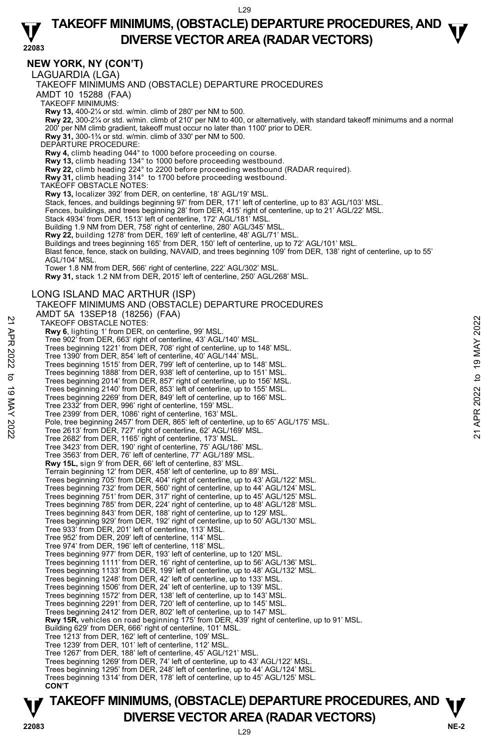## NEW YORK, NY (CON'T)

### LAGUARDIA (LGA)

TAKEOFF MINIMUMS AND (OBSTACLE) DEPARTURE PROCEDURES

AMDT 10 15288 (FAA)

TAKEOFF MINIMUMS:

**Rwy 13,** 400-2¼ or std. w/min. climb of 280' per NM to 500.

**Rwy 22,** 300-2¼ or std. w/min. climb of 210' per NM to 400, or alternatively, with standard takeoff minimums and a normal 200' per NM climb gradient, takeoff must occur no later than 1100' prior to DER.

**Rwy 31,** 300-1¾ or std. w/min. climb of 330' per NM to 500.

DEPARTURE PROCEDURE:

**Rwy 4,** climb heading 044° to 1000 before proceeding on course.

**Rwy 13,** climb heading 134° to 1000 before proceeding westbound.

**Rwy 22,** climb heading 224° to 2200 before proceeding westbound (RADAR required).

**Rwy 31,** climb heading 314° to 1700 before proceeding westbound.

TAKEOFF OBSTACLE NOTES:

**Rwy 13,** localizer 392' from DER, on centerline, 18' AGL/19' MSL.
Stack, fences, and buildings beginning 97' from DER, 171' left of centerline, up to 83' AGL/103' MSL.
Fences, buildings, and trees beginning 28' from DER, 415' right of centerline, up to 21' AGL/22' MSL.
Stack 4934' from DER, 1513' left of centerline, 172' AGL/181' MSL.
Building 1.9 NM from DER, 758' right of centerline, 280' AGL/345' MSL.

**Rwy 22,** building 1278' from DER, 169' left of centerline, 48' AGL/71' MSL.
Buildings and trees beginning 165' from DER, 150' left of centerline, up to 72' AGL/101' MSL.
Blast fence, fence, stack on building, NAVAID, and trees beginning 109' from DER, 138' right of centerline, up to 55' AGL/104' MSL.
Tower 1.8 NM from DER, 566' right of centerline, 222' AGL/302' MSL.

**Rwy 31,** stack 1.2 NM from DER, 2015' left of centerline, 250' AGL/268' MSL.

### LONG ISLAND MAC ARTHUR (ISP)

TAKEOFF MINIMUMS AND (OBSTACLE) DEPARTURE PROCEDURES

AMDT 5A 13SEP18 (18256) (FAA)

TAKEOFF OBSTACLE NOTES:

**Rwy 6**, lighting 1' from DER, on centerline, 99' MSL.
Tree 902' from DER, 663' right of centerline, 43' AGL/140' MSL.
Trees beginning 1221' from DER, 708' right of centerline, up to 148' MSL.
Tree 1390' from DER, 854' left of centerline, 40' AGL/144' MSL.
Trees beginning 1515' from DER, 799' left of centerline, up to 148' MSL.
Trees beginning 1888' from DER, 938' left of centerline, up to 151' MSL.
Trees beginning 2014' from DER, 857' right of centerline, up to 156' MSL.
Trees beginning 2140' from DER, 853' left of centerline, up to 155' MSL.
Trees beginning 2269' from DER, 849' left of centerline, up to 166' MSL.
Tree 2332' from DER, 996' right of centerline, 159' MSL.
Tree 2399' from DER, 1086' right of centerline, 163' MSL.
Pole, tree beginning 2457' from DER, 865' left of centerline, up to 65' AGL/175' MSL.
Tree 2613' from DER, 727' right of centerline, 62' AGL/169' MSL.
Tree 2682' from DER, 1165' right of centerline, 173' MSL.
Tree 3423' from DER, 190' right of centerline, 75' AGL/186' MSL.
Tree 3563' from DER, 76' left of centerline, 77' AGL/189' MSL.

**Rwy 15L,** sign 9' from DER, 66' left of centerline, 83' MSL.
Terrain beginning 12' from DER, 458' left of centerline, up to 89' MSL.
Trees beginning 705' from DER, 404' right of centerline, up to 43' AGL/122' MSL.
Trees beginning 732' from DER, 560' right of centerline, up to 44' AGL/124' MSL.
Trees beginning 751' from DER, 317' right of centerline, up to 45' AGL/125' MSL.
Trees beginning 785' from DER, 224' right of centerline, up to 48' AGL/128' MSL.
Trees beginning 843' from DER, 188' right of centerline, up to 129' MSL.
Trees beginning 929' from DER, 192' right of centerline, up to 50' AGL/130' MSL.
Tree 933' from DER, 201' left of centerline, 113' MSL.
Tree 952' from DER, 209' left of centerline, 114' MSL.
Tree 974' from DER, 196' left of centerline, 118' MSL.
Trees beginning 977' from DER, 193' left of centerline, up to 120' MSL.
Trees beginning 1111' from DER, 16' right of centerline, up to 56' AGL/136' MSL.
Trees beginning 1133' from DER, 199' left of centerline, up to 48' AGL/132' MSL.
Trees beginning 1248' from DER, 42' left of centerline, up to 133' MSL.
Trees beginning 1506' from DER, 24' left of centerline, up to 139' MSL.
Trees beginning 1572' from DER, 138' left of centerline, up to 143' MSL.
Trees beginning 2291' from DER, 720' left of centerline, up to 145' MSL.
Trees beginning 2412' from DER, 802' left of centerline, up to 147' MSL.

**Rwy 15R,** vehicles on road beginning 175' from DER, 439' right of centerline, up to 91' MSL.
Building 629' from DER, 666' right of centerline, 101' MSL.
Tree 1213' from DER, 162' left of centerline, 109' MSL.
Tree 1239' from DER, 101' left of centerline, 112' MSL.
Tree 1267' from DER, 188' left of centerline, 45' AGL/121' MSL.
Trees beginning 1269' from DER, 74' left of centerline, up to 43' AGL/122' MSL.
Trees beginning 1295' from DER, 248' left of centerline, up to 44' AGL/124' MSL.
Trees beginning 1314' from DER, 178' left of centerline, up to 45' AGL/125' MSL.

**CON'T**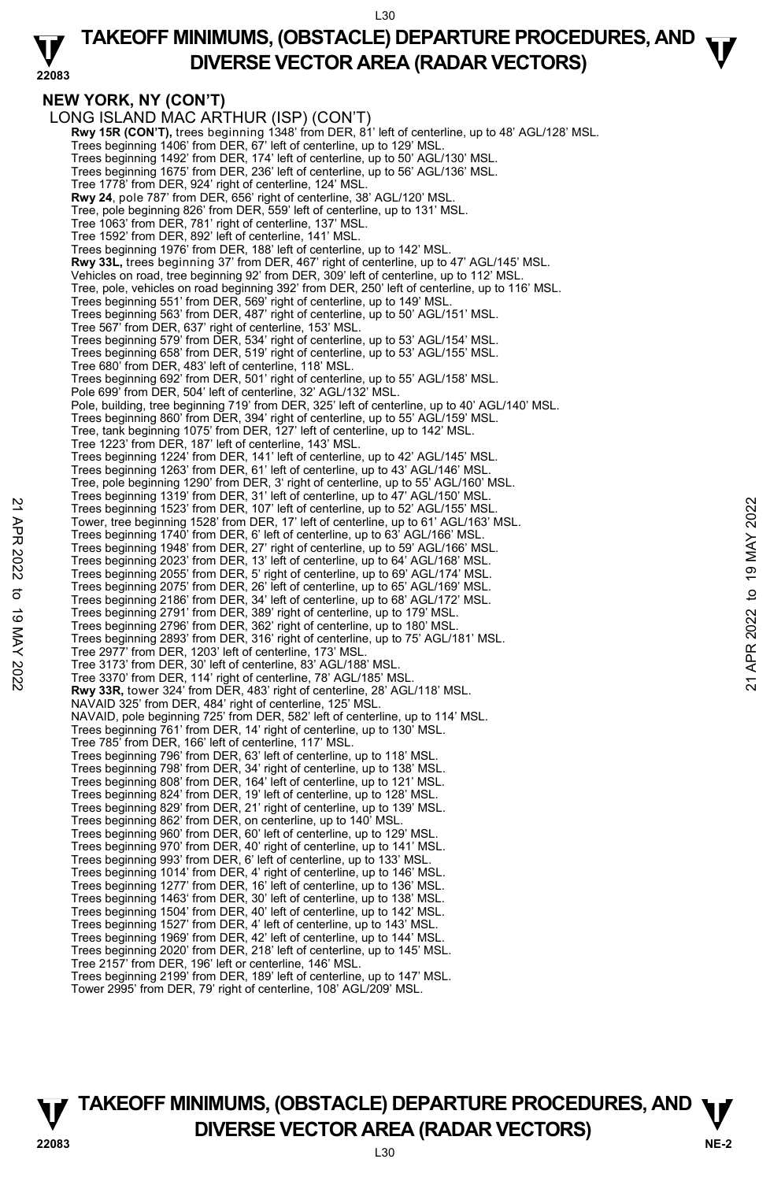## NEW YORK, NY (CON'T)

LONG ISLAND MAC ARTHUR (ISP) (CON'T)

**Rwy 15R (CON'T),** trees beginning 1348' from DER, 81' left of centerline, up to 48' AGL/128' MSL.
Trees beginning 1406' from DER, 67' left of centerline, up to 129' MSL.
Trees beginning 1492' from DER, 174' left of centerline, up to 50' AGL/130' MSL.
Trees beginning 1675' from DER, 236' left of centerline, up to 56' AGL/136' MSL.
Tree 1778' from DER, 924' right of centerline, 124' MSL.
**Rwy 24**, pole 787' from DER, 656' right of centerline, 38' AGL/120' MSL.
Tree, pole beginning 826' from DER, 559' left of centerline, up to 131' MSL.
Tree 1063' from DER, 781' right of centerline, 137' MSL.
Tree 1592' from DER, 892' left of centerline, 141' MSL.
Trees beginning 1976' from DER, 188' left of centerline, up to 142' MSL.
**Rwy 33L,** trees beginning 37' from DER, 467' right of centerline, up to 47' AGL/145' MSL.
Vehicles on road, tree beginning 92' from DER, 309' left of centerline, up to 112' MSL.
Tree, pole, vehicles on road beginning 392' from DER, 250' left of centerline, up to 116' MSL.
Trees beginning 551' from DER, 569' right of centerline, up to 149' MSL.
Trees beginning 563' from DER, 487' right of centerline, up to 50' AGL/151' MSL.
Tree 567' from DER, 637' right of centerline, 153' MSL.
Trees beginning 579' from DER, 534' right of centerline, up to 53' AGL/154' MSL.
Trees beginning 658' from DER, 519' right of centerline, up to 53' AGL/155' MSL.
Tree 680' from DER, 483' left of centerline, 118' MSL.
Trees beginning 692' from DER, 501' right of centerline, up to 55' AGL/158' MSL.
Pole 699' from DER, 504' left of centerline, 32' AGL/132' MSL.
Pole, building, tree beginning 719' from DER, 325' left of centerline, up to 40' AGL/140' MSL.
Trees beginning 860' from DER, 394' right of centerline, up to 55' AGL/159' MSL.
Tree, tank beginning 1075' from DER, 127' left of centerline, up to 142' MSL.
Tree 1223' from DER, 187' left of centerline, 143' MSL.
Trees beginning 1224' from DER, 141' left of centerline, up to 42' AGL/145' MSL.
Trees beginning 1263' from DER, 61' left of centerline, up to 43' AGL/146' MSL.
Tree, pole beginning 1290' from DER, 3' right of centerline, up to 55' AGL/160' MSL.
Trees beginning 1319' from DER, 31' left of centerline, up to 47' AGL/150' MSL.
Trees beginning 1523' from DER, 107' left of centerline, up to 52' AGL/155' MSL.
Tower, tree beginning 1528' from DER, 17' left of centerline, up to 61' AGL/163' MSL.
Trees beginning 1740' from DER, 6' left of centerline, up to 63' AGL/166' MSL.
Trees beginning 1948' from DER, 27' right of centerline, up to 59' AGL/166' MSL.
Trees beginning 2023' from DER, 13' left of centerline, up to 64' AGL/168' MSL.
Trees beginning 2055' from DER, 5' right of centerline, up to 69' AGL/174' MSL.
Trees beginning 2075' from DER, 26' left of centerline, up to 65' AGL/169' MSL.
Trees beginning 2186' from DER, 34' left of centerline, up to 68' AGL/172' MSL.
Trees beginning 2791' from DER, 389' right of centerline, up to 179' MSL.
Trees beginning 2796' from DER, 362' right of centerline, up to 180' MSL.
Trees beginning 2893' from DER, 316' right of centerline, up to 75' AGL/181' MSL.
Tree 2977' from DER, 1203' left of centerline, 173' MSL.
Tree 3173' from DER, 30' left of centerline, 83' AGL/188' MSL.
Tree 3370' from DER, 114' right of centerline, 78' AGL/185' MSL.
**Rwy 33R,** tower 324' from DER, 483' right of centerline, 28' AGL/118' MSL.
NAVAID 325' from DER, 484' right of centerline, 125' MSL.
NAVAID, pole beginning 725' from DER, 582' left of centerline, up to 114' MSL.
Trees beginning 761' from DER, 14' right of centerline, up to 130' MSL.
Tree 785' from DER, 166' left of centerline, 117' MSL.
Trees beginning 796' from DER, 63' left of centerline, up to 118' MSL.
Trees beginning 798' from DER, 34' right of centerline, up to 138' MSL.
Trees beginning 808' from DER, 164' left of centerline, up to 121' MSL.
Trees beginning 824' from DER, 19' left of centerline, up to 128' MSL.
Trees beginning 829' from DER, 21' right of centerline, up to 139' MSL.
Trees beginning 862' from DER, on centerline, up to 140' MSL.
Trees beginning 960' from DER, 60' left of centerline, up to 129' MSL.
Trees beginning 970' from DER, 40' right of centerline, up to 141' MSL.
Trees beginning 993' from DER, 6' left of centerline, up to 133' MSL.
Trees beginning 1014' from DER, 4' right of centerline, up to 146' MSL.
Trees beginning 1277' from DER, 16' left of centerline, up to 136' MSL.
Trees beginning 1463' from DER, 30' left of centerline, up to 138' MSL.
Trees beginning 1504' from DER, 40' left of centerline, up to 142' MSL.
Trees beginning 1527' from DER, 4' left of centerline, up to 143' MSL.
Trees beginning 1969' from DER, 42' left of centerline, up to 144' MSL.
Trees beginning 2020' from DER, 218' left of centerline, up to 145' MSL.
Tree 2157' from DER, 196' left or centerline, 146' MSL.
Trees beginning 2199' from DER, 189' left of centerline, up to 147' MSL.
Tower 2995' from DER, 79' right of centerline, 108' AGL/209' MSL.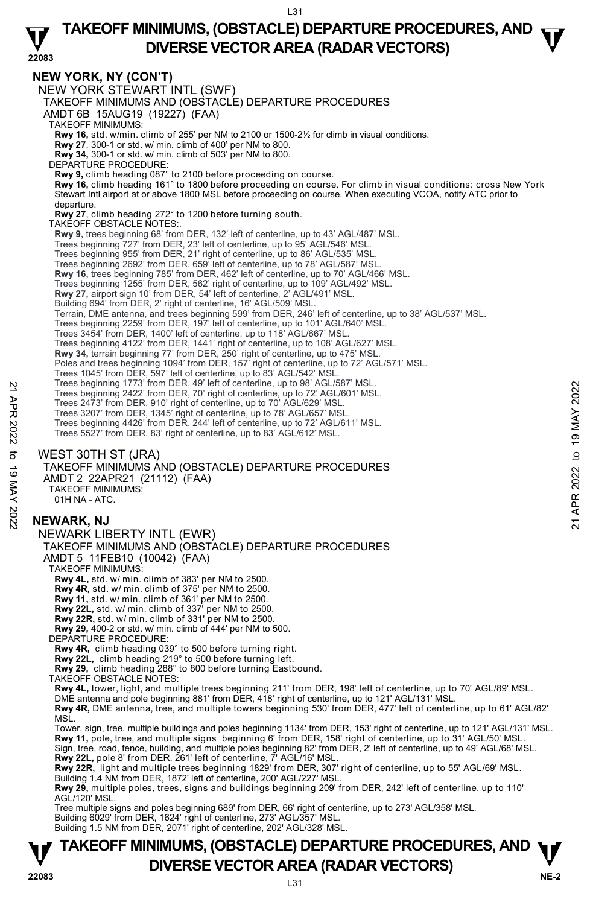## NEW YORK, NY (CON'T)

NEW YORK STEWART INTL (SWF)
TAKEOFF MINIMUMS AND (OBSTACLE) DEPARTURE PROCEDURES
AMDT 6B 15AUG19 (19227) (FAA)

TAKEOFF MINIMUMS:
**Rwy 16,** std. w/min. climb of 255' per NM to 2100 or 1500-2½ for climb in visual conditions.
**Rwy 27**, 300-1 or std. w/ min. climb of 400' per NM to 800.
**Rwy 34,** 300-1 or std. w/ min. climb of 503' per NM to 800.

DEPARTURE PROCEDURE:
**Rwy 9,** climb heading 087° to 2100 before proceeding on course.
**Rwy 16,** climb heading 161° to 1800 before proceeding on course. For climb in visual conditions: cross New York Stewart Intl airport at or above 1800 MSL before proceeding on course. When executing VCOA, notify ATC prior to departure.
**Rwy 27**, climb heading 272° to 1200 before turning south.

TAKEOFF OBSTACLE NOTES:.
**Rwy 9,** trees beginning 68' from DER, 132' left of centerline, up to 43' AGL/487' MSL.
Trees beginning 727' from DER, 23' left of centerline, up to 95' AGL/546' MSL.
Trees beginning 955' from DER, 21' right of centerline, up to 86' AGL/535' MSL.
Trees beginning 2692' from DER, 659' left of centerline, up to 78' AGL/587' MSL.
**Rwy 16,** trees beginning 785' from DER, 462' left of centerline, up to 70' AGL/466' MSL.
Trees beginning 1255' from DER, 562' right of centerline, up to 109' AGL/492' MSL.
**Rwy 27,** airport sign 10' from DER, 54' left of centerline, 2' AGL/491' MSL.
Building 694' from DER, 2' right of centerline, 16' AGL/509' MSL.
Terrain, DME antenna, and trees beginning 599' from DER, 246' left of centerline, up to 38' AGL/537' MSL.
Trees beginning 2259' from DER, 197' left of centerline, up to 101' AGL/640' MSL.
Trees 3454' from DER, 1400' left of centerline, up to 118' AGL/667' MSL.
Trees beginning 4122' from DER, 1441' right of centerline, up to 108' AGL/627' MSL.
**Rwy 34,** terrain beginning 77' from DER, 250' right of centerline, up to 475' MSL.
Poles and trees beginning 1094' from DER, 157' right of centerline, up to 72' AGL/571' MSL.
Trees 1045' from DER, 597' left of centerline, up to 83' AGL/542' MSL.
Trees beginning 1773' from DER, 49' left of centerline, up to 98' AGL/587' MSL.
Trees beginning 2422' from DER, 70' right of centerline, up to 72' AGL/601' MSL.
Trees 2473' from DER, 910' right of centerline, up to 70' AGL/629' MSL.
Trees 3207' from DER, 1345' right of centerline, up to 78' AGL/657' MSL.
Trees beginning 4426' from DER, 244' left of centerline, up to 72' AGL/611' MSL.
Trees 5527' from DER, 83' right of centerline, up to 83' AGL/612' MSL.

WEST 30TH ST (JRA)
TAKEOFF MINIMUMS AND (OBSTACLE) DEPARTURE PROCEDURES
AMDT 2 22APR21 (21112) (FAA)

TAKEOFF MINIMUMS:
01H NA - ATC.

## NEWARK, NJ

NEWARK LIBERTY INTL (EWR)
TAKEOFF MINIMUMS AND (OBSTACLE) DEPARTURE PROCEDURES
AMDT 5 11FEB10 (10042) (FAA)

TAKEOFF MINIMUMS:
**Rwy 4L,** std. w/ min. climb of 383' per NM to 2500.
**Rwy 4R,** std. w/ min. climb of 375' per NM to 2500.
**Rwy 11,** std. w/ min. climb of 361' per NM to 2500.
**Rwy 22L,** std. w/ min. climb of 337' per NM to 2500.
**Rwy 22R,** std. w/ min. climb of 331' per NM to 2500.
**Rwy 29,** 400-2 or std. w/ min. climb of 444' per NM to 500.

DEPARTURE PROCEDURE:
**Rwy 4R,** climb heading 039° to 500 before turning right.
**Rwy 22L,** climb heading 219° to 500 before turning left.
**Rwy 29,** climb heading 288° to 800 before turning Eastbound.

TAKEOFF OBSTACLE NOTES:
**Rwy 4L,** tower, light, and multiple trees beginning 211' from DER, 198' left of centerline, up to 70' AGL/89' MSL.
DME antenna and pole beginning 881' from DER, 418' right of centerline, up to 121' AGL/131' MSL.
**Rwy 4R,** DME antenna, tree, and multiple towers beginning 530' from DER, 477' left of centerline, up to 61' AGL/82' MSL.
Tower, sign, tree, multiple buildings and poles beginning 1134' from DER, 153' right of centerline, up to 121' AGL/131' MSL.
**Rwy 11,** pole, tree, and multiple signs beginning 6' from DER, 158' right of centerline, up to 31' AGL/50' MSL.
Sign, tree, road, fence, building, and multiple poles beginning 82' from DER, 2' left of centerline, up to 49' AGL/68' MSL.
**Rwy 22L,** pole 8' from DER, 261' left of centerline, 7' AGL/16' MSL.
**Rwy 22R,** light and multiple trees beginning 1829' from DER, 307' right of centerline, up to 55' AGL/69' MSL.
Building 1.4 NM from DER, 1872' left of centerline, 200' AGL/227' MSL.
**Rwy 29,** multiple poles, trees, signs and buildings beginning 209' from DER, 242' left of centerline, up to 110' AGL/120' MSL.
Tree multiple signs and poles beginning 689' from DER, 66' right of centerline, up to 273' AGL/358' MSL.
Building 6029' from DER, 1624' right of centerline, 273' AGL/357' MSL.
Building 1.5 NM from DER, 2071' right of centerline, 202' AGL/328' MSL.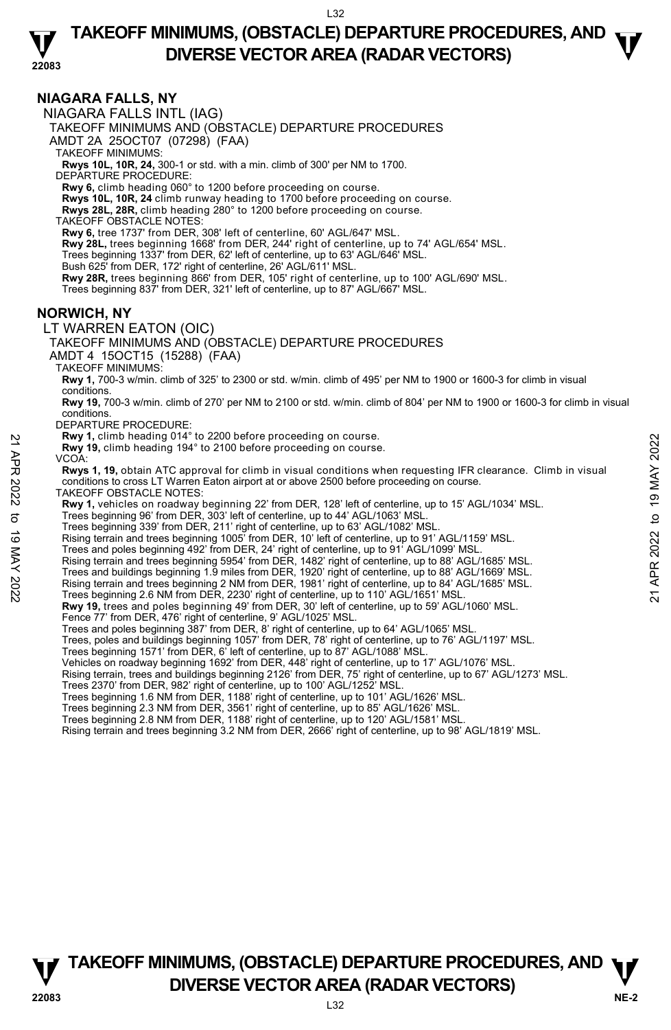## NIAGARA FALLS, NY

NIAGARA FALLS INTL (IAG)

TAKEOFF MINIMUMS AND (OBSTACLE) DEPARTURE PROCEDURES

AMDT 2A 25OCT07 (07298) (FAA)

TAKEOFF MINIMUMS:

**Rwys 10L, 10R, 24,** 300-1 or std. with a min. climb of 300' per NM to 1700.

DEPARTURE PROCEDURE:

**Rwy 6,** climb heading 060° to 1200 before proceeding on course.
**Rwys 10L, 10R, 24** climb runway heading to 1700 before proceeding on course.
**Rwys 28L, 28R,** climb heading 280° to 1200 before proceeding on course.

TAKEOFF OBSTACLE NOTES:

**Rwy 6,** tree 1737' from DER, 308' left of centerline, 60' AGL/647' MSL.
**Rwy 28L,** trees beginning 1668' from DER, 244' right of centerline, up to 74' AGL/654' MSL.
Trees beginning 1337' from DER, 62' left of centerline, up to 63' AGL/646' MSL.
Bush 625' from DER, 172' right of centerline, 26' AGL/611' MSL.
**Rwy 28R,** trees beginning 866' from DER, 105' right of centerline, up to 100' AGL/690' MSL.
Trees beginning 837' from DER, 321' left of centerline, up to 87' AGL/667' MSL.

## NORWICH, NY

LT WARREN EATON (OIC)

TAKEOFF MINIMUMS AND (OBSTACLE) DEPARTURE PROCEDURES

AMDT 4 15OCT15 (15288) (FAA)

TAKEOFF MINIMUMS:

**Rwy 1,** 700-3 w/min. climb of 325' to 2300 or std. w/min. climb of 495' per NM to 1900 or 1600-3 for climb in visual conditions.
**Rwy 19,** 700-3 w/min. climb of 270' per NM to 2100 or std. w/min. climb of 804' per NM to 1900 or 1600-3 for climb in visual conditions.

DEPARTURE PROCEDURE:

**Rwy 1,** climb heading 014° to 2200 before proceeding on course.
**Rwy 19,** climb heading 194° to 2100 before proceeding on course.

VCOA:

**Rwys 1, 19,** obtain ATC approval for climb in visual conditions when requesting IFR clearance. Climb in visual conditions to cross LT Warren Eaton airport at or above 2500 before proceeding on course.

TAKEOFF OBSTACLE NOTES:

**Rwy 1,** vehicles on roadway beginning 22' from DER, 128' left of centerline, up to 15' AGL/1034' MSL.
Trees beginning 96' from DER, 303' left of centerline, up to 44' AGL/1063' MSL.
Trees beginning 339' from DER, 211' right of centerline, up to 63' AGL/1082' MSL.
Rising terrain and trees beginning 1005' from DER, 10' left of centerline, up to 91' AGL/1159' MSL.
Trees and poles beginning 492' from DER, 24' right of centerline, up to 91' AGL/1099' MSL.
Rising terrain and trees beginning 5954' from DER, 1482' right of centerline, up to 88' AGL/1685' MSL.
Trees and buildings beginning 1.9 miles from DER, 1920' right of centerline, up to 88' AGL/1669' MSL.
Rising terrain and trees beginning 2 NM from DER, 1981' right of centerline, up to 84' AGL/1685' MSL.
Trees beginning 2.6 NM from DER, 2230' right of centerline, up to 110' AGL/1651' MSL.
**Rwy 19,** trees and poles beginning 49' from DER, 30' left of centerline, up to 59' AGL/1060' MSL.
Fence 77' from DER, 476' right of centerline, 9' AGL/1025' MSL.
Trees and poles beginning 387' from DER, 8' right of centerline, up to 64' AGL/1065' MSL.
Trees, poles and buildings beginning 1057' from DER, 78' right of centerline, up to 76' AGL/1197' MSL.
Trees beginning 1571' from DER, 6' left of centerline, up to 87' AGL/1088' MSL.
Vehicles on roadway beginning 1692' from DER, 448' right of centerline, up to 17' AGL/1076' MSL.
Rising terrain, trees and buildings beginning 2126' from DER, 75' right of centerline, up to 67' AGL/1273' MSL.
Trees 2370' from DER, 982' right of centerline, up to 100' AGL/1252' MSL.
Trees beginning 1.6 NM from DER, 1188' right of centerline, up to 101' AGL/1626' MSL.
Trees beginning 2.3 NM from DER, 3561' right of centerline, up to 85' AGL/1626' MSL.
Trees beginning 2.8 NM from DER, 1188' right of centerline, up to 120' AGL/1581' MSL.
Rising terrain and trees beginning 3.2 NM from DER, 2666' right of centerline, up to 98' AGL/1819' MSL.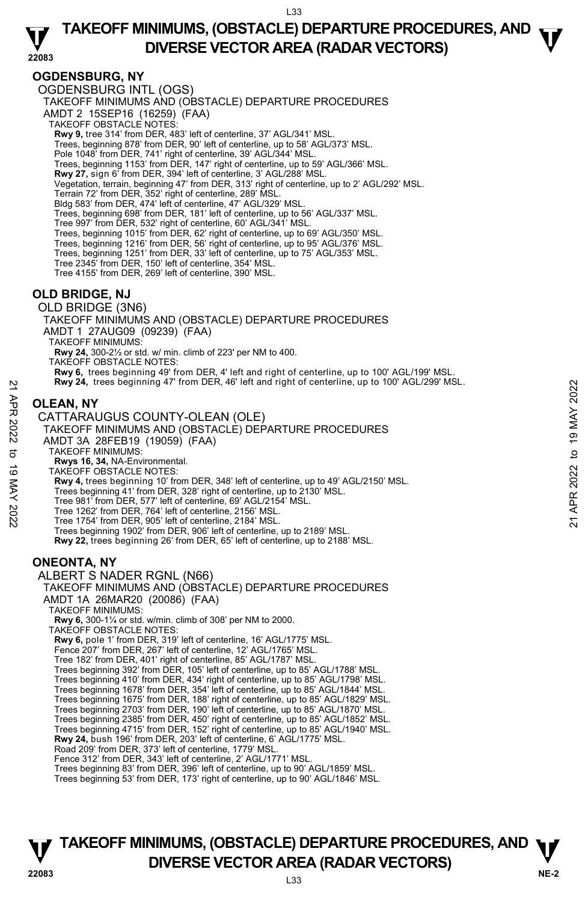## OGDENSBURG, NY

OGDENSBURG INTL (OGS)

TAKEOFF MINIMUMS AND (OBSTACLE) DEPARTURE PROCEDURES

AMDT 2 15SEP16 (16259) (FAA)

TAKEOFF OBSTACLE NOTES:

**Rwy 9,** tree 314' from DER, 483' left of centerline, 37' AGL/341' MSL.
Trees, beginning 878' from DER, 90' left of centerline, up to 58' AGL/373' MSL.
Pole 1048' from DER, 741' right of centerline, 39' AGL/344' MSL.
Trees, beginning 1153' from DER, 147' right of centerline, up to 59' AGL/366' MSL.
**Rwy 27,** sign 6' from DER, 394' left of centerline, 3' AGL/288' MSL.
Vegetation, terrain, beginning 47' from DER, 313' right of centerline, up to 2' AGL/292' MSL.
Terrain 72' from DER, 352' right of centerline, 289' MSL.
Bldg 583' from DER, 474' left of centerline, 47' AGL/329' MSL.
Trees, beginning 698' from DER, 181' left of centerline, up to 56' AGL/337' MSL.
Tree 997' from DER, 532' right of centerline, 60' AGL/341' MSL.
Trees, beginning 1015' from DER, 62' right of centerline, up to 69' AGL/350' MSL.
Trees, beginning 1216' from DER, 56' right of centerline, up to 95' AGL/376' MSL.
Trees, beginning 1251' from DER, 33' left of centerline, up to 75' AGL/353' MSL.
Tree 2345' from DER, 150' left of centerline, 354' MSL.
Tree 4155' from DER, 269' left of centerline, 390' MSL.

## OLD BRIDGE, NJ

OLD BRIDGE (3N6)

TAKEOFF MINIMUMS AND (OBSTACLE) DEPARTURE PROCEDURES

AMDT 1 27AUG09 (09239) (FAA)

TAKEOFF MINIMUMS:

**Rwy 24,** 300-2½ or std. w/ min. climb of 223' per NM to 400.

TAKEOFF OBSTACLE NOTES:

**Rwy 6,** trees beginning 49' from DER, 4' left and right of centerline, up to 100' AGL/199' MSL.
**Rwy 24,** trees beginning 47' from DER, 46' left and right of centerline, up to 100' AGL/299' MSL.

## OLEAN, NY

CATTARAUGUS COUNTY-OLEAN (OLE)

TAKEOFF MINIMUMS AND (OBSTACLE) DEPARTURE PROCEDURES

AMDT 3A 28FEB19 (19059) (FAA)

TAKEOFF MINIMUMS:

**Rwys 16, 34,** NA-Environmental.

TAKEOFF OBSTACLE NOTES:

**Rwy 4,** trees beginning 10' from DER, 348' left of centerline, up to 49' AGL/2150' MSL.
Trees beginning 41' from DER, 328' right of centerline, up to 2130' MSL.
Tree 981' from DER, 577' left of centerline, 69' AGL/2154' MSL.
Tree 1262' from DER, 764' left of centerline, 2156' MSL.
Tree 1754' from DER, 905' left of centerline, 2184' MSL.
Trees beginning 1902' from DER, 906' left of centerline, up to 2189' MSL.
**Rwy 22,** trees beginning 26' from DER, 65' left of centerline, up to 2188' MSL.

## ONEONTA, NY

ALBERT S NADER RGNL (N66)

TAKEOFF MINIMUMS AND (OBSTACLE) DEPARTURE PROCEDURES

AMDT 1A 26MAR20 (20086) (FAA)

TAKEOFF MINIMUMS:

**Rwy 6,** 300-1¼ or std. w/min. climb of 308' per NM to 2000.

TAKEOFF OBSTACLE NOTES:

**Rwy 6,** pole 1' from DER, 319' left of centerline, 16' AGL/1775' MSL.
Fence 207' from DER, 267' left of centerline, 12' AGL/1765' MSL.
Tree 182' from DER, 401' right of centerline, 85' AGL/1787' MSL.
Trees beginning 392' from DER, 105' left of centerline, up to 85' AGL/1788' MSL.
Trees beginning 410' from DER, 434' right of centerline, up to 85' AGL/1798' MSL.
Trees beginning 1678' from DER, 354' left of centerline, up to 85' AGL/1844' MSL.
Trees beginning 1675' from DER, 188' right of centerline, up to 85' AGL/1829' MSL.
Trees beginning 2703' from DER, 190' left of centerline, up to 85' AGL/1870' MSL.
Trees beginning 2385' from DER, 450' right of centerline, up to 85' AGL/1852' MSL.
Trees beginning 4715' from DER, 152' right of centerline, up to 85' AGL/1940' MSL.
**Rwy 24,** bush 196' from DER, 203' left of centerline, 6' AGL/1775' MSL.
Road 209' from DER, 373' left of centerline, 1779' MSL.
Fence 312' from DER, 343' left of centerline, 2' AGL/1771' MSL.
Trees beginning 83' from DER, 396' left of centerline, up to 90' AGL/1859' MSL.
Trees beginning 53' from DER, 173' right of centerline, up to 90' AGL/1846' MSL.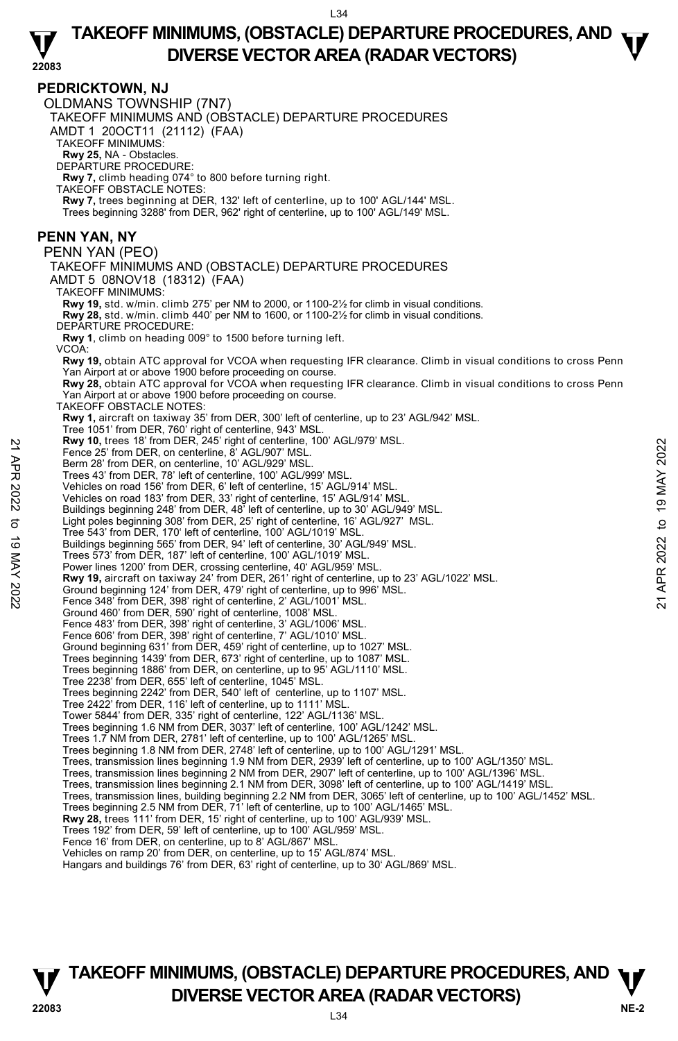## PEDRICKTOWN, NJ

OLDMANS TOWNSHIP (7N7)

TAKEOFF MINIMUMS AND (OBSTACLE) DEPARTURE PROCEDURES

AMDT 1 20OCT11 (21112) (FAA)

TAKEOFF MINIMUMS:

**Rwy 25,** NA - Obstacles.

DEPARTURE PROCEDURE:

**Rwy 7,** climb heading 074° to 800 before turning right.

TAKEOFF OBSTACLE NOTES:

**Rwy 7,** trees beginning at DER, 132' left of centerline, up to 100' AGL/144' MSL.
Trees beginning 3288' from DER, 962' right of centerline, up to 100' AGL/149' MSL.

## PENN YAN, NY

PENN YAN (PEO)

TAKEOFF MINIMUMS AND (OBSTACLE) DEPARTURE PROCEDURES

AMDT 5 08NOV18 (18312) (FAA)

TAKEOFF MINIMUMS:

**Rwy 19,** std. w/min. climb 275' per NM to 2000, or 1100-2½ for climb in visual conditions.
**Rwy 28,** std. w/min. climb 440' per NM to 1600, or 1100-2½ for climb in visual conditions.

DEPARTURE PROCEDURE:

**Rwy 1**, climb on heading 009° to 1500 before turning left.

VCOA:

**Rwy 19,** obtain ATC approval for VCOA when requesting IFR clearance. Climb in visual conditions to cross Penn Yan Airport at or above 1900 before proceeding on course.
**Rwy 28,** obtain ATC approval for VCOA when requesting IFR clearance. Climb in visual conditions to cross Penn Yan Airport at or above 1900 before proceeding on course.

TAKEOFF OBSTACLE NOTES:

**Rwy 1,** aircraft on taxiway 35' from DER, 300' left of centerline, up to 23' AGL/942' MSL.
Tree 1051' from DER, 760' right of centerline, 943' MSL.
**Rwy 10,** trees 18' from DER, 245' right of centerline, 100' AGL/979' MSL.
Fence 25' from DER, on centerline, 8' AGL/907' MSL.
Berm 28' from DER, on centerline, 10' AGL/929' MSL.
Trees 43' from DER, 78' left of centerline, 100' AGL/999' MSL.
Vehicles on road 156' from DER, 6' left of centerline, 15' AGL/914' MSL.
Vehicles on road 183' from DER, 33' right of centerline, 15' AGL/914' MSL.
Buildings beginning 248' from DER, 48' left of centerline, up to 30' AGL/949' MSL.
Light poles beginning 308' from DER, 25' right of centerline, 16' AGL/927' MSL.
Tree 543' from DER, 170' left of centerline, 100' AGL/1019' MSL.
Buildings beginning 565' from DER, 94' left of centerline, 30' AGL/949' MSL.
Trees 573' from DER, 187' left of centerline, 100' AGL/1019' MSL.
Power lines 1200' from DER, crossing centerline, 40' AGL/959' MSL.
**Rwy 19,** aircraft on taxiway 24' from DER, 261' right of centerline, up to 23' AGL/1022' MSL.
Ground beginning 124' from DER, 479' right of centerline, up to 996' MSL.
Fence 348' from DER, 398' right of centerline, 2' AGL/1001' MSL.
Ground 460' from DER, 590' right of centerline, 1008' MSL.
Fence 483' from DER, 398' right of centerline, 3' AGL/1006' MSL.
Fence 606' from DER, 398' right of centerline, 7' AGL/1010' MSL.
Ground beginning 631' from DER, 459' right of centerline, up to 1027' MSL.
Trees beginning 1439' from DER, 673' right of centerline, up to 1087' MSL.
Trees beginning 1886' from DER, on centerline, up to 95' AGL/1110' MSL.
Tree 2238' from DER, 655' left of centerline, 1045' MSL.
Trees beginning 2242' from DER, 540' left of centerline, up to 1107' MSL.
Tree 2422' from DER, 116' left of centerline, up to 1111' MSL.
Tower 5844' from DER, 335' right of centerline, 122' AGL/1136' MSL.
Trees beginning 1.6 NM from DER, 3037' left of centerline, 100' AGL/1242' MSL.
Trees 1.7 NM from DER, 2781' left of centerline, up to 100' AGL/1265' MSL.
Trees beginning 1.8 NM from DER, 2748' left of centerline, up to 100' AGL/1291' MSL.
Trees, transmission lines beginning 1.9 NM from DER, 2939' left of centerline, up to 100' AGL/1350' MSL.
Trees, transmission lines beginning 2 NM from DER, 2907' left of centerline, up to 100' AGL/1396' MSL.
Trees, transmission lines beginning 2.1 NM from DER, 3098' left of centerline, up to 100' AGL/1419' MSL.
Trees, transmission lines, building beginning 2.2 NM from DER, 3065' left of centerline, up to 100' AGL/1452' MSL.
Trees beginning 2.5 NM from DER, 71' left of centerline, up to 100' AGL/1465' MSL.
**Rwy 28,** trees 111' from DER, 15' right of centerline, up to 100' AGL/939' MSL.
Trees 192' from DER, 59' left of centerline, up to 100' AGL/959' MSL.
Fence 16' from DER, on centerline, up to 8' AGL/867' MSL.
Vehicles on ramp 20' from DER, on centerline, up to 15' AGL/874' MSL.
Hangars and buildings 76' from DER, 63' right of centerline, up to 30' AGL/869' MSL.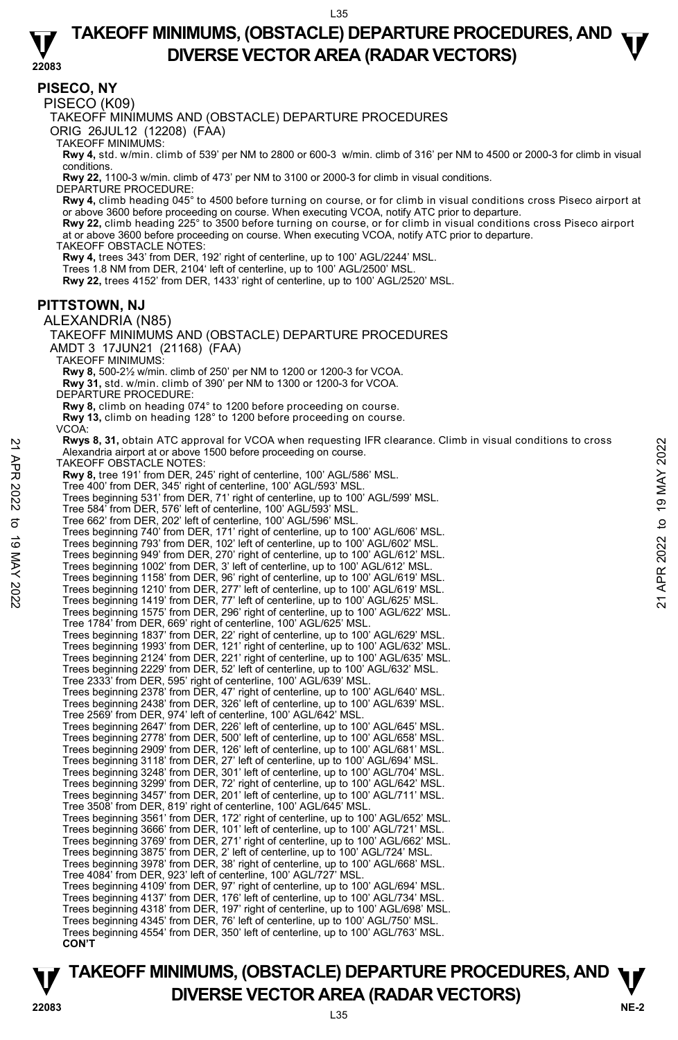## PISECO, NY

PISECO (K09)

TAKEOFF MINIMUMS AND (OBSTACLE) DEPARTURE PROCEDURES

ORIG 26JUL12 (12208) (FAA)

TAKEOFF MINIMUMS:

**Rwy 4,** std. w/min. climb of 539' per NM to 2800 or 600-3 w/min. climb of 316' per NM to 4500 or 2000-3 for climb in visual conditions.

**Rwy 22,** 1100-3 w/min. climb of 473' per NM to 3100 or 2000-3 for climb in visual conditions.

DEPARTURE PROCEDURE:

**Rwy 4,** climb heading 045° to 4500 before turning on course, or for climb in visual conditions cross Piseco airport at or above 3600 before proceeding on course. When executing VCOA, notify ATC prior to departure.

**Rwy 22,** climb heading 225° to 3500 before turning on course, or for climb in visual conditions cross Piseco airport at or above 3600 before proceeding on course. When executing VCOA, notify ATC prior to departure.

TAKEOFF OBSTACLE NOTES:

**Rwy 4,** trees 343' from DER, 192' right of centerline, up to 100' AGL/2244' MSL.

Trees 1.8 NM from DER, 2104' left of centerline, up to 100' AGL/2500' MSL.

**Rwy 22,** trees 4152' from DER, 1433' right of centerline, up to 100' AGL/2520' MSL.

## PITTSTOWN, NJ

ALEXANDRIA (N85)

TAKEOFF MINIMUMS AND (OBSTACLE) DEPARTURE PROCEDURES

AMDT 3 17JUN21 (21168) (FAA)

TAKEOFF MINIMUMS:

**Rwy 8,** 500-2½ w/min. climb of 250' per NM to 1200 or 1200-3 for VCOA.

**Rwy 31,** std. w/min. climb of 390' per NM to 1300 or 1200-3 for VCOA.

DEPARTURE PROCEDURE:

**Rwy 8,** climb on heading 074° to 1200 before proceeding on course.

**Rwy 13,** climb on heading 128° to 1200 before proceeding on course.

VCOA:

**Rwys 8, 31,** obtain ATC approval for VCOA when requesting IFR clearance. Climb in visual conditions to cross Alexandria airport at or above 1500 before proceeding on course.

TAKEOFF OBSTACLE NOTES:

**Rwy 8,** tree 191' from DER, 245' right of centerline, 100' AGL/586' MSL.

Tree 400' from DER, 345' right of centerline, 100' AGL/593' MSL.

Trees beginning 531' from DER, 71' right of centerline, up to 100' AGL/599' MSL.

Tree 584' from DER, 576' left of centerline, 100' AGL/593' MSL.

Tree 662' from DER, 202' left of centerline, 100' AGL/596' MSL.

Trees beginning 740' from DER, 171' right of centerline, up to 100' AGL/606' MSL.

Trees beginning 793' from DER, 102' left of centerline, up to 100' AGL/602' MSL.

Trees beginning 949' from DER, 270' right of centerline, up to 100' AGL/612' MSL.

Trees beginning 1002' from DER, 3' left of centerline, up to 100' AGL/612' MSL.

Trees beginning 1158' from DER, 96' right of centerline, up to 100' AGL/619' MSL.

Trees beginning 1210' from DER, 277' left of centerline, up to 100' AGL/619' MSL.

Trees beginning 1419' from DER, 77' left of centerline, up to 100' AGL/625' MSL.

Trees beginning 1575' from DER, 296' right of centerline, up to 100' AGL/622' MSL.

Tree 1784' from DER, 669' right of centerline, 100' AGL/625' MSL.

Trees beginning 1837' from DER, 22' right of centerline, up to 100' AGL/629' MSL.

Trees beginning 1993' from DER, 121' right of centerline, up to 100' AGL/632' MSL.

Trees beginning 2124' from DER, 221' right of centerline, up to 100' AGL/635' MSL.

Trees beginning 2229' from DER, 52' left of centerline, up to 100' AGL/632' MSL.

Tree 2333' from DER, 595' right of centerline, 100' AGL/639' MSL.

Trees beginning 2378' from DER, 47' right of centerline, up to 100' AGL/640' MSL.

Trees beginning 2438' from DER, 326' left of centerline, up to 100' AGL/639' MSL.

Tree 2569' from DER, 974' left of centerline, 100' AGL/642' MSL.

Trees beginning 2647' from DER, 226' left of centerline, up to 100' AGL/645' MSL.

Trees beginning 2778' from DER, 500' left of centerline, up to 100' AGL/658' MSL.

Trees beginning 2909' from DER, 126' left of centerline, up to 100' AGL/681' MSL.

Trees beginning 3118' from DER, 27' left of centerline, up to 100' AGL/694' MSL.

Trees beginning 3248' from DER, 301' left of centerline, up to 100' AGL/704' MSL.

Trees beginning 3299' from DER, 72' right of centerline, up to 100' AGL/642' MSL.

Trees beginning 3457' from DER, 201' left of centerline, up to 100' AGL/711' MSL.

Tree 3508' from DER, 819' right of centerline, 100' AGL/645' MSL.

Trees beginning 3561' from DER, 172' right of centerline, up to 100' AGL/652' MSL.

Trees beginning 3666' from DER, 101' left of centerline, up to 100' AGL/721' MSL.

Trees beginning 3769' from DER, 271' right of centerline, up to 100' AGL/662' MSL.

Trees beginning 3875' from DER, 2' left of centerline, up to 100' AGL/724' MSL.

Trees beginning 3978' from DER, 38' right of centerline, up to 100' AGL/668' MSL.

Tree 4084' from DER, 923' left of centerline, 100' AGL/727' MSL.

Trees beginning 4109' from DER, 97' right of centerline, up to 100' AGL/694' MSL.

Trees beginning 4137' from DER, 176' left of centerline, up to 100' AGL/734' MSL.

Trees beginning 4318' from DER, 197' right of centerline, up to 100' AGL/698' MSL.

Trees beginning 4345' from DER, 76' left of centerline, up to 100' AGL/750' MSL.

Trees beginning 4554' from DER, 350' left of centerline, up to 100' AGL/763' MSL.

**CON'T**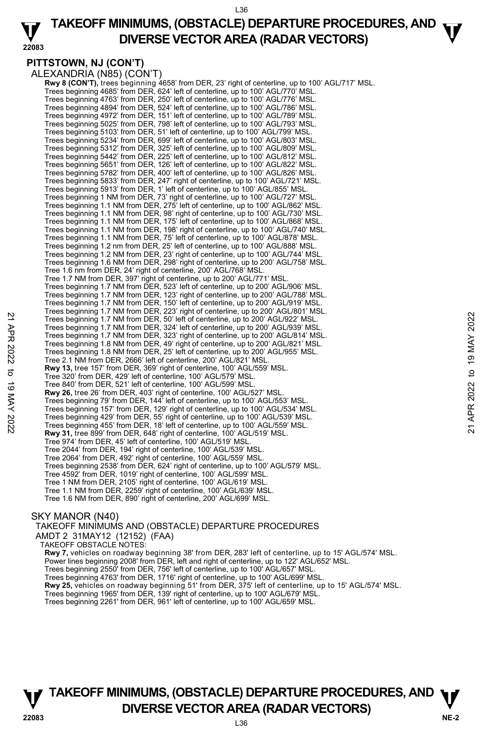## PITTSTOWN, NJ (CON'T)

ALEXANDRIA (N85) (CON'T)

**Rwy 8 (CON'T),** trees beginning 4658' from DER, 23' right of centerline, up to 100' AGL/717' MSL.
Trees beginning 4685' from DER, 624' left of centerline, up to 100' AGL/770' MSL.
Trees beginning 4763' from DER, 250' left of centerline, up to 100' AGL/776' MSL.
Trees beginning 4894' from DER, 524' left of centerline, up to 100' AGL/786' MSL.
Trees beginning 4972' from DER, 151' left of centerline, up to 100' AGL/789' MSL.
Trees beginning 5025' from DER, 798' left of centerline, up to 100' AGL/793' MSL.
Trees beginning 5103' from DER, 51' left of centerline, up to 100' AGL/799' MSL.
Trees beginning 5234' from DER, 699' left of centerline, up to 100' AGL/803' MSL.
Trees beginning 5312' from DER, 325' left of centerline, up to 100' AGL/809' MSL.
Trees beginning 5442' from DER, 225' left of centerline, up to 100' AGL/812' MSL.
Trees beginning 5651' from DER, 126' left of centerline, up to 100' AGL/822' MSL.
Trees beginning 5782' from DER, 400' left of centerline, up to 100' AGL/826' MSL.
Trees beginning 5833' from DER, 247' right of centerline, up to 100' AGL/721' MSL.
Trees beginning 5913' from DER, 1' left of centerline, up to 100' AGL/855' MSL.
Trees beginning 1 NM from DER, 73' right of centerline, up to 100' AGL/727' MSL.
Trees beginning 1.1 NM from DER, 275' left of centerline, up to 100' AGL/862' MSL.
Trees beginning 1.1 NM from DER, 98' right of centerline, up to 100' AGL/730' MSL.
Trees beginning 1.1 NM from DER, 175' left of centerline, up to 100' AGL/868' MSL.
Trees beginning 1.1 NM from DER, 198' right of centerline, up to 100' AGL/740' MSL.
Trees beginning 1.1 NM from DER, 75' left of centerline, up to 100' AGL/878' MSL.
Trees beginning 1.2 nm from DER, 25' left of centerline, up to 100' AGL/888' MSL.
Trees beginning 1.2 NM from DER, 23' right of centerline, up to 100' AGL/744' MSL.
Trees beginning 1.6 NM from DER, 298' right of centerline, up to 200' AGL/758' MSL.
Tree 1.6 nm from DER, 24' right of centerline, 200' AGL/768' MSL.
Tree 1.7 NM from DER, 397' right of centerline, up to 200' AGL/771' MSL.
Trees beginning 1.7 NM from DER, 523' left of centerline, up to 200' AGL/906' MSL.
Trees beginning 1.7 NM from DER, 123' right of centerline, up to 200' AGL/788' MSL.
Trees beginning 1.7 NM from DER, 150' left of centerline, up to 200' AGL/919' MSL.
Trees beginning 1.7 NM from DER, 223' right of centerline, up to 200' AGL/801' MSL.
Trees beginning 1.7 NM from DER, 50' left of centerline, up to 200' AGL/922' MSL.
Trees beginning 1.7 NM from DER, 324' left of centerline, up to 200' AGL/939' MSL.
Trees beginning 1.7 NM from DER, 323' right of centerline, up to 200' AGL/814' MSL.
Trees beginning 1.8 NM from DER, 49' right of centerline, up to 200' AGL/821' MSL.
Trees beginning 1.8 NM from DER, 25' left of centerline, up to 200' AGL/955' MSL.
Tree 2.1 NM from DER, 2666' left of centerline, 200' AGL/821' MSL.

**Rwy 13,** tree 157' from DER, 369' right of centerline, 100' AGL/559' MSL.
Tree 320' from DER, 429' left of centerline, 100' AGL/579' MSL.
Tree 840' from DER, 521' left of centerline, 100' AGL/599' MSL.

**Rwy 26,** tree 26' from DER, 403' right of centerline, 100' AGL/527' MSL.
Trees beginning 79' from DER, 144' left of centerline, up to 100' AGL/553' MSL.
Trees beginning 157' from DER, 129' right of centerline, up to 100' AGL/534' MSL.
Trees beginning 429' from DER, 55' right of centerline, up to 100' AGL/539' MSL.
Trees beginning 455' from DER, 18' left of centerline, up to 100' AGL/559' MSL.

**Rwy 31,** tree 899' from DER, 648' right of centerline, 100' AGL/519' MSL.
Tree 974' from DER, 45' left of centerline, 100' AGL/519' MSL.
Tree 2044' from DER, 194' right of centerline, 100' AGL/539' MSL.
Tree 2064' from DER, 492' right of centerline, 100' AGL/559' MSL.
Trees beginning 2538' from DER, 624' right of centerline, up to 100' AGL/579' MSL.
Tree 4592' from DER, 1019' right of centerline, 100' AGL/599' MSL.
Tree 1 NM from DER, 2105' right of centerline, 100' AGL/619' MSL.
Tree 1.1 NM from DER, 2259' right of centerline, 100' AGL/639' MSL.
Tree 1.6 NM from DER, 890' right of centerline, 200' AGL/699' MSL.

SKY MANOR (N40)

TAKEOFF MINIMUMS AND (OBSTACLE) DEPARTURE PROCEDURES
AMDT 2 31MAY12 (12152) (FAA)

TAKEOFF OBSTACLE NOTES:

**Rwy 7,** vehicles on roadway beginning 38' from DER, 283' left of centerline, up to 15' AGL/574' MSL.
Power lines beginning 2008' from DER, left and right of centerline, up to 122' AGL/652' MSL.
Trees beginning 2550' from DER, 756' left of centerline, up to 100' AGL/657' MSL.
Trees beginning 4763' from DER, 1716' right of centerline, up to 100' AGL/699' MSL.

**Rwy 25,** vehicles on roadway beginning 51' from DER, 375' left of centerline, up to 15' AGL/574' MSL.
Trees beginning 1965' from DER, 139' right of centerline, up to 100' AGL/679' MSL.
Trees beginning 2261' from DER, 961' left of centerline, up to 100' AGL/659' MSL.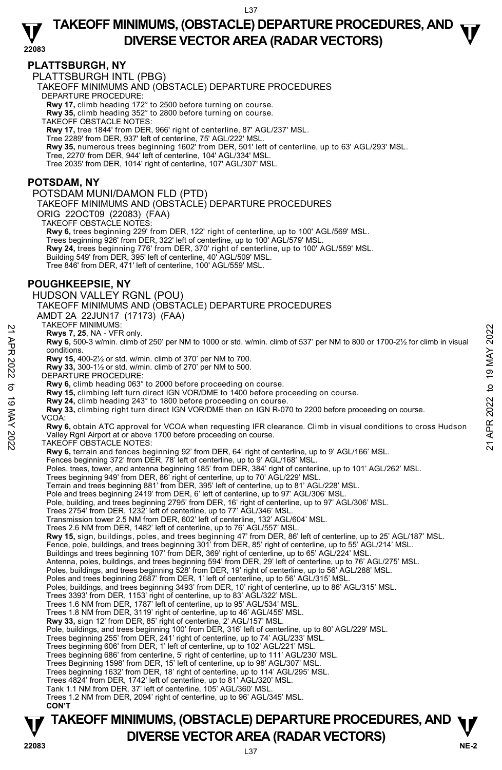## PLATTSBURGH, NY

PLATTSBURGH INTL (PBG)

TAKEOFF MINIMUMS AND (OBSTACLE) DEPARTURE PROCEDURES

DEPARTURE PROCEDURE:

**Rwy 17,** climb heading 172° to 2500 before turning on course.
**Rwy 35,** climb heading 352° to 2800 before turning on course.

TAKEOFF OBSTACLE NOTES:

**Rwy 17,** tree 1844' from DER, 966' right of centerline, 87' AGL/237' MSL.
Tree 2289' from DER, 937' left of centerline, 75' AGL/222' MSL.
**Rwy 35,** numerous trees beginning 1602' from DER, 501' left of centerline, up to 63' AGL/293' MSL.
Tree, 2270' from DER, 944' left of centerline, 104' AGL/334' MSL.
Tree 2035' from DER, 1014' right of centerline, 107' AGL/307' MSL.

## POTSDAM, NY

POTSDAM MUNI/DAMON FLD (PTD)

TAKEOFF MINIMUMS AND (OBSTACLE) DEPARTURE PROCEDURES

ORIG 22OCT09 (22083) (FAA)

TAKEOFF OBSTACLE NOTES:

**Rwy 6,** trees beginning 229' from DER, 122' right of centerline, up to 100' AGL/569' MSL.
Trees beginning 926' from DER, 322' left of centerline, up to 100' AGL/579' MSL.
**Rwy 24,** trees beginning 776' from DER, 370' right of centerline, up to 100' AGL/559' MSL.
Building 549' from DER, 395' left of centerline, 40' AGL/509' MSL.
Tree 846' from DER, 471' left of centerline, 100' AGL/559' MSL.

## POUGHKEEPSIE, NY

HUDSON VALLEY RGNL (POU)

TAKEOFF MINIMUMS AND (OBSTACLE) DEPARTURE PROCEDURES

AMDT 2A 22JUN17 (17173) (FAA)

TAKEOFF MINIMUMS:

**Rwys 7, 25**, NA - VFR only.
**Rwy 6,** 500-3 w/min. climb of 250' per NM to 1000 or std. w/min. climb of 537' per NM to 800 or 1700-2½ for climb in visual conditions.
**Rwy 15,** 400-2½ or std. w/min. climb of 370' per NM to 700.
**Rwy 33,** 300-1½ or std. w/min. climb of 270' per NM to 500.

DEPARTURE PROCEDURE:

**Rwy 6,** climb heading 063° to 2000 before proceeding on course.
**Rwy 15,** climbing left turn direct IGN VOR/DME to 1400 before proceeding on course.
**Rwy 24,** climb heading 243° to 1800 before proceeding on course.
**Rwy 33,** climbing right turn direct IGN VOR/DME then on IGN R-070 to 2200 before proceeding on course.

VCOA:

**Rwy 6,** obtain ATC approval for VCOA when requesting IFR clearance. Climb in visual conditions to cross Hudson Valley Rgnl Airport at or above 1700 before proceeding on course.

TAKEOFF OBSTACLE NOTES:

**Rwy 6,** terrain and fences beginning 92' from DER, 64' right of centerline, up to 9' AGL/166' MSL.
Fences beginning 372' from DER, 78' left of centerline, up to 9' AGL/168' MSL.
Poles, trees, tower, and antenna beginning 185' from DER, 384' right of centerline, up to 101' AGL/262' MSL.
Trees beginning 949' from DER, 86' right of centerline, up to 70' AGL/229' MSL.
Terrain and trees beginning 881' from DER, 395' left of centerline, up to 81' AGL/228' MSL.
Pole and trees beginning 2419' from DER, 6' left of centerline, up to 97' AGL/306' MSL.
Pole, building, and trees beginning 2795' from DER, 16' right of centerline, up to 97' AGL/306' MSL.
Trees 2754' from DER, 1232' left of centerline, up to 77' AGL/346' MSL.
Transmission tower 2.5 NM from DER, 602' left of centerline, 132' AGL/604' MSL.
Trees 2.6 NM from DER, 1482' left of centerline, up to 76' AGL/557' MSL.
**Rwy 15,** sign, buildings, poles, and trees beginning 47' from DER, 86' left of centerline, up to 25' AGL/187' MSL.
Fence, pole, buildings, and trees beginning 301' from DER, 85' right of centerline, up to 55' AGL/214' MSL.
Buildings and trees beginning 107' from DER, 369' right of centerline, up to 65' AGL/224' MSL.
Antenna, poles, buildings, and trees beginning 594' from DER, 29' left of centerline, up to 76' AGL/275' MSL.
Poles, buildings, and trees beginning 528' from DER, 19' right of centerline, up to 56' AGL/288' MSL.
Poles and trees beginning 2687' from DER, 1' left of centerline, up to 56' AGL/315' MSL.
Poles, buildings, and trees beginning 3493' from DER, 10' right of centerline, up to 86' AGL/315' MSL.
Trees 3393' from DER, 1153' left of centerline, up to 83' AGL/322' MSL.
Trees 1.6 NM from DER, 1787' left of centerline, up to 95' AGL/534' MSL.
Trees 1.8 NM from DER, 3119' right of centerline, up to 46' AGL/455' MSL.
**Rwy 33,** sign 12' from DER, 85' right of centerline, 2' AGL/157' MSL.
Pole, buildings, and trees beginning 100' from DER, 316' left of centerline, up to 80' AGL/229' MSL.
Trees beginning 255' from DER, 241' right of centerline, up to 74' AGL/233' MSL.
Trees beginning 606' from DER, 1' left of centerline, up to 102' AGL/221' MSL.
Trees beginning 686' from centerline, 5' right of centerline, up to 111' AGL/230' MSL.
Trees Beginning 1598' from DER, 15' left of centerline, up to 98' AGL/307' MSL.
Trees beginning 1632' from DER, 18' right of centerline, up to 114' AGL/295' MSL.
Trees 4824' from DER, 1742' left of centerline, up to 81' AGL/320' MSL.
Tank 1.1 NM from DER, 37' left of centerline, 105' AGL/360' MSL.
Trees 1.2 NM from DER, 2094' right of centerline, up to 96' AGL/345' MSL.

**CON'T**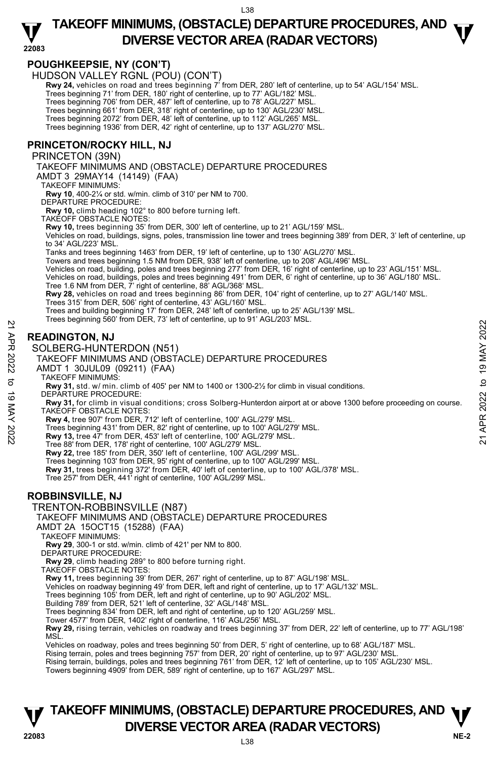## POUGHKEEPSIE, NY (CON'T)

HUDSON VALLEY RGNL (POU) (CON'T)

**Rwy 24,** vehicles on road and trees beginning 7' from DER, 280' left of centerline, up to 54' AGL/154' MSL.
Trees beginning 71' from DER, 180' right of centerline, up to 77' AGL/182' MSL.
Trees beginning 706' from DER, 487' left of centerline, up to 78' AGL/227' MSL.
Trees beginning 661' from DER, 318' right of centerline, up to 130' AGL/230' MSL.
Trees beginning 2072' from DER, 48' left of centerline, up to 112' AGL/265' MSL.
Trees beginning 1936' from DER, 42' right of centerline, up to 137' AGL/270' MSL.

## PRINCETON/ROCKY HILL, NJ

PRINCETON (39N)

TAKEOFF MINIMUMS AND (OBSTACLE) DEPARTURE PROCEDURES

AMDT 3 29MAY14 (14149) (FAA)

TAKEOFF MINIMUMS:

**Rwy 10**, 400-2¼ or std. w/min. climb of 310' per NM to 700.

DEPARTURE PROCEDURE:

**Rwy 10,** climb heading 102° to 800 before turning left.

TAKEOFF OBSTACLE NOTES:

**Rwy 10,** trees beginning 35' from DER, 300' left of centerline, up to 21' AGL/159' MSL.
Vehicles on road, buildings, signs, poles, transmission line tower and trees beginning 389' from DER, 3' left of centerline, up to 34' AGL/223' MSL.
Tanks and trees beginning 1463' from DER, 19' left of centerline, up to 130' AGL/270' MSL.
Towers and trees beginning 1.5 NM from DER, 938' left of centerline, up to 208' AGL/496' MSL.
Vehicles on road, building, poles and trees beginning 277' from DER, 16' right of centerline, up to 23' AGL/151' MSL.
Vehicles on road, buildings, poles and trees beginning 491' from DER, 6' right of centerline, up to 36' AGL/180' MSL.
Tree 1.6 NM from DER, 7' right of centerline, 88' AGL/368' MSL.
**Rwy 28,** vehicles on road and trees beginning 86' from DER, 104' right of centerline, up to 27' AGL/140' MSL.
Trees 315' from DER, 506' right of centerline, 43' AGL/160' MSL.
Trees and building beginning 17' from DER, 248' left of centerline, up to 25' AGL/139' MSL.
Trees beginning 560' from DER, 73' left of centerline, up to 91' AGL/203' MSL.

## READINGTON, NJ

SOLBERG-HUNTERDON (N51)

TAKEOFF MINIMUMS AND (OBSTACLE) DEPARTURE PROCEDURES

AMDT 1 30JUL09 (09211) (FAA)

TAKEOFF MINIMUMS:

**Rwy 31,** std. w/ min. climb of 405' per NM to 1400 or 1300-2½ for climb in visual conditions.

DEPARTURE PROCEDURE:

**Rwy 31,** for climb in visual conditions; cross Solberg-Hunterdon airport at or above 1300 before proceeding on course.

TAKEOFF OBSTACLE NOTES:

**Rwy 4,** tree 907' from DER, 712' left of centerline, 100' AGL/279' MSL.
Trees beginning 431' from DER, 82' right of centerline, up to 100' AGL/279' MSL.
**Rwy 13,** tree 47' from DER, 453' left of centerline, 100' AGL/279' MSL.
Tree 88' from DER, 178' right of centerline, 100' AGL/279' MSL.
**Rwy 22,** tree 185' from DER, 350' left of centerline, 100' AGL/299' MSL.
Trees beginning 103' from DER, 95' right of centerline, up to 100' AGL/299' MSL.
**Rwy 31,** trees beginning 372' from DER, 40' left of centerline, up to 100' AGL/378' MSL.
Tree 257' from DER, 441' right of centerline, 100' AGL/299' MSL.

## ROBBINSVILLE, NJ

TRENTON-ROBBINSVILLE (N87)

TAKEOFF MINIMUMS AND (OBSTACLE) DEPARTURE PROCEDURES

AMDT 2A 15OCT15 (15288) (FAA)

TAKEOFF MINIMUMS:

**Rwy 29**, 300-1 or std. w/min. climb of 421' per NM to 800.

DEPARTURE PROCEDURE:

**Rwy 29**, climb heading 289° to 800 before turning right.

TAKEOFF OBSTACLE NOTES:

**Rwy 11,** trees beginning 39' from DER, 267' right of centerline, up to 87' AGL/198' MSL.
Vehicles on roadway beginning 49' from DER, left and right of centerline, up to 17' AGL/132' MSL.
Trees beginning 105' from DER, left and right of centerline, up to 90' AGL/202' MSL.
Building 789' from DER, 521' left of centerline, 32' AGL/148' MSL.
Trees beginning 834' from DER, left and right of centerline, up to 120' AGL/259' MSL.
Tower 4577' from DER, 1402' right of centerline, 116' AGL/256' MSL.
**Rwy 29,** rising terrain, vehicles on roadway and trees beginning 37' from DER, 22' left of centerline, up to 77' AGL/198' MSL.
Vehicles on roadway, poles and trees beginning 50' from DER, 5' right of centerline, up to 68' AGL/187' MSL.
Rising terrain, poles and trees beginning 757' from DER, 20' right of centerline, up to 97' AGL/230' MSL.
Rising terrain, buildings, poles and trees beginning 761' from DER, 12' left of centerline, up to 105' AGL/230' MSL.
Towers beginning 4909' from DER, 589' right of centerline, up to 167' AGL/297' MSL.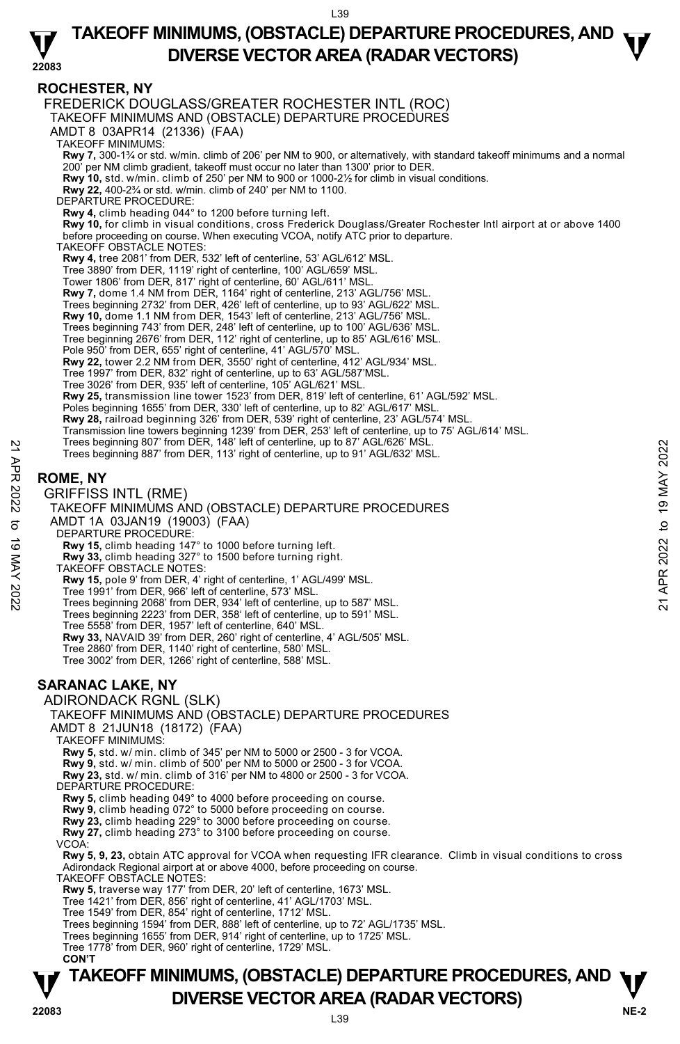## ROCHESTER, NY

FREDERICK DOUGLASS/GREATER ROCHESTER INTL (ROC)
TAKEOFF MINIMUMS AND (OBSTACLE) DEPARTURE PROCEDURES
AMDT 8 03APR14 (21336) (FAA)

TAKEOFF MINIMUMS:
**Rwy 7,** 300-1¾ or std. w/min. climb of 206' per NM to 900, or alternatively, with standard takeoff minimums and a normal 200' per NM climb gradient, takeoff must occur no later than 1300' prior to DER.
**Rwy 10,** std. w/min. climb of 250' per NM to 900 or 1000-2½ for climb in visual conditions.
**Rwy 22,** 400-2¾ or std. w/min. climb of 240' per NM to 1100.

DEPARTURE PROCEDURE:
**Rwy 4,** climb heading 044° to 1200 before turning left.
**Rwy 10,** for climb in visual conditions, cross Frederick Douglass/Greater Rochester Intl airport at or above 1400 before proceeding on course. When executing VCOA, notify ATC prior to departure.

TAKEOFF OBSTACLE NOTES:
**Rwy 4,** tree 2081' from DER, 532' left of centerline, 53' AGL/612' MSL.
Tree 3890' from DER, 1119' right of centerline, 100' AGL/659' MSL.
Tower 1806' from DER, 817' right of centerline, 60' AGL/611' MSL.
**Rwy 7,** dome 1.4 NM from DER, 1164' right of centerline, 213' AGL/756' MSL.
Trees beginning 2732' from DER, 426' left of centerline, up to 93' AGL/622' MSL.
**Rwy 10,** dome 1.1 NM from DER, 1543' left of centerline, 213' AGL/756' MSL.
Trees beginning 743' from DER, 248' left of centerline, up to 100' AGL/636' MSL.
Tree beginning 2676' from DER, 112' right of centerline, up to 85' AGL/616' MSL.
Pole 950' from DER, 655' right of centerline, 41' AGL/570' MSL.
**Rwy 22,** tower 2.2 NM from DER, 3550' right of centerline, 412' AGL/934' MSL.
Tree 1997' from DER, 832' right of centerline, up to 63' AGL/587'MSL.
Tree 3026' from DER, 935' left of centerline, 105' AGL/621' MSL.
**Rwy 25,** transmission line tower 1523' from DER, 819' left of centerline, 61' AGL/592' MSL.
Poles beginning 1655' from DER, 330' left of centerline, up to 82' AGL/617' MSL.
**Rwy 28,** railroad beginning 326' from DER, 539' right of centerline, 23' AGL/574' MSL.
Transmission line towers beginning 1239' from DER, 253' left of centerline, up to 75' AGL/614' MSL.
Trees beginning 807' from DER, 148' left of centerline, up to 87' AGL/626' MSL.
Trees beginning 887' from DER, 113' right of centerline, up to 91' AGL/632' MSL.

## ROME, NY

GRIFFISS INTL (RME)
TAKEOFF MINIMUMS AND (OBSTACLE) DEPARTURE PROCEDURES
AMDT 1A 03JAN19 (19003) (FAA)

DEPARTURE PROCEDURE:
**Rwy 15,** climb heading 147° to 1000 before turning left.
**Rwy 33,** climb heading 327° to 1500 before turning right.

TAKEOFF OBSTACLE NOTES:
**Rwy 15,** pole 9' from DER, 4' right of centerline, 1' AGL/499' MSL.
Tree 1991' from DER, 966' left of centerline, 573' MSL.
Trees beginning 2068' from DER, 934' left of centerline, up to 587' MSL.
Trees beginning 2223' from DER, 358' left of centerline, up to 591' MSL.
Tree 5558' from DER, 1957' left of centerline, 640' MSL.
**Rwy 33,** NAVAID 39' from DER, 260' right of centerline, 4' AGL/505' MSL.
Tree 2860' from DER, 1140' right of centerline, 580' MSL.
Tree 3002' from DER, 1266' right of centerline, 588' MSL.

## SARANAC LAKE, NY

ADIRONDACK RGNL (SLK)
TAKEOFF MINIMUMS AND (OBSTACLE) DEPARTURE PROCEDURES
AMDT 8 21JUN18 (18172) (FAA)

TAKEOFF MINIMUMS:
**Rwy 5,** std. w/ min. climb of 345' per NM to 5000 or 2500 - 3 for VCOA.
**Rwy 9,** std. w/ min. climb of 500' per NM to 5000 or 2500 - 3 for VCOA.
**Rwy 23,** std. w/ min. climb of 316' per NM to 4800 or 2500 - 3 for VCOA.

DEPARTURE PROCEDURE:
**Rwy 5,** climb heading 049° to 4000 before proceeding on course.
**Rwy 9,** climb heading 072° to 5000 before proceeding on course.
**Rwy 23,** climb heading 229° to 3000 before proceeding on course.
**Rwy 27,** climb heading 273° to 3100 before proceeding on course.

VCOA:
**Rwy 5, 9, 23,** obtain ATC approval for VCOA when requesting IFR clearance. Climb in visual conditions to cross Adirondack Regional airport at or above 4000, before proceeding on course.

TAKEOFF OBSTACLE NOTES:
**Rwy 5,** traverse way 177' from DER, 20' left of centerline, 1673' MSL.
Tree 1421' from DER, 856' right of centerline, 41' AGL/1703' MSL.
Tree 1549' from DER, 854' right of centerline, 1712' MSL.
Trees beginning 1594' from DER, 888' left of centerline, up to 72' AGL/1735' MSL.
Trees beginning 1655' from DER, 914' right of centerline, up to 1725' MSL.
Tree 1778' from DER, 960' right of centerline, 1729' MSL.
**CON'T**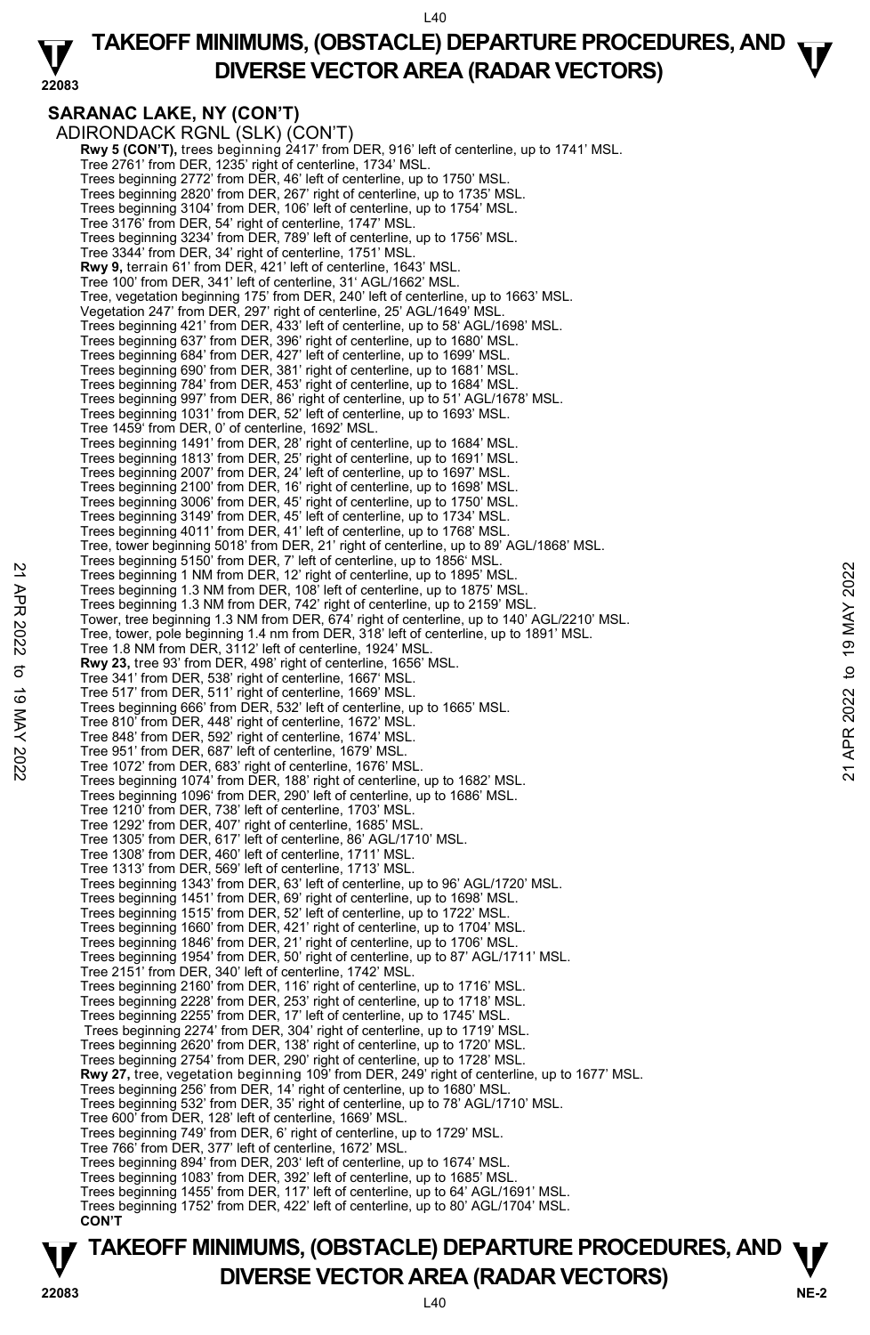**SARANAC LAKE, NY (CON'T)**

ADIRONDACK RGNL (SLK) (CON'T)

**Rwy 5 (CON'T),** trees beginning 2417' from DER, 916' left of centerline, up to 1741' MSL.
Tree 2761' from DER, 1235' right of centerline, 1734' MSL.
Trees beginning 2772' from DER, 46' left of centerline, up to 1750' MSL.
Trees beginning 2820' from DER, 267' right of centerline, up to 1735' MSL.
Trees beginning 3104' from DER, 106' left of centerline, up to 1754' MSL.
Tree 3176' from DER, 54' right of centerline, 1747' MSL.
Trees beginning 3234' from DER, 789' left of centerline, up to 1756' MSL.
Tree 3344' from DER, 34' right of centerline, 1751' MSL.
**Rwy 9,** terrain 61' from DER, 421' left of centerline, 1643' MSL.
Tree 100' from DER, 341' left of centerline, 31' AGL/1662' MSL.
Tree, vegetation beginning 175' from DER, 240' left of centerline, up to 1663' MSL.
Vegetation 247' from DER, 297' right of centerline, 25' AGL/1649' MSL.
Trees beginning 421' from DER, 433' left of centerline, up to 58' AGL/1698' MSL.
Trees beginning 637' from DER, 396' right of centerline, up to 1680' MSL.
Trees beginning 684' from DER, 427' left of centerline, up to 1699' MSL.
Trees beginning 690' from DER, 381' right of centerline, up to 1681' MSL.
Trees beginning 784' from DER, 453' right of centerline, up to 1684' MSL.
Trees beginning 997' from DER, 86' right of centerline, up to 51' AGL/1678' MSL.
Trees beginning 1031' from DER, 52' left of centerline, up to 1693' MSL.
Tree 1459' from DER, 0' of centerline, 1692' MSL.
Trees beginning 1491' from DER, 28' right of centerline, up to 1684' MSL.
Trees beginning 1813' from DER, 25' right of centerline, up to 1691' MSL.
Trees beginning 2007' from DER, 24' left of centerline, up to 1697' MSL.
Trees beginning 2100' from DER, 16' right of centerline, up to 1698' MSL.
Trees beginning 3006' from DER, 45' right of centerline, up to 1750' MSL.
Trees beginning 3149' from DER, 45' left of centerline, up to 1734' MSL.
Trees beginning 4011' from DER, 41' left of centerline, up to 1768' MSL.
Tree, tower beginning 5018' from DER, 21' right of centerline, up to 89' AGL/1868' MSL.
Trees beginning 5150' from DER, 7' left of centerline, up to 1856' MSL.
Trees beginning 1 NM from DER, 12' right of centerline, up to 1895' MSL.
Trees beginning 1.3 NM from DER, 108' left of centerline, up to 1875' MSL.
Trees beginning 1.3 NM from DER, 742' right of centerline, up to 2159' MSL.
Tower, tree beginning 1.3 NM from DER, 674' right of centerline, up to 140' AGL/2210' MSL.
Tree, tower, pole beginning 1.4 nm from DER, 318' left of centerline, up to 1891' MSL.
Tree 1.8 NM from DER, 3112' left of centerline, 1924' MSL.
**Rwy 23,** tree 93' from DER, 498' right of centerline, 1656' MSL.
Tree 341' from DER, 538' right of centerline, 1667' MSL.
Tree 517' from DER, 511' right of centerline, 1669' MSL.
Trees beginning 666' from DER, 532' left of centerline, up to 1665' MSL.
Tree 810' from DER, 448' right of centerline, 1672' MSL.
Tree 848' from DER, 592' right of centerline, 1674' MSL.
Tree 951' from DER, 687' left of centerline, 1679' MSL.
Tree 1072' from DER, 683' right of centerline, 1676' MSL.
Trees beginning 1074' from DER, 188' right of centerline, up to 1682' MSL.
Trees beginning 1096' from DER, 290' left of centerline, up to 1686' MSL.
Tree 1210' from DER, 738' left of centerline, 1703' MSL.
Tree 1292' from DER, 407' right of centerline, 1685' MSL.
Tree 1305' from DER, 617' left of centerline, 86' AGL/1710' MSL.
Tree 1308' from DER, 460' left of centerline, 1711' MSL.
Tree 1313' from DER, 569' left of centerline, 1713' MSL.
Trees beginning 1343' from DER, 63' left of centerline, up to 96' AGL/1720' MSL.
Trees beginning 1451' from DER, 69' right of centerline, up to 1698' MSL.
Trees beginning 1515' from DER, 52' left of centerline, up to 1722' MSL.
Trees beginning 1660' from DER, 421' right of centerline, up to 1704' MSL.
Trees beginning 1846' from DER, 21' right of centerline, up to 1706' MSL.
Trees beginning 1954' from DER, 50' right of centerline, up to 87' AGL/1711' MSL.
Tree 2151' from DER, 340' left of centerline, 1742' MSL.
Trees beginning 2160' from DER, 116' right of centerline, up to 1716' MSL.
Trees beginning 2228' from DER, 253' right of centerline, up to 1718' MSL.
Trees beginning 2255' from DER, 17' left of centerline, up to 1745' MSL.
Trees beginning 2274' from DER, 304' right of centerline, up to 1719' MSL.
Trees beginning 2620' from DER, 138' right of centerline, up to 1720' MSL.
Trees beginning 2754' from DER, 290' right of centerline, up to 1728' MSL.
**Rwy 27,** tree, vegetation beginning 109' from DER, 249' right of centerline, up to 1677' MSL.
Trees beginning 256' from DER, 14' right of centerline, up to 1680' MSL.
Trees beginning 532' from DER, 35' right of centerline, up to 78' AGL/1710' MSL.
Tree 600' from DER, 128' left of centerline, 1669' MSL.
Trees beginning 749' from DER, 6' right of centerline, up to 1729' MSL.
Tree 766' from DER, 377' left of centerline, 1672' MSL.
Trees beginning 894' from DER, 203' left of centerline, up to 1674' MSL.
Trees beginning 1083' from DER, 392' left of centerline, up to 1685' MSL.
Trees beginning 1455' from DER, 117' left of centerline, up to 64' AGL/1691' MSL.
Trees beginning 1752' from DER, 422' left of centerline, up to 80' AGL/1704' MSL.

**CON'T**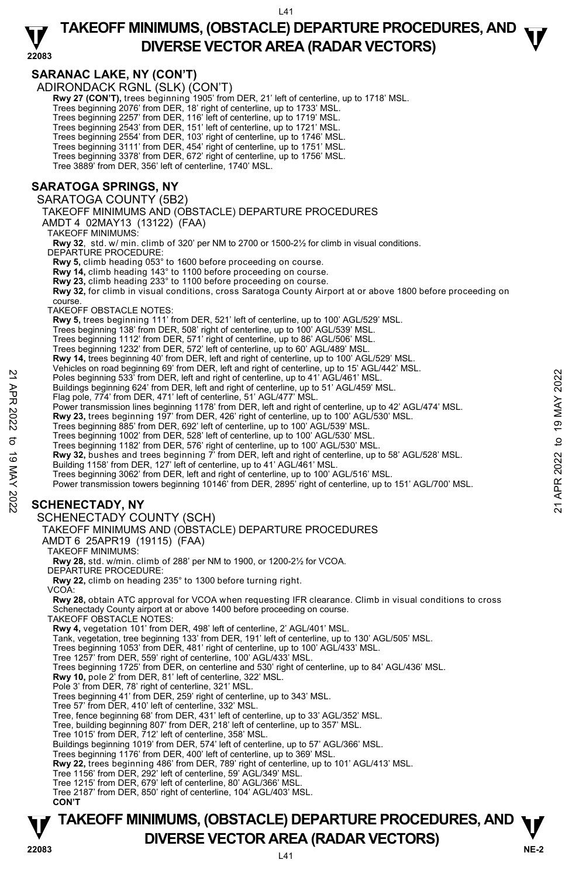## SARANAC LAKE, NY (CON'T)

ADIRONDACK RGNL (SLK) (CON'T)

**Rwy 27 (CON'T),** trees beginning 1905' from DER, 21' left of centerline, up to 1718' MSL.
Trees beginning 2076' from DER, 18' right of centerline, up to 1733' MSL.
Trees beginning 2257' from DER, 116' left of centerline, up to 1719' MSL.
Trees beginning 2543' from DER, 151' left of centerline, up to 1721' MSL.
Trees beginning 2554' from DER, 103' right of centerline, up to 1746' MSL.
Trees beginning 3111' from DER, 454' right of centerline, up to 1751' MSL.
Trees beginning 3378' from DER, 672' right of centerline, up to 1756' MSL.
Tree 3889' from DER, 356' left of centerline, 1740' MSL.

## SARATOGA SPRINGS, NY

SARATOGA COUNTY (5B2)

TAKEOFF MINIMUMS AND (OBSTACLE) DEPARTURE PROCEDURES

AMDT 4 02MAY13 (13122) (FAA)

TAKEOFF MINIMUMS:

**Rwy 32**, std. w/ min. climb of 320' per NM to 2700 or 1500-2½ for climb in visual conditions.

DEPARTURE PROCEDURE:

**Rwy 5,** climb heading 053° to 1600 before proceeding on course.
**Rwy 14,** climb heading 143° to 1100 before proceeding on course.
**Rwy 23,** climb heading 233° to 1100 before proceeding on course.
**Rwy 32,** for climb in visual conditions, cross Saratoga County Airport at or above 1800 before proceeding on course.

TAKEOFF OBSTACLE NOTES:

**Rwy 5,** trees beginning 111' from DER, 521' left of centerline, up to 100' AGL/529' MSL.
Trees beginning 138' from DER, 508' right of centerline, up to 100' AGL/539' MSL.
Trees beginning 1112' from DER, 571' right of centerline, up to 86' AGL/506' MSL.
Trees beginning 1232' from DER, 572' left of centerline, up to 60' AGL/489' MSL.
**Rwy 14,** trees beginning 40' from DER, left and right of centerline, up to 100' AGL/529' MSL.
Vehicles on road beginning 69' from DER, left and right of centerline, up to 15' AGL/442' MSL.
Poles beginning 533' from DER, left and right of centerline, up to 41' AGL/461' MSL.
Buildings beginning 624' from DER, left and right of centerline, up to 51' AGL/459' MSL.
Flag pole, 774' from DER, 471' left of centerline, 51' AGL/477' MSL.
Power transmission lines beginning 1178' from DER, left and right of centerline, up to 42' AGL/474' MSL.
**Rwy 23,** trees beginning 197' from DER, 426' right of centerline, up to 100' AGL/530' MSL.
Trees beginning 885' from DER, 692' left of centerline, up to 100' AGL/539' MSL.
Trees beginning 1002' from DER, 528' left of centerline, up to 100' AGL/530' MSL.
Trees beginning 1182' from DER, 576' right of centerline, up to 100' AGL/530' MSL.
**Rwy 32,** bushes and trees beginning 7' from DER, left and right of centerline, up to 58' AGL/528' MSL.
Building 1158' from DER, 127' left of centerline, up to 41' AGL/461' MSL.
Trees beginning 3062' from DER, left and right of centerline, up to 100' AGL/516' MSL.
Power transmission towers beginning 10146' from DER, 2895' right of centerline, up to 151' AGL/700' MSL.

## SCHENECTADY, NY

SCHENECTADY COUNTY (SCH)

TAKEOFF MINIMUMS AND (OBSTACLE) DEPARTURE PROCEDURES

AMDT 6 25APR19 (19115) (FAA)

TAKEOFF MINIMUMS:

**Rwy 28,** std. w/min. climb of 288' per NM to 1900, or 1200-2½ for VCOA.

DEPARTURE PROCEDURE:

**Rwy 22,** climb on heading 235° to 1300 before turning right.

VCOA:

**Rwy 28,** obtain ATC approval for VCOA when requesting IFR clearance. Climb in visual conditions to cross Schenectady County airport at or above 1400 before proceeding on course.

TAKEOFF OBSTACLE NOTES:

**Rwy 4,** vegetation 101' from DER, 498' left of centerline, 2' AGL/401' MSL.
Tank, vegetation, tree beginning 133' from DER, 191' left of centerline, up to 130' AGL/505' MSL.
Trees beginning 1053' from DER, 481' right of centerline, up to 100' AGL/433' MSL.
Tree 1257' from DER, 559' right of centerline, 100' AGL/433' MSL.
Trees beginning 1725' from DER, on centerline and 530' right of centerline, up to 84' AGL/436' MSL.
**Rwy 10,** pole 2' from DER, 81' left of centerline, 322' MSL.
Pole 3' from DER, 78' right of centerline, 321' MSL.
Trees beginning 41' from DER, 259' right of centerline, up to 343' MSL.
Tree 57' from DER, 410' left of centerline, 332' MSL.
Tree, fence beginning 68' from DER, 431' left of centerline, up to 33' AGL/352' MSL.
Tree, building beginning 807' from DER, 218' left of centerline, up to 357' MSL.
Tree 1015' from DER, 712' left of centerline, 358' MSL.
Buildings beginning 1019' from DER, 574' left of centerline, up to 57' AGL/366' MSL.
Trees beginning 1176' from DER, 400' left of centerline, up to 369' MSL.
**Rwy 22,** trees beginning 486' from DER, 789' right of centerline, up to 101' AGL/413' MSL.
Tree 1156' from DER, 292' left of centerline, 59' AGL/349' MSL.
Tree 1215' from DER, 679' left of centerline, 80' AGL/366' MSL.
Tree 2187' from DER, 850' right of centerline, 104' AGL/403' MSL.

**CON'T**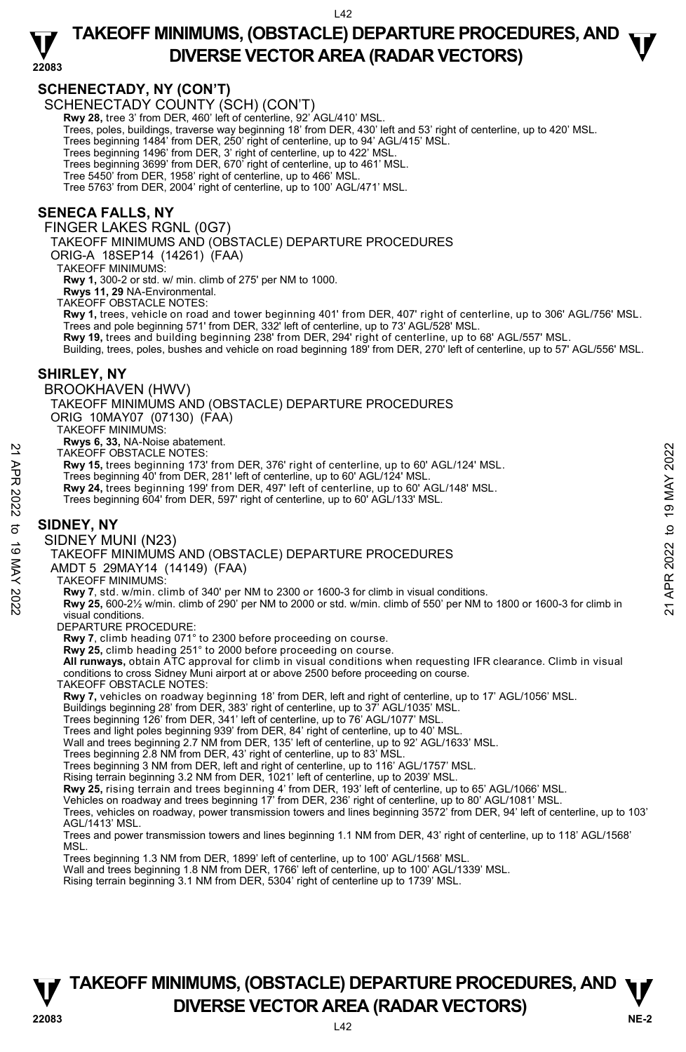## SCHENECTADY, NY (CON'T)

SCHENECTADY COUNTY (SCH) (CON'T)

**Rwy 28,** tree 3' from DER, 460' left of centerline, 92' AGL/410' MSL.
Trees, poles, buildings, traverse way beginning 18' from DER, 430' left and 53' right of centerline, up to 420' MSL.
Trees beginning 1484' from DER, 250' right of centerline, up to 94' AGL/415' MSL.
Trees beginning 1496' from DER, 3' right of centerline, up to 422' MSL.
Trees beginning 3699' from DER, 670' right of centerline, up to 461' MSL.
Tree 5450' from DER, 1958' right of centerline, up to 466' MSL.
Tree 5763' from DER, 2004' right of centerline, up to 100' AGL/471' MSL.

## SENECA FALLS, NY

FINGER LAKES RGNL (0G7)

TAKEOFF MINIMUMS AND (OBSTACLE) DEPARTURE PROCEDURES

ORIG-A 18SEP14 (14261) (FAA)

TAKEOFF MINIMUMS:

**Rwy 1,** 300-2 or std. w/ min. climb of 275' per NM to 1000.
**Rwys 11, 29** NA-Environmental.

TAKEOFF OBSTACLE NOTES:

**Rwy 1,** trees, vehicle on road and tower beginning 401' from DER, 407' right of centerline, up to 306' AGL/756' MSL.
Trees and pole beginning 571' from DER, 332' left of centerline, up to 73' AGL/528' MSL.
**Rwy 19,** trees and building beginning 238' from DER, 294' right of centerline, up to 68' AGL/557' MSL.
Building, trees, poles, bushes and vehicle on road beginning 189' from DER, 270' left of centerline, up to 57' AGL/556' MSL.

## SHIRLEY, NY

BROOKHAVEN (HWV)

TAKEOFF MINIMUMS AND (OBSTACLE) DEPARTURE PROCEDURES

ORIG 10MAY07 (07130) (FAA)

TAKEOFF MINIMUMS:

**Rwys 6, 33,** NA-Noise abatement.

TAKEOFF OBSTACLE NOTES:

**Rwy 15,** trees beginning 173' from DER, 376' right of centerline, up to 60' AGL/124' MSL.
Trees beginning 40' from DER, 281' left of centerline, up to 60' AGL/124' MSL.
**Rwy 24,** trees beginning 199' from DER, 497' left of centerline, up to 60' AGL/148' MSL.
Trees beginning 604' from DER, 597' right of centerline, up to 60' AGL/133' MSL.

## SIDNEY, NY

SIDNEY MUNI (N23)

TAKEOFF MINIMUMS AND (OBSTACLE) DEPARTURE PROCEDURES

AMDT 5 29MAY14 (14149) (FAA)

TAKEOFF MINIMUMS:

**Rwy 7**, std. w/min. climb of 340' per NM to 2300 or 1600-3 for climb in visual conditions.
**Rwy 25,** 600-2½ w/min. climb of 290' per NM to 2000 or std. w/min. climb of 550' per NM to 1800 or 1600-3 for climb in visual conditions.

DEPARTURE PROCEDURE:

**Rwy 7**, climb heading 071° to 2300 before proceeding on course.
**Rwy 25,** climb heading 251° to 2000 before proceeding on course.
**All runways,** obtain ATC approval for climb in visual conditions when requesting IFR clearance. Climb in visual conditions to cross Sidney Muni airport at or above 2500 before proceeding on course.

TAKEOFF OBSTACLE NOTES:

**Rwy 7,** vehicles on roadway beginning 18' from DER, left and right of centerline, up to 17' AGL/1056' MSL.
Buildings beginning 28' from DER, 383' right of centerline, up to 37' AGL/1035' MSL.
Trees beginning 126' from DER, 341' left of centerline, up to 76' AGL/1077' MSL.
Trees and light poles beginning 939' from DER, 84' right of centerline, up to 40' MSL.
Wall and trees beginning 2.7 NM from DER, 135' left of centerline, up to 92' AGL/1633' MSL.
Trees beginning 2.8 NM from DER, 43' right of centerline, up to 83' MSL.
Trees beginning 3 NM from DER, left and right of centerline, up to 116' AGL/1757' MSL.
Rising terrain beginning 3.2 NM from DER, 1021' left of centerline, up to 2039' MSL.
**Rwy 25,** rising terrain and trees beginning 4' from DER, 193' left of centerline, up to 65' AGL/1066' MSL.
Vehicles on roadway and trees beginning 17' from DER, 236' right of centerline, up to 80' AGL/1081' MSL.
Trees, vehicles on roadway, power transmission towers and lines beginning 3572' from DER, 94' left of centerline, up to 103' AGL/1413' MSL.
Trees and power transmission towers and lines beginning 1.1 NM from DER, 43' right of centerline, up to 118' AGL/1568' MSL.
Trees beginning 1.3 NM from DER, 1899' left of centerline, up to 100' AGL/1568' MSL.
Wall and trees beginning 1.8 NM from DER, 1766' left of centerline, up to 100' AGL/1339' MSL.
Rising terrain beginning 3.1 NM from DER, 5304' right of centerline up to 1739' MSL.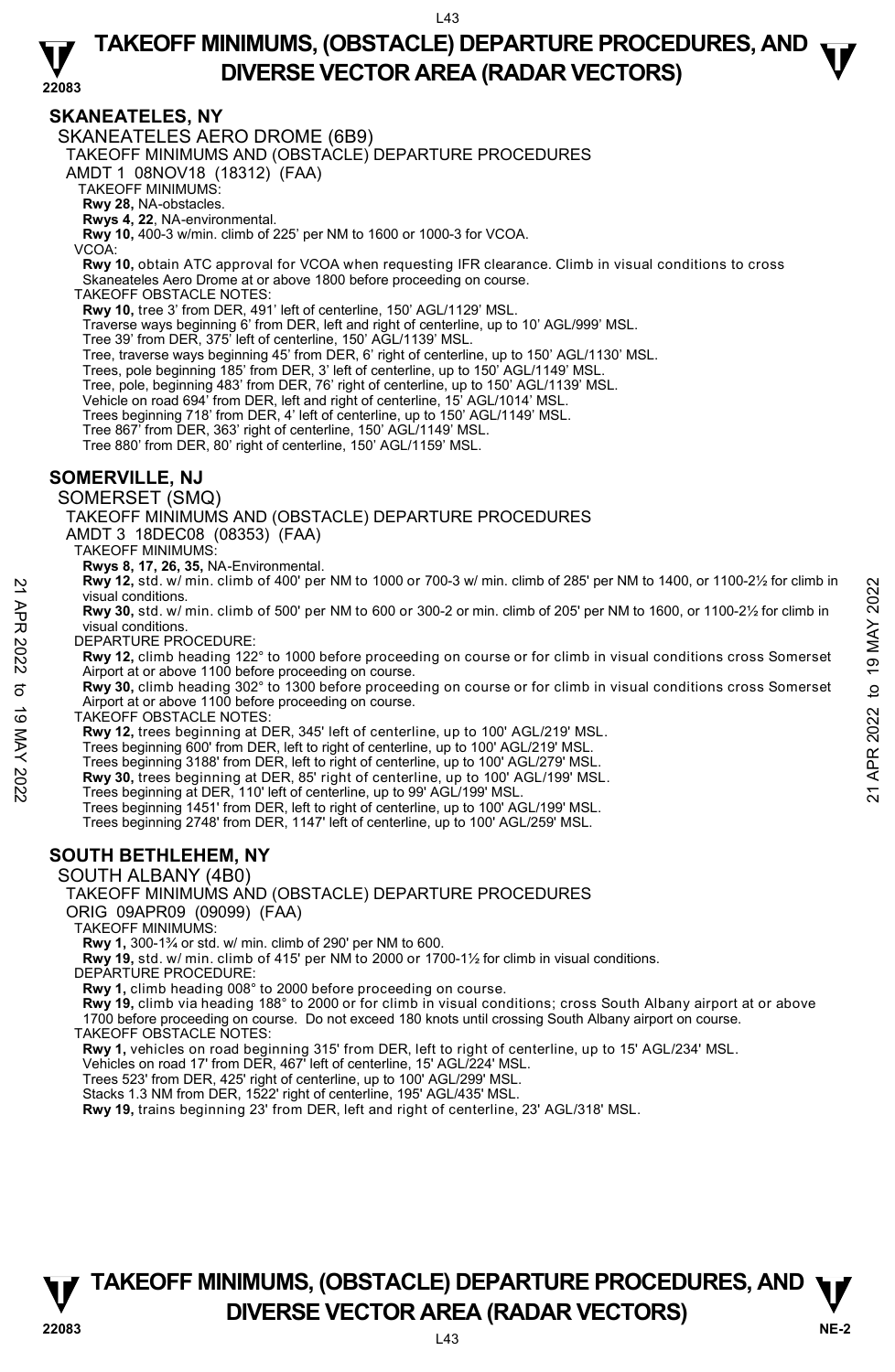## SKANEATELES, NY

SKANEATELES AERO DROME (6B9)

TAKEOFF MINIMUMS AND (OBSTACLE) DEPARTURE PROCEDURES

AMDT 1 08NOV18 (18312) (FAA)

TAKEOFF MINIMUMS:

**Rwy 28,** NA-obstacles.
**Rwys 4, 22**, NA-environmental.
**Rwy 10,** 400-3 w/min. climb of 225' per NM to 1600 or 1000-3 for VCOA.

VCOA:

**Rwy 10,** obtain ATC approval for VCOA when requesting IFR clearance. Climb in visual conditions to cross Skaneateles Aero Drome at or above 1800 before proceeding on course.

TAKEOFF OBSTACLE NOTES:

**Rwy 10,** tree 3' from DER, 491' left of centerline, 150' AGL/1129' MSL.
Traverse ways beginning 6' from DER, left and right of centerline, up to 10' AGL/999' MSL.
Tree 39' from DER, 375' left of centerline, 150' AGL/1139' MSL.
Tree, traverse ways beginning 45' from DER, 6' right of centerline, up to 150' AGL/1130' MSL.
Trees, pole beginning 185' from DER, 3' left of centerline, up to 150' AGL/1149' MSL.
Tree, pole, beginning 483' from DER, 76' right of centerline, up to 150' AGL/1139' MSL.
Vehicle on road 694' from DER, left and right of centerline, 15' AGL/1014' MSL.
Trees beginning 718' from DER, 4' left of centerline, up to 150' AGL/1149' MSL.
Tree 867' from DER, 363' right of centerline, 150' AGL/1149' MSL.
Tree 880' from DER, 80' right of centerline, 150' AGL/1159' MSL.

## SOMERVILLE, NJ

SOMERSET (SMQ)

TAKEOFF MINIMUMS AND (OBSTACLE) DEPARTURE PROCEDURES

AMDT 3 18DEC08 (08353) (FAA)

TAKEOFF MINIMUMS:

**Rwys 8, 17, 26, 35,** NA-Environmental.
**Rwy 12,** std. w/ min. climb of 400' per NM to 1000 or 700-3 w/ min. climb of 285' per NM to 1400, or 1100-2½ for climb in visual conditions.
**Rwy 30,** std. w/ min. climb of 500' per NM to 600 or 300-2 or min. climb of 205' per NM to 1600, or 1100-2½ for climb in visual conditions.

DEPARTURE PROCEDURE:

**Rwy 12,** climb heading 122° to 1000 before proceeding on course or for climb in visual conditions cross Somerset Airport at or above 1100 before proceeding on course.
**Rwy 30,** climb heading 302° to 1300 before proceeding on course or for climb in visual conditions cross Somerset Airport at or above 1100 before proceeding on course.

TAKEOFF OBSTACLE NOTES:

**Rwy 12,** trees beginning at DER, 345' left of centerline, up to 100' AGL/219' MSL.
Trees beginning 600' from DER, left to right of centerline, up to 100' AGL/219' MSL.
Trees beginning 3188' from DER, left to right of centerline, up to 100' AGL/279' MSL.
**Rwy 30,** trees beginning at DER, 85' right of centerline, up to 100' AGL/199' MSL.
Trees beginning at DER, 110' left of centerline, up to 99' AGL/199' MSL.
Trees beginning 1451' from DER, left to right of centerline, up to 100' AGL/199' MSL.
Trees beginning 2748' from DER, 1147' left of centerline, up to 100' AGL/259' MSL.

## SOUTH BETHLEHEM, NY

SOUTH ALBANY (4B0)

TAKEOFF MINIMUMS AND (OBSTACLE) DEPARTURE PROCEDURES

ORIG 09APR09 (09099) (FAA)

TAKEOFF MINIMUMS:

**Rwy 1,** 300-1¾ or std. w/ min. climb of 290' per NM to 600.
**Rwy 19,** std. w/ min. climb of 415' per NM to 2000 or 1700-1½ for climb in visual conditions.

DEPARTURE PROCEDURE:

**Rwy 1,** climb heading 008° to 2000 before proceeding on course.
**Rwy 19,** climb via heading 188° to 2000 or for climb in visual conditions; cross South Albany airport at or above 1700 before proceeding on course. Do not exceed 180 knots until crossing South Albany airport on course.

TAKEOFF OBSTACLE NOTES:

**Rwy 1,** vehicles on road beginning 315' from DER, left to right of centerline, up to 15' AGL/234' MSL.
Vehicles on road 17' from DER, 467' left of centerline, 15' AGL/224' MSL.
Trees 523' from DER, 425' right of centerline, up to 100' AGL/299' MSL.
Stacks 1.3 NM from DER, 1522' right of centerline, 195' AGL/435' MSL.
**Rwy 19,** trains beginning 23' from DER, left and right of centerline, 23' AGL/318' MSL.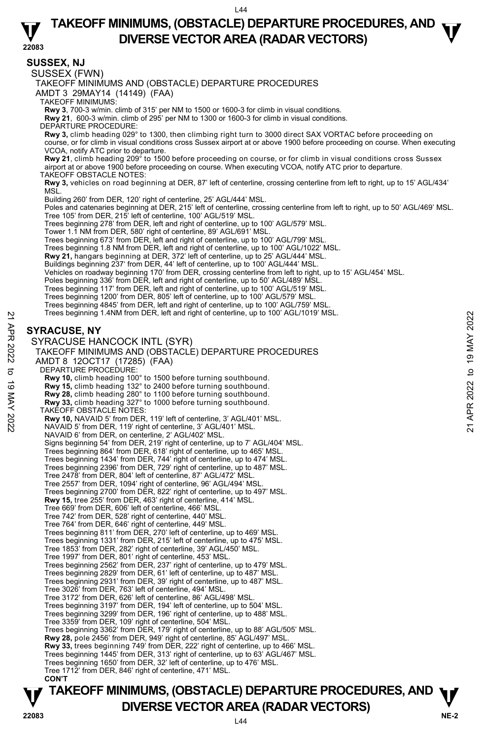## SUSSEX, NJ

SUSSEX (FWN)

TAKEOFF MINIMUMS AND (OBSTACLE) DEPARTURE PROCEDURES

AMDT 3 29MAY14 (14149) (FAA)

TAKEOFF MINIMUMS:

**Rwy 3**, 700-3 w/min. climb of 315' per NM to 1500 or 1600-3 for climb in visual conditions.

**Rwy 21**, 600-3 w/min. climb of 295' per NM to 1300 or 1600-3 for climb in visual conditions.

DEPARTURE PROCEDURE:

**Rwy 3,** climb heading 029° to 1300, then climbing right turn to 3000 direct SAX VORTAC before proceeding on course, or for climb in visual conditions cross Sussex airport at or above 1900 before proceeding on course. When executing VCOA, notify ATC prior to departure.

**Rwy 21**, climb heading 209° to 1500 before proceeding on course, or for climb in visual conditions cross Sussex airport at or above 1900 before proceeding on course. When executing VCOA, notify ATC prior to departure.

TAKEOFF OBSTACLE NOTES:

**Rwy 3,** vehicles on road beginning at DER, 87' left of centerline, crossing centerline from left to right, up to 15' AGL/434' MSL.

Building 260' from DER, 120' right of centerline, 25' AGL/444' MSL.

Poles and catenaries beginning at DER, 215' left of centerline, crossing centerline from left to right, up to 50' AGL/469' MSL.

Tree 105' from DER, 215' left of centerline, 100' AGL/519' MSL.

Trees beginning 278' from DER, left and right of centerline, up to 100' AGL/579' MSL.

Tower 1.1 NM from DER, 580' right of centerline, 89' AGL/691' MSL.

Trees beginning 673' from DER, left and right of centerline, up to 100' AGL/799' MSL.

Trees beginning 1.8 NM from DER, left and right of centerline, up to 100' AGL/1022' MSL.

**Rwy 21,** hangars beginning at DER, 372' left of centerline, up to 25' AGL/444' MSL.

Buildings beginning 237' from DER, 44' left of centerline, up to 100' AGL/444' MSL.

Vehicles on roadway beginning 170' from DER, crossing centerline from left to right, up to 15' AGL/454' MSL.

Poles beginning 336' from DER, left and right of centerline, up to 50' AGL/489' MSL.

Trees beginning 117' from DER, left and right of centerline, up to 100' AGL/519' MSL.

Trees beginning 1200' from DER, 805' left of centerline, up to 100' AGL/579' MSL.

Trees beginning 4845' from DER, left and right of centerline, up to 100' AGL/759' MSL.

Trees beginning 1.4NM from DER, left and right of centerline, up to 100' AGL/1019' MSL.

## SYRACUSE, NY

SYRACUSE HANCOCK INTL (SYR)

TAKEOFF MINIMUMS AND (OBSTACLE) DEPARTURE PROCEDURES

AMDT 8 12OCT17 (17285) (FAA)

DEPARTURE PROCEDURE:

**Rwy 10,** climb heading 100° to 1500 before turning southbound.

**Rwy 15,** climb heading 132° to 2400 before turning southbound.

**Rwy 28,** climb heading 280° to 1100 before turning southbound.

**Rwy 33,** climb heading 327° to 1000 before turning southbound.

TAKEOFF OBSTACLE NOTES:

**Rwy 10,** NAVAID 5' from DER, 119' left of centerline, 3' AGL/401' MSL.

NAVAID 5' from DER, 119' right of centerline, 3' AGL/401' MSL.

NAVAID 6' from DER, on centerline, 2' AGL/402' MSL.

Signs beginning 54' from DER, 219' right of centerline, up to 7' AGL/404' MSL.

Trees beginning 864' from DER, 618' right of centerline, up to 465' MSL.

Trees beginning 1434' from DER, 744' right of centerline, up to 474' MSL.

Trees beginning 2396' from DER, 729' right of centerline, up to 487' MSL.

Tree 2478' from DER, 804' left of centerline, 87' AGL/472' MSL.

Tree 2557' from DER, 1094' right of centerline, 96' AGL/494' MSL.

Trees beginning 2700' from DER, 822' right of centerline, up to 497' MSL.

**Rwy 15,** tree 255' from DER, 463' right of centerline, 414' MSL.

Tree 669' from DER, 606' left of centerline, 466' MSL.

Tree 742' from DER, 528' right of centerline, 440' MSL.

Tree 764' from DER, 646' right of centerline, 449' MSL.

Trees beginning 811' from DER, 270' left of centerline, up to 469' MSL.

Trees beginning 1331' from DER, 215' left of centerline, up to 475' MSL.

Tree 1853' from DER, 282' right of centerline, 39' AGL/450' MSL.

Tree 1997' from DER, 801' right of centerline, 453' MSL.

Trees beginning 2562' from DER, 237' right of centerline, up to 479' MSL.

Trees beginning 2829' from DER, 61' left of centerline, up to 487' MSL.

Trees beginning 2931' from DER, 39' right of centerline, up to 487' MSL.

Tree 3026' from DER, 763' left of centerline, 494' MSL.

Tree 3172' from DER, 626' left of centerline, 86' AGL/498' MSL.

Trees beginning 3197' from DER, 194' left of centerline, up to 504' MSL.

Trees beginning 3299' from DER, 196' right of centerline, up to 488' MSL.

Tree 3359' from DER, 109' right of centerline, 504' MSL.

Trees beginning 3362' from DER, 179' right of centerline, up to 88' AGL/505' MSL.

**Rwy 28,** pole 2456' from DER, 949' right of centerline, 85' AGL/497' MSL.

**Rwy 33,** trees beginning 749' from DER, 222' right of centerline, up to 466' MSL.

Trees beginning 1445' from DER, 313' right of centerline, up to 63' AGL/467' MSL.

Trees beginning 1650' from DER, 32' left of centerline, up to 476' MSL.

Tree 1712' from DER, 846' right of centerline, 471' MSL.

**CON'T**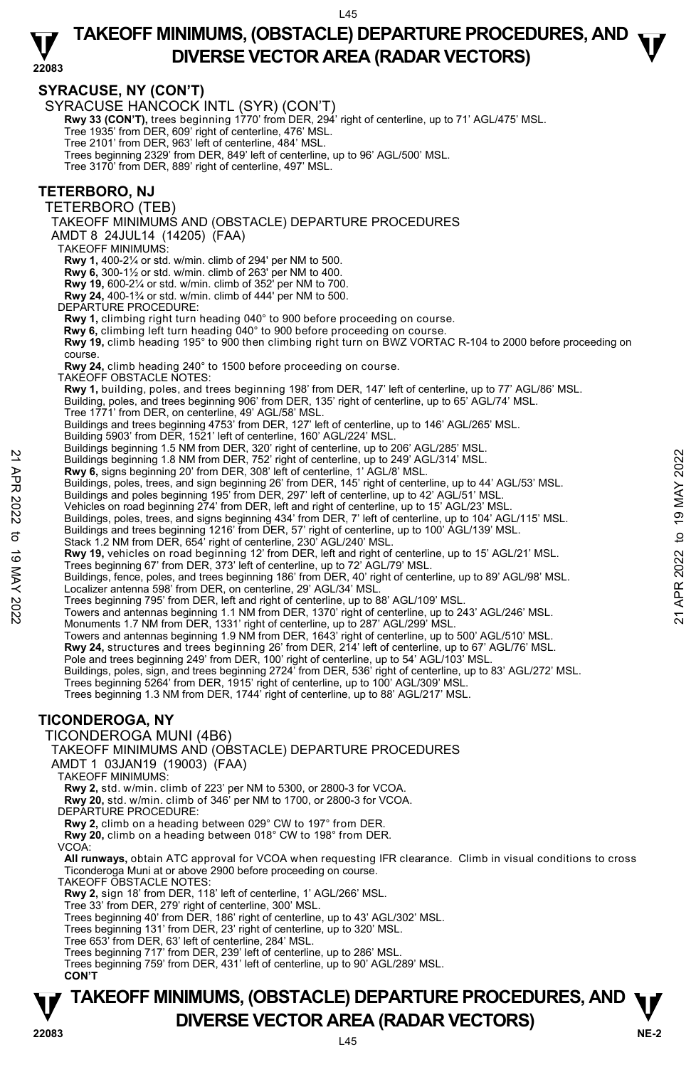## SYRACUSE, NY (CON'T)

SYRACUSE HANCOCK INTL (SYR) (CON'T)

**Rwy 33 (CON'T),** trees beginning 1770' from DER, 294' right of centerline, up to 71' AGL/475' MSL.
Tree 1935' from DER, 609' right of centerline, 476' MSL.
Tree 2101' from DER, 963' left of centerline, 484' MSL.
Trees beginning 2329' from DER, 849' left of centerline, up to 96' AGL/500' MSL.
Tree 3170' from DER, 889' right of centerline, 497' MSL.

## TETERBORO, NJ

TETERBORO (TEB)

TAKEOFF MINIMUMS AND (OBSTACLE) DEPARTURE PROCEDURES

AMDT 8 24JUL14 (14205) (FAA)

TAKEOFF MINIMUMS:

**Rwy 1,** 400-2¼ or std. w/min. climb of 294' per NM to 500.
**Rwy 6,** 300-1½ or std. w/min. climb of 263' per NM to 400.
**Rwy 19,** 600-2¼ or std. w/min. climb of 352' per NM to 700.
**Rwy 24,** 400-1¾ or std. w/min. climb of 444' per NM to 500.

DEPARTURE PROCEDURE:

**Rwy 1,** climbing right turn heading 040° to 900 before proceeding on course.
**Rwy 6,** climbing left turn heading 040° to 900 before proceeding on course.
**Rwy 19,** climb heading 195° to 900 then climbing right turn on BWZ VORTAC R-104 to 2000 before proceeding on course.
**Rwy 24,** climb heading 240° to 1500 before proceeding on course.

TAKEOFF OBSTACLE NOTES:

**Rwy 1,** building, poles, and trees beginning 198' from DER, 147' left of centerline, up to 77' AGL/86' MSL.
Building, poles, and trees beginning 906' from DER, 135' right of centerline, up to 65' AGL/74' MSL.
Tree 1771' from DER, on centerline, 49' AGL/58' MSL.
Buildings and trees beginning 4753' from DER, 127' left of centerline, up to 146' AGL/265' MSL.
Building 5903' from DER, 1521' left of centerline, 160' AGL/224' MSL.
Buildings beginning 1.5 NM from DER, 320' right of centerline, up to 206' AGL/285' MSL.
Buildings beginning 1.8 NM from DER, 752' right of centerline, up to 249' AGL/314' MSL.
**Rwy 6,** signs beginning 20' from DER, 308' left of centerline, 1' AGL/8' MSL.
Buildings, poles, trees, and sign beginning 26' from DER, 145' right of centerline, up to 44' AGL/53' MSL.
Buildings and poles beginning 195' from DER, 297' left of centerline, up to 42' AGL/51' MSL.
Vehicles on road beginning 274' from DER, left and right of centerline, up to 15' AGL/23' MSL.
Buildings, poles, trees, and signs beginning 434' from DER, 7' left of centerline, up to 104' AGL/115' MSL.
Buildings and trees beginning 1216' from DER, 57' right of centerline, up to 100' AGL/139' MSL.
Stack 1.2 NM from DER, 654' right of centerline, 230' AGL/240' MSL.
**Rwy 19,** vehicles on road beginning 12' from DER, left and right of centerline, up to 15' AGL/21' MSL.
Trees beginning 67' from DER, 373' left of centerline, up to 72' AGL/79' MSL.
Buildings, fence, poles, and trees beginning 186' from DER, 40' right of centerline, up to 89' AGL/98' MSL.
Localizer antenna 598' from DER, on centerline, 29' AGL/34' MSL.
Trees beginning 795' from DER, left and right of centerline, up to 88' AGL/109' MSL.
Towers and antennas beginning 1.1 NM from DER, 1370' right of centerline, up to 243' AGL/246' MSL.
Monuments 1.7 NM from DER, 1331' right of centerline, up to 287' AGL/299' MSL.
Towers and antennas beginning 1.9 NM from DER, 1643' right of centerline, up to 500' AGL/510' MSL.
**Rwy 24,** structures and trees beginning 26' from DER, 214' left of centerline, up to 67' AGL/76' MSL.
Pole and trees beginning 249' from DER, 100' right of centerline, up to 54' AGL/103' MSL.
Buildings, poles, sign, and trees beginning 2724' from DER, 536' right of centerline, up to 83' AGL/272' MSL.
Trees beginning 5264' from DER, 1915' right of centerline, up to 100' AGL/309' MSL.
Trees beginning 1.3 NM from DER, 1744' right of centerline, up to 88' AGL/217' MSL.

## TICONDEROGA, NY

TICONDEROGA MUNI (4B6)

TAKEOFF MINIMUMS AND (OBSTACLE) DEPARTURE PROCEDURES

AMDT 1 03JAN19 (19003) (FAA)

TAKEOFF MINIMUMS:

**Rwy 2,** std. w/min. climb of 223' per NM to 5300, or 2800-3 for VCOA.
**Rwy 20,** std. w/min. climb of 346' per NM to 1700, or 2800-3 for VCOA.

DEPARTURE PROCEDURE:

**Rwy 2,** climb on a heading between 029° CW to 197° from DER.
**Rwy 20,** climb on a heading between 018° CW to 198° from DER.

VCOA:

**All runways,** obtain ATC approval for VCOA when requesting IFR clearance. Climb in visual conditions to cross Ticonderoga Muni at or above 2900 before proceeding on course.

TAKEOFF OBSTACLE NOTES:

**Rwy 2,** sign 18' from DER, 118' left of centerline, 1' AGL/266' MSL.
Tree 33' from DER, 279' right of centerline, 300' MSL.
Trees beginning 40' from DER, 186' right of centerline, up to 43' AGL/302' MSL.
Trees beginning 131' from DER, 23' right of centerline, up to 320' MSL.
Tree 653' from DER, 63' left of centerline, 284' MSL.
Trees beginning 717' from DER, 239' left of centerline, up to 286' MSL.
Trees beginning 759' from DER, 431' left of centerline, up to 90' AGL/289' MSL.
**CON'T**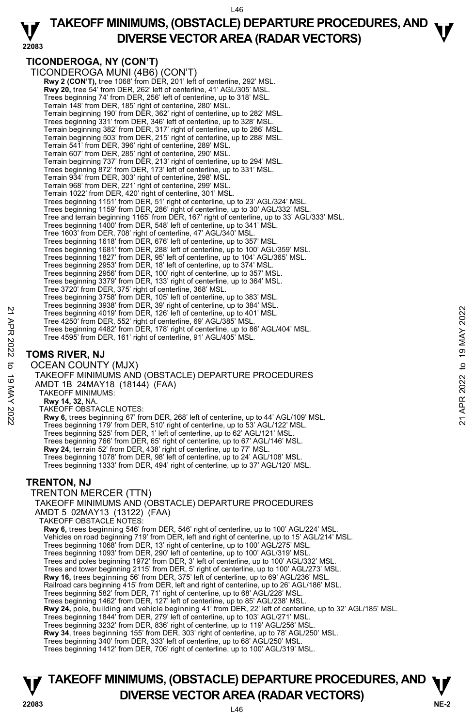## TICONDEROGA, NY (CON'T)

TICONDEROGA MUNI (4B6) (CON'T)

**Rwy 2 (CON'T),** tree 1068' from DER, 201' left of centerline, 292' MSL.
**Rwy 20,** tree 54' from DER, 262' left of centerline, 41' AGL/305' MSL.
Trees beginning 74' from DER, 256' left of centerline, up to 318' MSL.
Terrain 148' from DER, 185' right of centerline, 280' MSL.
Terrain beginning 190' from DER, 362' right of centerline, up to 282' MSL.
Trees beginning 331' from DER, 346' left of centerline, up to 328' MSL.
Terrain beginning 382' from DER, 317' right of centerline, up to 286' MSL.
Terrain beginning 503' from DER, 215' right of centerline, up to 288' MSL.
Terrain 541' from DER, 396' right of centerline, 289' MSL.
Terrain 607' from DER, 285' right of centerline, 290' MSL.
Terrain beginning 737' from DER, 213' right of centerline, up to 294' MSL.
Trees beginning 872' from DER, 173' left of centerline, up to 331' MSL.
Terrain 934' from DER, 303' right of centerline, 298' MSL.
Terrain 968' from DER, 221' right of centerline, 299' MSL.
Terrain 1022' from DER, 420' right of centerline, 301' MSL.
Trees beginning 1151' from DER, 51' right of centerline, up to 23' AGL/324' MSL.
Trees beginning 1159' from DER, 286' right of centerline, up to 30' AGL/332' MSL.
Tree and terrain beginning 1165' from DER, 167' right of centerline, up to 33' AGL/333' MSL.
Trees beginning 1400' from DER, 548' left of centerline, up to 341' MSL.
Tree 1603' from DER, 708' right of centerline, 47' AGL/340' MSL.
Trees beginning 1618' from DER, 676' left of centerline, up to 357' MSL.
Trees beginning 1681' from DER, 288' left of centerline, up to 100' AGL/359' MSL.
Trees beginning 1827' from DER, 95' left of centerline, up to 104' AGL/365' MSL.
Trees beginning 2953' from DER, 18' left of centerline, up to 374' MSL.
Trees beginning 2956' from DER, 100' right of centerline, up to 357' MSL.
Trees beginning 3379' from DER, 133' right of centerline, up to 364' MSL.
Tree 3720' from DER, 375' right of centerline, 368' MSL.
Trees beginning 3758' from DER, 105' left of centerline, up to 383' MSL.
Trees beginning 3938' from DER, 39' right of centerline, up to 384' MSL.
Trees beginning 4019' from DER, 126' left of centerline, up to 401' MSL.
Tree 4250' from DER, 552' right of centerline, 69' AGL/385' MSL.
Trees beginning 4482' from DER, 178' right of centerline, up to 86' AGL/404' MSL.
Tree 4595' from DER, 161' right of centerline, 91' AGL/405' MSL.

## TOMS RIVER, NJ

OCEAN COUNTY (MJX)
TAKEOFF MINIMUMS AND (OBSTACLE) DEPARTURE PROCEDURES
AMDT 1B 24MAY18 (18144) (FAA)

TAKEOFF MINIMUMS:
**Rwy 14, 32,** NA.

TAKEOFF OBSTACLE NOTES:
**Rwy 6,** trees beginning 67' from DER, 268' left of centerline, up to 44' AGL/109' MSL.
Trees beginning 179' from DER, 510' right of centerline, up to 53' AGL/122' MSL.
Trees beginning 525' from DER, 1' left of centerline, up to 62' AGL/121' MSL.
Trees beginning 766' from DER, 65' right of centerline, up to 67' AGL/146' MSL.
**Rwy 24,** terrain 52' from DER, 438' right of centerline, up to 77' MSL.
Trees beginning 1078' from DER, 98' left of centerline, up to 24' AGL/108' MSL.
Trees beginning 1333' from DER, 494' right of centerline, up to 37' AGL/120' MSL.

## TRENTON, NJ

TRENTON MERCER (TTN)
TAKEOFF MINIMUMS AND (OBSTACLE) DEPARTURE PROCEDURES
AMDT 5 02MAY13 (13122) (FAA)

TAKEOFF OBSTACLE NOTES:
**Rwy 6,** trees beginning 546' from DER, 546' right of centerline, up to 100' AGL/224' MSL.
Vehicles on road beginning 719' from DER, left and right of centerline, up to 15' AGL/214' MSL.
Trees beginning 1068' from DER, 13' right of centerline, up to 100' AGL/275' MSL.
Trees beginning 1093' from DER, 290' left of centerline, up to 100' AGL/319' MSL.
Trees and poles beginning 1972' from DER, 3' left of centerline, up to 100' AGL/332' MSL.
Trees and tower beginning 2115' from DER, 5' right of centerline, up to 100' AGL/273' MSL.
**Rwy 16,** trees beginning 56' from DER, 375' left of centerline, up to 69' AGL/236' MSL.
Railroad cars beginning 415' from DER, left and right of centerline, up to 26' AGL/186' MSL.
Trees beginning 582' from DER, 71' right of centerline, up to 68' AGL/228' MSL.
Trees beginning 1462' from DER, 127' left of centerline, up to 85' AGL/238' MSL.
**Rwy 24,** pole, building and vehicle beginning 41' from DER, 22' left of centerline, up to 32' AGL/185' MSL.
Trees beginning 1844' from DER, 279' left of centerline, up to 103' AGL/271' MSL.
Trees beginning 3232' from DER, 836' right of centerline, up to 119' AGL/256' MSL.
**Rwy 34**, trees beginning 155' from DER, 303' right of centerline, up to 78' AGL/250' MSL.
Trees beginning 340' from DER, 333' left of centerline, up to 68' AGL/250' MSL.
Trees beginning 1412' from DER, 706' right of centerline, up to 100' AGL/319' MSL.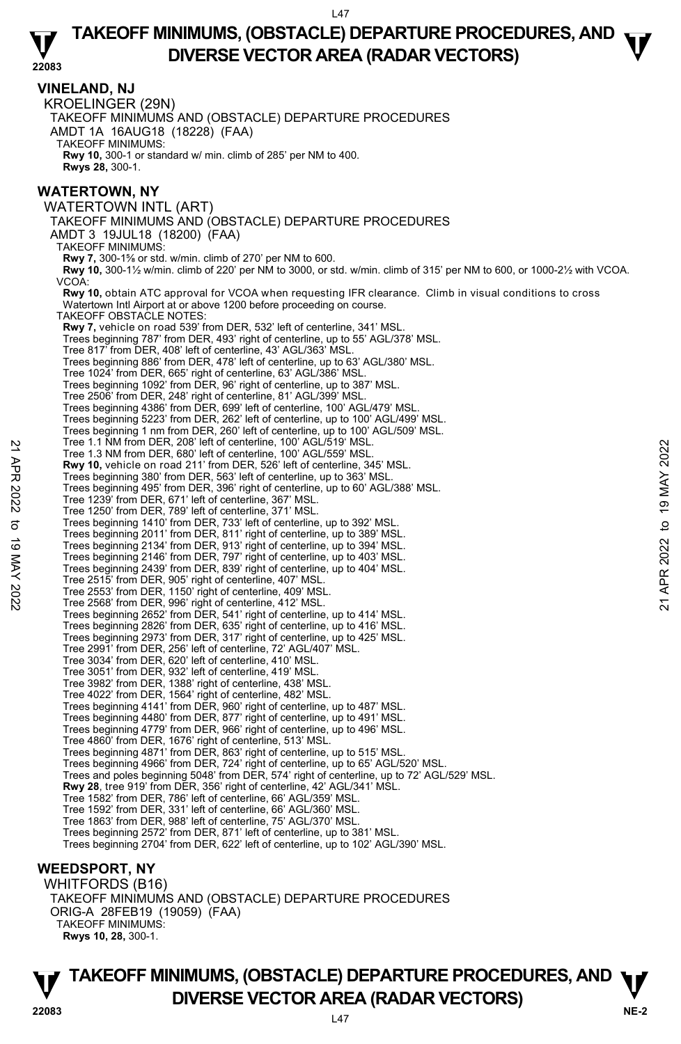## VINELAND, NJ

KROELINGER (29N)

TAKEOFF MINIMUMS AND (OBSTACLE) DEPARTURE PROCEDURES
AMDT 1A 16AUG18 (18228) (FAA)

TAKEOFF MINIMUMS:
**Rwy 10,** 300-1 or standard w/ min. climb of 285' per NM to 400.
**Rwys 28,** 300-1.

## WATERTOWN, NY

WATERTOWN INTL (ART)

TAKEOFF MINIMUMS AND (OBSTACLE) DEPARTURE PROCEDURES
AMDT 3 19JUL18 (18200) (FAA)

TAKEOFF MINIMUMS:
**Rwy 7,** 300-1⅝ or std. w/min. climb of 270' per NM to 600.
**Rwy 10,** 300-1½ w/min. climb of 220' per NM to 3000, or std. w/min. climb of 315' per NM to 600, or 1000-2½ with VCOA.

VCOA:
**Rwy 10,** obtain ATC approval for VCOA when requesting IFR clearance. Climb in visual conditions to cross Watertown Intl Airport at or above 1200 before proceeding on course.

TAKEOFF OBSTACLE NOTES:
**Rwy 7,** vehicle on road 539' from DER, 532' left of centerline, 341' MSL.
Trees beginning 787' from DER, 493' right of centerline, up to 55' AGL/378' MSL.
Tree 817' from DER, 408' left of centerline, 43' AGL/363' MSL.
Trees beginning 886' from DER, 478' left of centerline, up to 63' AGL/380' MSL.
Tree 1024' from DER, 665' right of centerline, 63' AGL/386' MSL.
Trees beginning 1092' from DER, 96' right of centerline, up to 387' MSL.
Tree 2506' from DER, 248' right of centerline, 81' AGL/399' MSL.
Trees beginning 4386' from DER, 699' left of centerline, 100' AGL/479' MSL.
Trees beginning 5223' from DER, 262' left of centerline, up to 100' AGL/499' MSL.
Trees beginning 1 nm from DER, 260' left of centerline, up to 100' AGL/509' MSL.
Tree 1.1 NM from DER, 208' left of centerline, 100' AGL/519' MSL.
Tree 1.3 NM from DER, 680' left of centerline, 100' AGL/559' MSL.
**Rwy 10,** vehicle on road 211' from DER, 526' left of centerline, 345' MSL.
Trees beginning 380' from DER, 563' left of centerline, up to 363' MSL.
Trees beginning 495' from DER, 396' right of centerline, up to 60' AGL/388' MSL.
Tree 1239' from DER, 671' left of centerline, 367' MSL.
Tree 1250' from DER, 789' left of centerline, 371' MSL.
Trees beginning 1410' from DER, 733' left of centerline, up to 392' MSL.
Trees beginning 2011' from DER, 811' right of centerline, up to 389' MSL.
Trees beginning 2134' from DER, 913' right of centerline, up to 394' MSL.
Trees beginning 2146' from DER, 797' right of centerline, up to 403' MSL.
Trees beginning 2439' from DER, 839' right of centerline, up to 404' MSL.
Tree 2515' from DER, 905' right of centerline, 407' MSL.
Tree 2553' from DER, 1150' right of centerline, 409' MSL.
Tree 2568' from DER, 996' right of centerline, 412' MSL.
Trees beginning 2652' from DER, 541' right of centerline, up to 414' MSL.
Trees beginning 2826' from DER, 635' right of centerline, up to 416' MSL.
Trees beginning 2973' from DER, 317' right of centerline, up to 425' MSL.
Tree 2991' from DER, 256' left of centerline, 72' AGL/407' MSL.
Tree 3034' from DER, 620' left of centerline, 410' MSL.
Tree 3051' from DER, 932' left of centerline, 419' MSL.
Tree 3982' from DER, 1388' right of centerline, 438' MSL.
Tree 4022' from DER, 1564' right of centerline, 482' MSL.
Trees beginning 4141' from DER, 960' right of centerline, up to 487' MSL.
Trees beginning 4480' from DER, 877' right of centerline, up to 491' MSL.
Trees beginning 4779' from DER, 966' right of centerline, up to 496' MSL.
Tree 4860' from DER, 1676' right of centerline, 513' MSL.
Trees beginning 4871' from DER, 863' right of centerline, up to 515' MSL.
Trees beginning 4966' from DER, 724' right of centerline, up to 65' AGL/520' MSL.
Trees and poles beginning 5048' from DER, 574' right of centerline, up to 72' AGL/529' MSL.
**Rwy 28**, tree 919' from DER, 356' right of centerline, 42' AGL/341' MSL.
Tree 1582' from DER, 786' left of centerline, 66' AGL/359' MSL.
Tree 1592' from DER, 331' left of centerline, 66' AGL/360' MSL.
Tree 1863' from DER, 988' left of centerline, 75' AGL/370' MSL.
Trees beginning 2572' from DER, 871' left of centerline, up to 381' MSL.
Trees beginning 2704' from DER, 622' left of centerline, up to 102' AGL/390' MSL.

## WEEDSPORT, NY

WHITFORDS (B16)

TAKEOFF MINIMUMS AND (OBSTACLE) DEPARTURE PROCEDURES
ORIG-A 28FEB19 (19059) (FAA)

TAKEOFF MINIMUMS:
**Rwys 10, 28,** 300-1.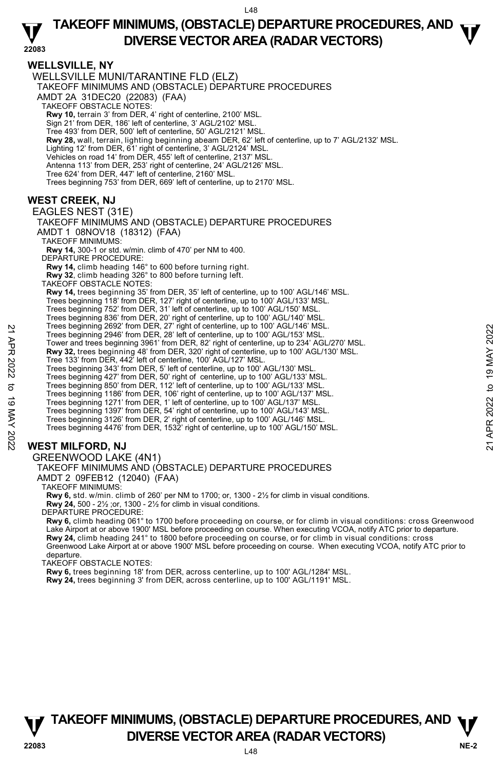## WELLSVILLE, NY

WELLSVILLE MUNI/TARANTINE FLD (ELZ)

TAKEOFF MINIMUMS AND (OBSTACLE) DEPARTURE PROCEDURES

AMDT 2A 31DEC20 (22083) (FAA)

TAKEOFF OBSTACLE NOTES:

**Rwy 10,** terrain 3' from DER, 4' right of centerline, 2100' MSL.
Sign 21' from DER, 186' left of centerline, 3' AGL/2102' MSL.
Tree 493' from DER, 500' left of centerline, 50' AGL/2121' MSL.
**Rwy 28,** wall, terrain, lighting beginning abeam DER, 62' left of centerline, up to 7' AGL/2132' MSL.
Lighting 12' from DER, 61' right of centerline, 3' AGL/2124' MSL.
Vehicles on road 14' from DER, 455' left of centerline, 2137' MSL.
Antenna 113' from DER, 253' right of centerline, 24' AGL/2126' MSL.
Tree 624' from DER, 447' left of centerline, 2160' MSL.
Trees beginning 753' from DER, 669' left of centerline, up to 2170' MSL.

## WEST CREEK, NJ

EAGLES NEST (31E)

TAKEOFF MINIMUMS AND (OBSTACLE) DEPARTURE PROCEDURES

AMDT 1 08NOV18 (18312) (FAA)

TAKEOFF MINIMUMS:

**Rwy 14,** 300-1 or std. w/min. climb of 470' per NM to 400.

DEPARTURE PROCEDURE:

**Rwy 14,** climb heading 146° to 600 before turning right.
**Rwy 32**, climb heading 326° to 800 before turning left.

TAKEOFF OBSTACLE NOTES:

**Rwy 14,** trees beginning 35' from DER, 35' left of centerline, up to 100' AGL/146' MSL.
Trees beginning 118' from DER, 127' right of centerline, up to 100' AGL/133' MSL.
Trees beginning 752' from DER, 31' left of centerline, up to 100' AGL/150' MSL.
Trees beginning 836' from DER, 20' right of centerline, up to 100' AGL/140' MSL.
Trees beginning 2692' from DER, 27' right of centerline, up to 100' AGL/146' MSL.
Trees beginning 2946' from DER, 28' left of centerline, up to 100' AGL/153' MSL.
Tower and trees beginning 3961' from DER, 82' right of centerline, up to 234' AGL/270' MSL.
**Rwy 32,** trees beginning 48' from DER, 320' right of centerline, up to 100' AGL/130' MSL.
Tree 133' from DER, 442' left of centerline, 100' AGL/127' MSL.
Trees beginning 343' from DER, 5' left of centerline, up to 100' AGL/130' MSL.
Trees beginning 427' from DER, 50' right of centerline, up to 100' AGL/133' MSL.
Trees beginning 850' from DER, 112' left of centerline, up to 100' AGL/133' MSL.
Trees beginning 1186' from DER, 106' right of centerline, up to 100' AGL/137' MSL.
Trees beginning 1271' from DER, 1' left of centerline, up to 100' AGL/137' MSL.
Trees beginning 1397' from DER, 54' right of centerline, up to 100' AGL/143' MSL.
Trees beginning 3126' from DER, 2' right of centerline, up to 100' AGL/146' MSL.
Trees beginning 4476' from DER, 1532' right of centerline, up to 100' AGL/150' MSL.

## WEST MILFORD, NJ

GREENWOOD LAKE (4N1)

TAKEOFF MINIMUMS AND (OBSTACLE) DEPARTURE PROCEDURES

AMDT 2 09FEB12 (12040) (FAA)

TAKEOFF MINIMUMS:

**Rwy 6,** std. w/min. climb of 260' per NM to 1700; or, 1300 - 2½ for climb in visual conditions.
**Rwy 24,** 500 - 2½ ;or, 1300 - 2½ for climb in visual conditions.

DEPARTURE PROCEDURE:

**Rwy 6,** climb heading 061° to 1700 before proceeding on course, or for climb in visual conditions: cross Greenwood Lake Airport at or above 1900' MSL before proceeding on course. When executing VCOA, notify ATC prior to departure.
**Rwy 24,** climb heading 241° to 1800 before proceeding on course, or for climb in visual conditions: cross Greenwood Lake Airport at or above 1900' MSL before proceeding on course. When executing VCOA, notify ATC prior to departure.

TAKEOFF OBSTACLE NOTES:

**Rwy 6,** trees beginning 18' from DER, across centerline, up to 100' AGL/1284' MSL.
**Rwy 24,** trees beginning 3' from DER, across centerline, up to 100' AGL/1191' MSL.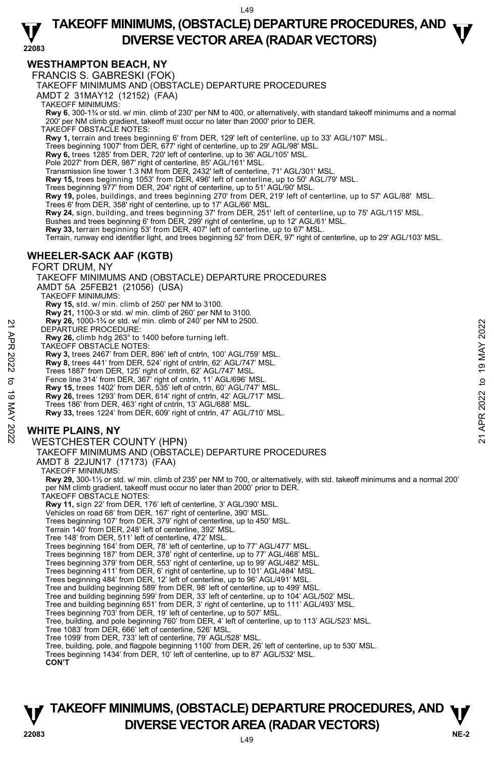## WESTHAMPTON BEACH, NY

FRANCIS S. GABRESKI (FOK)

TAKEOFF MINIMUMS AND (OBSTACLE) DEPARTURE PROCEDURES

AMDT 2 31MAY12 (12152) (FAA)

TAKEOFF MINIMUMS:

**Rwy 6**, 300-1¾ or std. w/ min. climb of 230' per NM to 400, or alternatively, with standard takeoff minimums and a normal 200' per NM climb gradient, takeoff must occur no later than 2000' prior to DER.

TAKEOFF OBSTACLE NOTES:

**Rwy 1,** terrain and trees beginning 6' from DER, 129' left of centerline, up to 33' AGL/107' MSL.
Trees beginning 1007' from DER, 677' right of centerline, up to 29' AGL/98' MSL.
**Rwy 6,** trees 1285' from DER, 720' left of centerline, up to 36' AGL/105' MSL.
Pole 2027' from DER, 987' right of centerline, 85' AGL/161' MSL.
Transmission line tower 1.3 NM from DER, 2432' left of centerline, 71' AGL/301' MSL.
**Rwy 15,** trees beginning 1053' from DER, 496' left of centerline, up to 50' AGL/79' MSL.
Trees beginning 977' from DER, 204' right of centerline, up to 51' AGL/90' MSL.
**Rwy 19,** poles, buildings, and trees beginning 270' from DER, 219' left of centerline, up to 57' AGL/88' MSL.
Trees 6' from DER, 358' right of centerline, up to 17' AGL/66' MSL.
**Rwy 24,** sign, building, and trees beginning 37' from DER, 251' left of centerline, up to 75' AGL/115' MSL.
Bushes and trees beginning 6' from DER, 299' right of centerline, up to 12' AGL/61' MSL.
**Rwy 33,** terrain beginning 53' from DER, 407' left of centerline, up to 67' MSL.
Terrain, runway end identifier light, and trees beginning 52' from DER, 97' right of centerline, up to 29' AGL/103' MSL.

## WHEELER-SACK AAF (KGTB)

FORT DRUM, NY

TAKEOFF MINIMUMS AND (OBSTACLE) DEPARTURE PROCEDURES

AMDT 5A 25FEB21 (21056) (USA)

TAKEOFF MINIMUMS:

**Rwy 15,** std. w/ min. climb of 250' per NM to 3100.
**Rwy 21,** 1100-3 or std. w/ min. climb of 260' per NM to 3100.
**Rwy 26,** 1000-1¾ or std. w/ min. climb of 240' per NM to 2500.

DEPARTURE PROCEDURE:

**Rwy 26,** climb hdg 263° to 1400 before turning left.

TAKEOFF OBSTACLE NOTES:

**Rwy 3,** trees 2467' from DER, 896' left of cntrln, 100' AGL/759' MSL.
**Rwy 8,** trees 441' from DER, 524' right of cntrln, 62' AGL/747' MSL.
Trees 1887' from DER, 125' right of cntrln, 62' AGL/747' MSL.
Fence line 314' from DER, 367' right of cntrln, 11' AGL/696' MSL.
**Rwy 15,** trees 1402' from DER, 535' left of cntrln, 60' AGL/747' MSL.
**Rwy 26,** trees 1293' from DER, 614' right of cntrln, 42' AGL/717' MSL.
Trees 186' from DER, 463' right of cntrln, 13' AGL/688' MSL.
**Rwy 33,** trees 1224' from DER, 609' right of cntrln, 47' AGL/710' MSL.

## WHITE PLAINS, NY

WESTCHESTER COUNTY (HPN)

TAKEOFF MINIMUMS AND (OBSTACLE) DEPARTURE PROCEDURES

AMDT 8 22JUN17 (17173) (FAA)

TAKEOFF MINIMUMS:

**Rwy 29,** 300-1½ or std. w/ min. climb of 235' per NM to 700, or alternatively, with std. takeoff minimums and a normal 200' per NM climb gradient, takeoff must occur no later than 2000' prior to DER.

TAKEOFF OBSTACLE NOTES:

**Rwy 11,** sign 22' from DER, 176' left of centerline, 3' AGL/390' MSL.
Vehicles on road 68' from DER, 167' right of centerline, 390' MSL.
Trees beginning 107' from DER, 379' right of centerline, up to 450' MSL.
Terrain 140' from DER, 248' left of centerline, 392' MSL.
Tree 148' from DER, 511' left of centerline, 472' MSL.
Trees beginning 164' from DER, 78' left of centerline, up to 77' AGL/477' MSL.
Trees beginning 187' from DER, 378' right of centerline, up to 77' AGL/468' MSL.
Trees beginning 379' from DER, 553' right of centerline, up to 99' AGL/482' MSL.
Trees beginning 411' from DER, 6' right of centerline, up to 101' AGL/484' MSL.
Trees beginning 484' from DER, 12' left of centerline, up to 96' AGL/491' MSL.
Tree and building beginning 589' from DER, 98' left of centerline, up to 499' MSL.
Tree and building beginning 599' from DER, 33' left of centerline, up to 104' AGL/502' MSL.
Tree and building beginning 651' from DER, 3' right of centerline, up to 111' AGL/493' MSL.
Trees beginning 703' from DER, 19' left of centerline, up to 507' MSL.
Tree, building, and pole beginning 760' from DER, 4' left of centerline, up to 113' AGL/523' MSL.
Tree 1083' from DER, 666' left of centerline, 526' MSL.
Tree 1099' from DER, 733' left of centerline, 79' AGL/528' MSL.
Tree, building, pole, and flagpole beginning 1100' from DER, 26' left of centerline, up to 530' MSL.
Trees beginning 1434' from DER, 10' left of centerline, up to 87' AGL/532' MSL.

**CON'T**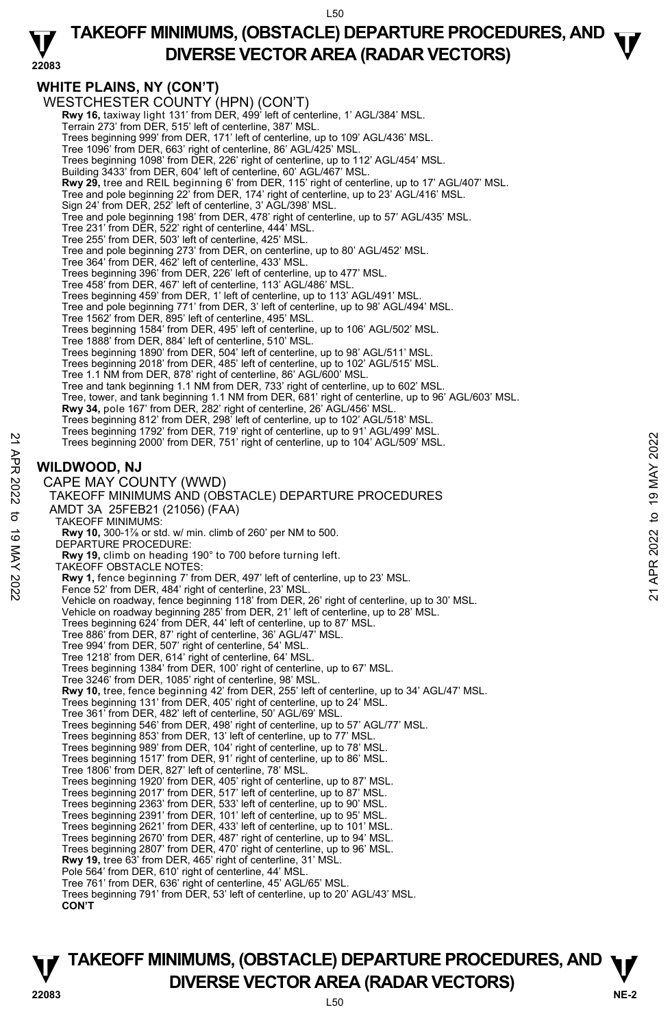## WHITE PLAINS, NY (CON'T)

WESTCHESTER COUNTY (HPN) (CON'T)

**Rwy 16,** taxiway light 131' from DER, 499' left of centerline, 1' AGL/384' MSL.
Terrain 273' from DER, 515' left of centerline, 387' MSL.
Trees beginning 999' from DER, 171' left of centerline, up to 109' AGL/436' MSL.
Tree 1096' from DER, 663' right of centerline, 86' AGL/425' MSL.
Trees beginning 1098' from DER, 226' right of centerline, up to 112' AGL/454' MSL.
Building 3433' from DER, 604' left of centerline, 60' AGL/467' MSL.
**Rwy 29,** tree and REIL beginning 6' from DER, 115' right of centerline, up to 17' AGL/407' MSL.
Tree and pole beginning 22' from DER, 174' right of centerline, up to 23' AGL/416' MSL.
Sign 24' from DER, 252' left of centerline, 3' AGL/398' MSL.
Tree and pole beginning 198' from DER, 478' right of centerline, up to 57' AGL/435' MSL.
Tree 231' from DER, 522' right of centerline, 444' MSL.
Tree 255' from DER, 503' left of centerline, 425' MSL.
Tree and pole beginning 273' from DER, on centerline, up to 80' AGL/452' MSL.
Tree 364' from DER, 462' left of centerline, 433' MSL.
Trees beginning 396' from DER, 226' left of centerline, up to 477' MSL.
Tree 458' from DER, 467' left of centerline, 113' AGL/486' MSL.
Trees beginning 459' from DER, 1' left of centerline, up to 113' AGL/491' MSL.
Tree and pole beginning 771' from DER, 3' left of centerline, up to 98' AGL/494' MSL.
Tree 1562' from DER, 895' left of centerline, 495' MSL.
Trees beginning 1584' from DER, 495' left of centerline, up to 106' AGL/502' MSL.
Tree 1888' from DER, 884' left of centerline, 510' MSL.
Trees beginning 1890' from DER, 504' left of centerline, up to 98' AGL/511' MSL.
Trees beginning 2018' from DER, 485' left of centerline, up to 102' AGL/515' MSL.
Tree 1.1 NM from DER, 878' right of centerline, 86' AGL/600' MSL.
Tree and tank beginning 1.1 NM from DER, 733' right of centerline, up to 602' MSL.
Tree, tower, and tank beginning 1.1 NM from DER, 681' right of centerline, up to 96' AGL/603' MSL.
**Rwy 34,** pole 167' from DER, 282' right of centerline, 26' AGL/456' MSL.
Trees beginning 812' from DER, 298' left of centerline, up to 102' AGL/518' MSL.
Trees beginning 1792' from DER, 719' right of centerline, up to 91' AGL/499' MSL.
Trees beginning 2000' from DER, 751' right of centerline, up to 104' AGL/509' MSL.

## WILDWOOD, NJ

CAPE MAY COUNTY (WWD)
TAKEOFF MINIMUMS AND (OBSTACLE) DEPARTURE PROCEDURES
AMDT 3A 25FEB21 (21056) (FAA)

TAKEOFF MINIMUMS:
**Rwy 10,** 300-1⅞ or std. w/ min. climb of 260' per NM to 500.

DEPARTURE PROCEDURE:
**Rwy 19,** climb on heading 190° to 700 before turning left.

TAKEOFF OBSTACLE NOTES:
**Rwy 1,** fence beginning 7' from DER, 497' left of centerline, up to 23' MSL.
Fence 52' from DER, 484' right of centerline, 23' MSL.
Vehicle on roadway, fence beginning 118' from DER, 26' right of centerline, up to 30' MSL.
Vehicle on roadway beginning 285' from DER, 21' left of centerline, up to 28' MSL.
Trees beginning 624' from DER, 44' left of centerline, up to 87' MSL.
Tree 886' from DER, 87' right of centerline, 36' AGL/47' MSL.
Tree 994' from DER, 507' right of centerline, 54' MSL.
Tree 1218' from DER, 614' right of centerline, 64' MSL.
Trees beginning 1384' from DER, 100' right of centerline, up to 67' MSL.
Tree 3246' from DER, 1085' right of centerline, 98' MSL.
**Rwy 10,** tree, fence beginning 42' from DER, 255' left of centerline, up to 34' AGL/47' MSL.
Trees beginning 131' from DER, 405' right of centerline, up to 24' MSL.
Tree 361' from DER, 482' left of centerline, 50' AGL/69' MSL.
Trees beginning 546' from DER, 498' right of centerline, up to 57' AGL/77' MSL.
Trees beginning 853' from DER, 13' left of centerline, up to 77' MSL.
Trees beginning 989' from DER, 104' right of centerline, up to 78' MSL.
Trees beginning 1517' from DER, 91' right of centerline, up to 86' MSL.
Tree 1806' from DER, 827' left of centerline, 78' MSL.
Trees beginning 1920' from DER, 405' right of centerline, up to 87' MSL.
Trees beginning 2017' from DER, 517' left of centerline, up to 87' MSL.
Trees beginning 2363' from DER, 533' left of centerline, up to 90' MSL.
Trees beginning 2391' from DER, 101' left of centerline, up to 95' MSL.
Trees beginning 2621' from DER, 433' left of centerline, up to 101' MSL.
Trees beginning 2670' from DER, 487' right of centerline, up to 94' MSL.
Trees beginning 2807' from DER, 470' right of centerline, up to 96' MSL.
**Rwy 19,** tree 63' from DER, 465' right of centerline, 31' MSL.
Pole 564' from DER, 610' right of centerline, 44' MSL.
Tree 761' from DER, 636' right of centerline, 45' AGL/65' MSL.
Trees beginning 791' from DER, 53' left of centerline, up to 20' AGL/43' MSL.
**CON'T**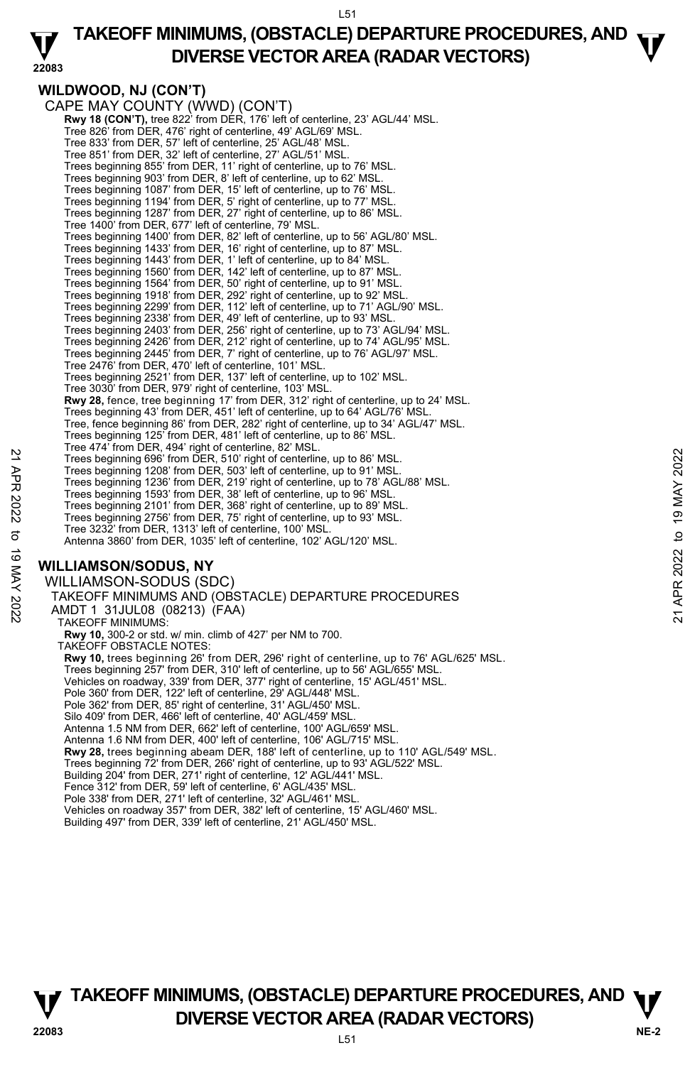## WILDWOOD, NJ (CON'T)

CAPE MAY COUNTY (WWD) (CON'T)

**Rwy 18 (CON'T),** tree 822' from DER, 176' left of centerline, 23' AGL/44' MSL.
Tree 826' from DER, 476' right of centerline, 49' AGL/69' MSL.
Tree 833' from DER, 57' left of centerline, 25' AGL/48' MSL.
Tree 851' from DER, 32' left of centerline, 27' AGL/51' MSL.
Trees beginning 855' from DER, 11' right of centerline, up to 76' MSL.
Trees beginning 903' from DER, 8' left of centerline, up to 62' MSL.
Trees beginning 1087' from DER, 15' left of centerline, up to 76' MSL.
Trees beginning 1194' from DER, 5' right of centerline, up to 77' MSL.
Trees beginning 1287' from DER, 27' right of centerline, up to 86' MSL.
Tree 1400' from DER, 677' left of centerline, 79' MSL.
Trees beginning 1400' from DER, 82' left of centerline, up to 56' AGL/80' MSL.
Trees beginning 1433' from DER, 16' right of centerline, up to 87' MSL.
Trees beginning 1443' from DER, 1' left of centerline, up to 84' MSL.
Trees beginning 1560' from DER, 142' left of centerline, up to 87' MSL.
Trees beginning 1564' from DER, 50' right of centerline, up to 91' MSL.
Trees beginning 1918' from DER, 292' right of centerline, up to 92' MSL.
Trees beginning 2299' from DER, 112' left of centerline, up to 71' AGL/90' MSL.
Trees beginning 2338' from DER, 49' left of centerline, up to 93' MSL.
Trees beginning 2403' from DER, 256' right of centerline, up to 73' AGL/94' MSL.
Trees beginning 2426' from DER, 212' right of centerline, up to 74' AGL/95' MSL.
Trees beginning 2445' from DER, 7' right of centerline, up to 76' AGL/97' MSL.
Tree 2476' from DER, 470' left of centerline, 101' MSL.
Trees beginning 2521' from DER, 137' left of centerline, up to 102' MSL.
Tree 3030' from DER, 979' right of centerline, 103' MSL.

**Rwy 28,** fence, tree beginning 17' from DER, 312' right of centerline, up to 24' MSL.
Trees beginning 43' from DER, 451' left of centerline, up to 64' AGL/76' MSL.
Tree, fence beginning 86' from DER, 282' right of centerline, up to 34' AGL/47' MSL.
Trees beginning 125' from DER, 481' left of centerline, up to 86' MSL.
Tree 474' from DER, 494' right of centerline, 82' MSL.
Trees beginning 696' from DER, 510' right of centerline, up to 86' MSL.
Trees beginning 1208' from DER, 503' left of centerline, up to 91' MSL.
Trees beginning 1236' from DER, 219' right of centerline, up to 78' AGL/88' MSL.
Trees beginning 1593' from DER, 38' left of centerline, up to 96' MSL.
Trees beginning 2101' from DER, 368' right of centerline, up to 89' MSL.
Trees beginning 2756' from DER, 75' right of centerline, up to 93' MSL.
Tree 3232' from DER, 1313' left of centerline, 100' MSL.
Antenna 3860' from DER, 1035' left of centerline, 102' AGL/120' MSL.

## WILLIAMSON/SODUS, NY

WILLIAMSON-SODUS (SDC)
TAKEOFF MINIMUMS AND (OBSTACLE) DEPARTURE PROCEDURES
AMDT 1 31JUL08 (08213) (FAA)

TAKEOFF MINIMUMS:
**Rwy 10,** 300-2 or std. w/ min. climb of 427' per NM to 700.

TAKEOFF OBSTACLE NOTES:
**Rwy 10,** trees beginning 26' from DER, 296' right of centerline, up to 76' AGL/625' MSL.
Trees beginning 257' from DER, 310' left of centerline, up to 56' AGL/655' MSL.
Vehicles on roadway, 339' from DER, 377' right of centerline, 15' AGL/451' MSL.
Pole 360' from DER, 122' left of centerline, 29' AGL/448' MSL.
Pole 362' from DER, 85' right of centerline, 31' AGL/450' MSL.
Silo 409' from DER, 466' left of centerline, 40' AGL/459' MSL.
Antenna 1.5 NM from DER, 662' left of centerline, 100' AGL/659' MSL.
Antenna 1.6 NM from DER, 400' left of centerline, 106' AGL/715' MSL.

**Rwy 28,** trees beginning abeam DER, 188' left of centerline, up to 110' AGL/549' MSL.
Trees beginning 72' from DER, 266' right of centerline, up to 93' AGL/522' MSL.
Building 204' from DER, 271' right of centerline, 12' AGL/441' MSL.
Fence 312' from DER, 59' left of centerline, 6' AGL/435' MSL.
Pole 338' from DER, 271' left of centerline, 32' AGL/461' MSL.
Vehicles on roadway 357' from DER, 382' left of centerline, 15' AGL/460' MSL.
Building 497' from DER, 339' left of centerline, 21' AGL/450' MSL.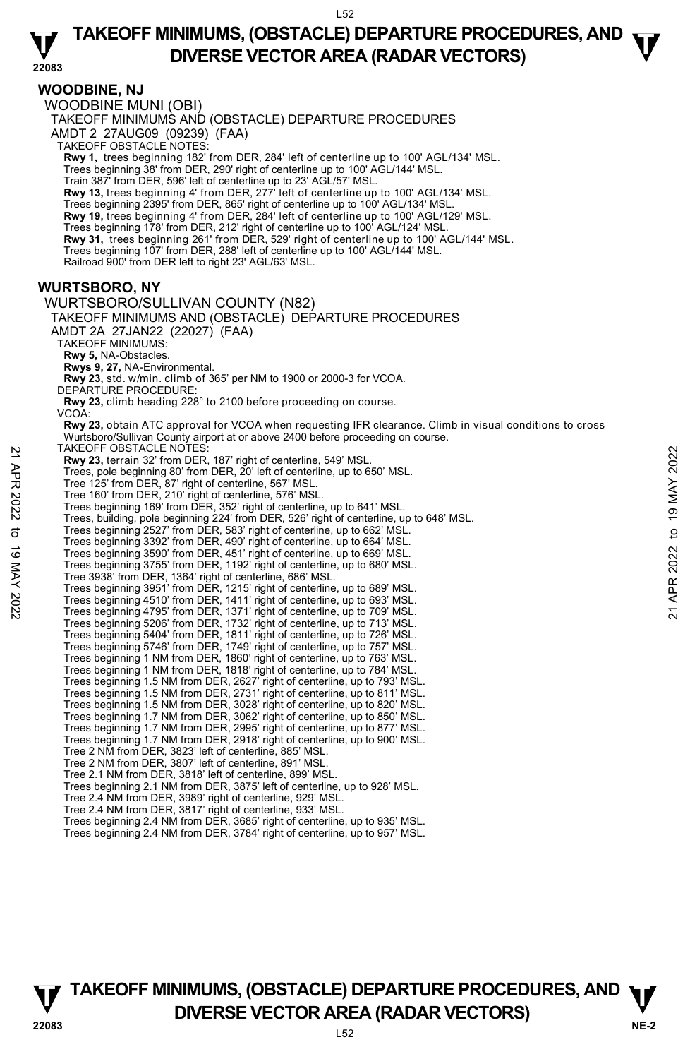## WOODBINE, NJ

WOODBINE MUNI (OBI)

TAKEOFF MINIMUMS AND (OBSTACLE) DEPARTURE PROCEDURES

AMDT 2 27AUG09 (09239) (FAA)

TAKEOFF OBSTACLE NOTES:

**Rwy 1,** trees beginning 182' from DER, 284' left of centerline up to 100' AGL/134' MSL.
Trees beginning 38' from DER, 290' right of centerline up to 100' AGL/144' MSL.
Train 387' from DER, 596' left of centerline up to 23' AGL/57' MSL.
**Rwy 13,** trees beginning 4' from DER, 277' left of centerline up to 100' AGL/134' MSL.
Trees beginning 2395' from DER, 865' right of centerline up to 100' AGL/134' MSL.
**Rwy 19,** trees beginning 4' from DER, 284' left of centerline up to 100' AGL/129' MSL.
Trees beginning 178' from DER, 212' right of centerline up to 100' AGL/124' MSL.
**Rwy 31,** trees beginning 261' from DER, 529' right of centerline up to 100' AGL/144' MSL.
Trees beginning 107' from DER, 288' left of centerline up to 100' AGL/144' MSL.
Railroad 900' from DER left to right 23' AGL/63' MSL.

## WURTSBORO, NY

WURTSBORO/SULLIVAN COUNTY (N82)

TAKEOFF MINIMUMS AND (OBSTACLE) DEPARTURE PROCEDURES

AMDT 2A 27JAN22 (22027) (FAA)

TAKEOFF MINIMUMS:

**Rwy 5,** NA-Obstacles.
**Rwys 9, 27,** NA-Environmental.
**Rwy 23,** std. w/min. climb of 365' per NM to 1900 or 2000-3 for VCOA.

DEPARTURE PROCEDURE:

**Rwy 23,** climb heading 228° to 2100 before proceeding on course.

VCOA:

**Rwy 23,** obtain ATC approval for VCOA when requesting IFR clearance. Climb in visual conditions to cross Wurtsboro/Sullivan County airport at or above 2400 before proceeding on course.

TAKEOFF OBSTACLE NOTES:

**Rwy 23,** terrain 32' from DER, 187' right of centerline, 549' MSL.
Trees, pole beginning 80' from DER, 20' left of centerline, up to 650' MSL.
Tree 125' from DER, 87' right of centerline, 567' MSL.
Tree 160' from DER, 210' right of centerline, 576' MSL.
Trees beginning 169' from DER, 352' right of centerline, up to 641' MSL.
Trees, building, pole beginning 224' from DER, 526' right of centerline, up to 648' MSL.
Trees beginning 2527' from DER, 583' right of centerline, up to 662' MSL.
Trees beginning 3392' from DER, 490' right of centerline, up to 664' MSL.
Trees beginning 3590' from DER, 451' right of centerline, up to 669' MSL.
Trees beginning 3755' from DER, 1192' right of centerline, up to 680' MSL.
Tree 3938' from DER, 1364' right of centerline, 686' MSL.
Trees beginning 3951' from DER, 1215' right of centerline, up to 689' MSL.
Trees beginning 4510' from DER, 1411' right of centerline, up to 693' MSL.
Trees beginning 4795' from DER, 1371' right of centerline, up to 709' MSL.
Trees beginning 5206' from DER, 1732' right of centerline, up to 713' MSL.
Trees beginning 5404' from DER, 1811' right of centerline, up to 726' MSL.
Trees beginning 5746' from DER, 1749' right of centerline, up to 757' MSL.
Trees beginning 1 NM from DER, 1860' right of centerline, up to 763' MSL.
Trees beginning 1 NM from DER, 1818' right of centerline, up to 784' MSL.
Trees beginning 1.5 NM from DER, 2627' right of centerline, up to 793' MSL.
Trees beginning 1.5 NM from DER, 2731' right of centerline, up to 811' MSL.
Trees beginning 1.5 NM from DER, 3028' right of centerline, up to 820' MSL.
Trees beginning 1.7 NM from DER, 3062' right of centerline, up to 850' MSL.
Trees beginning 1.7 NM from DER, 2995' right of centerline, up to 877' MSL.
Trees beginning 1.7 NM from DER, 2918' right of centerline, up to 900' MSL.
Tree 2 NM from DER, 3823' left of centerline, 885' MSL.
Tree 2 NM from DER, 3807' left of centerline, 891' MSL.
Tree 2.1 NM from DER, 3818' left of centerline, 899' MSL.
Trees beginning 2.1 NM from DER, 3875' left of centerline, up to 928' MSL.
Tree 2.4 NM from DER, 3989' right of centerline, 929' MSL.
Tree 2.4 NM from DER, 3817' right of centerline, 933' MSL.
Trees beginning 2.4 NM from DER, 3685' right of centerline, up to 935' MSL.
Trees beginning 2.4 NM from DER, 3784' right of centerline, up to 957' MSL.